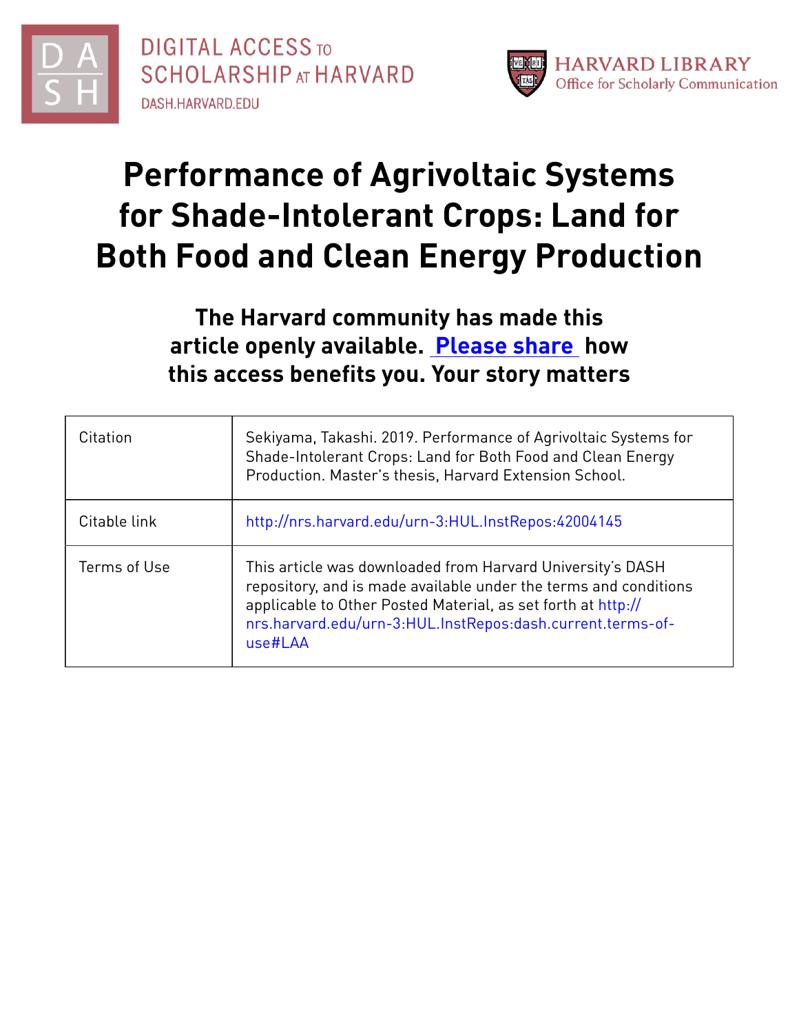DIGITAL ACCESS TO SCHOLARSHIP AT HARVARD
DASH.HARVARD.EDU

HARVARD LIBRARY
Office for Scholarly Communication

# Performance of Agrivoltaic Systems for Shade-Intolerant Crops: Land for Both Food and Clean Energy Production

**The Harvard community has made this article openly available. [Please share](#) how this access benefits you. Your story matters**

| | |
|---|---|
| Citation | Sekiyama, Takashi. 2019. Performance of Agrivoltaic Systems for Shade-Intolerant Crops: Land for Both Food and Clean Energy Production. Master's thesis, Harvard Extension School. |
| Citable link | http://nrs.harvard.edu/urn-3:HUL.InstRepos:42004145 |
| Terms of Use | This article was downloaded from Harvard University's DASH repository, and is made available under the terms and conditions applicable to Other Posted Material, as set forth at http://nrs.harvard.edu/urn-3:HUL.InstRepos:dash.current.terms-of-use#LAA |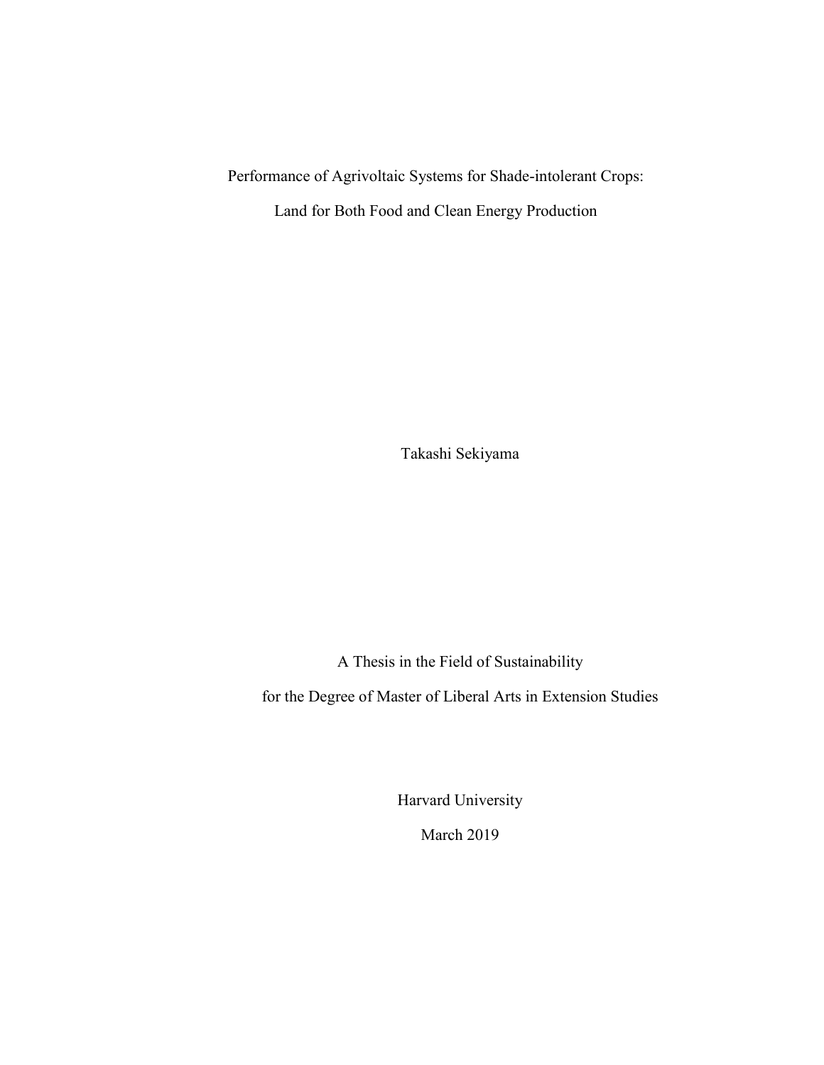# Performance of Agrivoltaic Systems for Shade-intolerant Crops:

# Land for Both Food and Clean Energy Production

Takashi Sekiyama

A Thesis in the Field of Sustainability

for the Degree of Master of Liberal Arts in Extension Studies

Harvard University

March 2019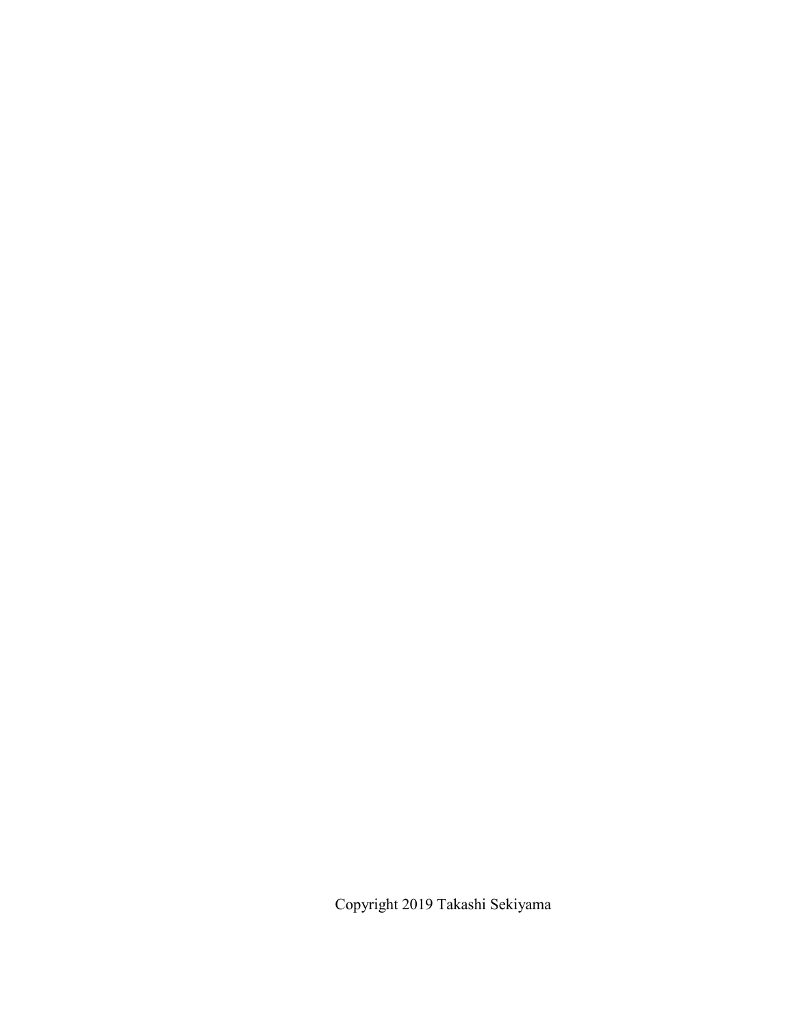Copyright 2019 Takashi Sekiyama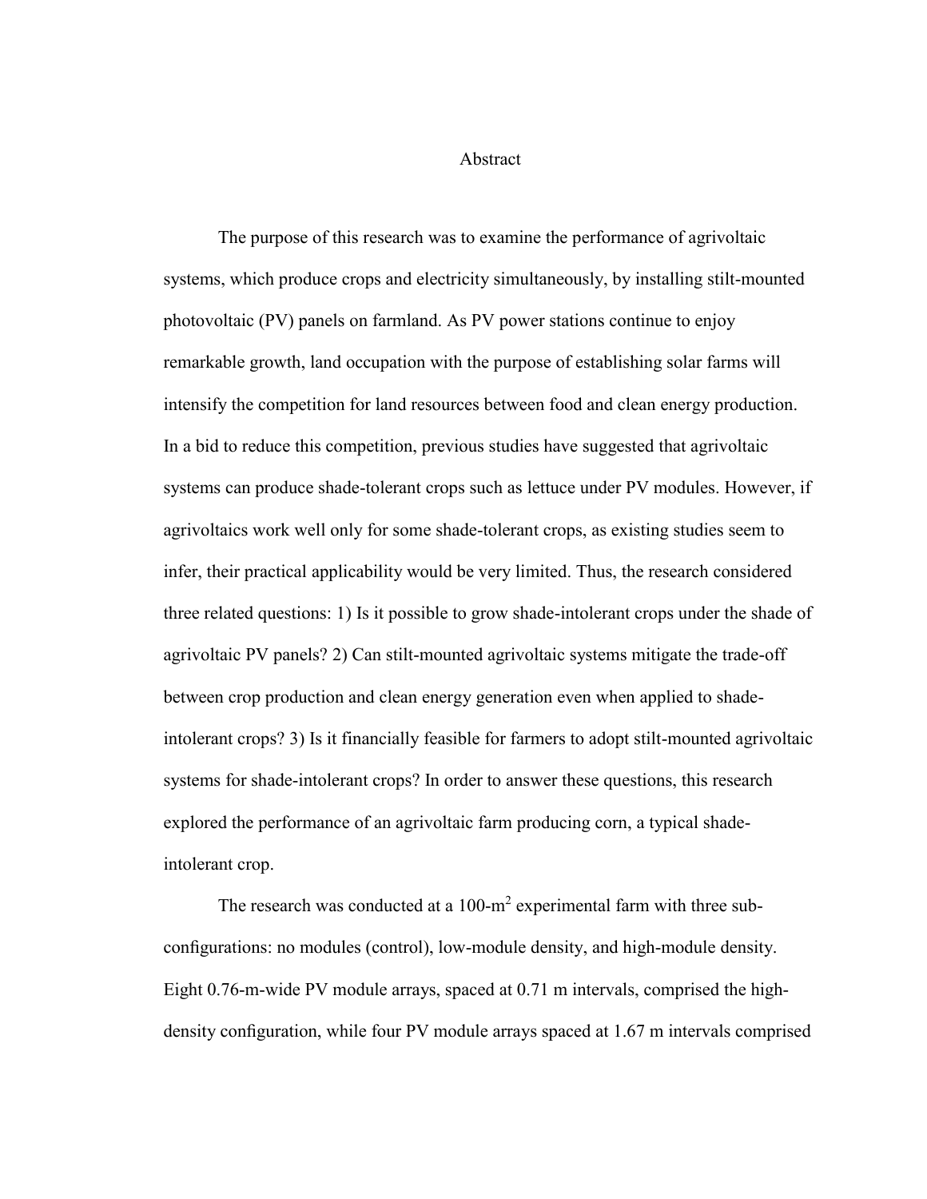# Abstract

The purpose of this research was to examine the performance of agrivoltaic systems, which produce crops and electricity simultaneously, by installing stilt-mounted photovoltaic (PV) panels on farmland. As PV power stations continue to enjoy remarkable growth, land occupation with the purpose of establishing solar farms will intensify the competition for land resources between food and clean energy production. In a bid to reduce this competition, previous studies have suggested that agrivoltaic systems can produce shade-tolerant crops such as lettuce under PV modules. However, if agrivoltaics work well only for some shade-tolerant crops, as existing studies seem to infer, their practical applicability would be very limited. Thus, the research considered three related questions: 1) Is it possible to grow shade-intolerant crops under the shade of agrivoltaic PV panels? 2) Can stilt-mounted agrivoltaic systems mitigate the trade-off between crop production and clean energy generation even when applied to shade-intolerant crops? 3) Is it financially feasible for farmers to adopt stilt-mounted agrivoltaic systems for shade-intolerant crops? In order to answer these questions, this research explored the performance of an agrivoltaic farm producing corn, a typical shade-intolerant crop.

The research was conducted at a 100-$m^2$ experimental farm with three sub-configurations: no modules (control), low-module density, and high-module density. Eight 0.76-m-wide PV module arrays, spaced at 0.71 m intervals, comprised the high-density configuration, while four PV module arrays spaced at 1.67 m intervals comprised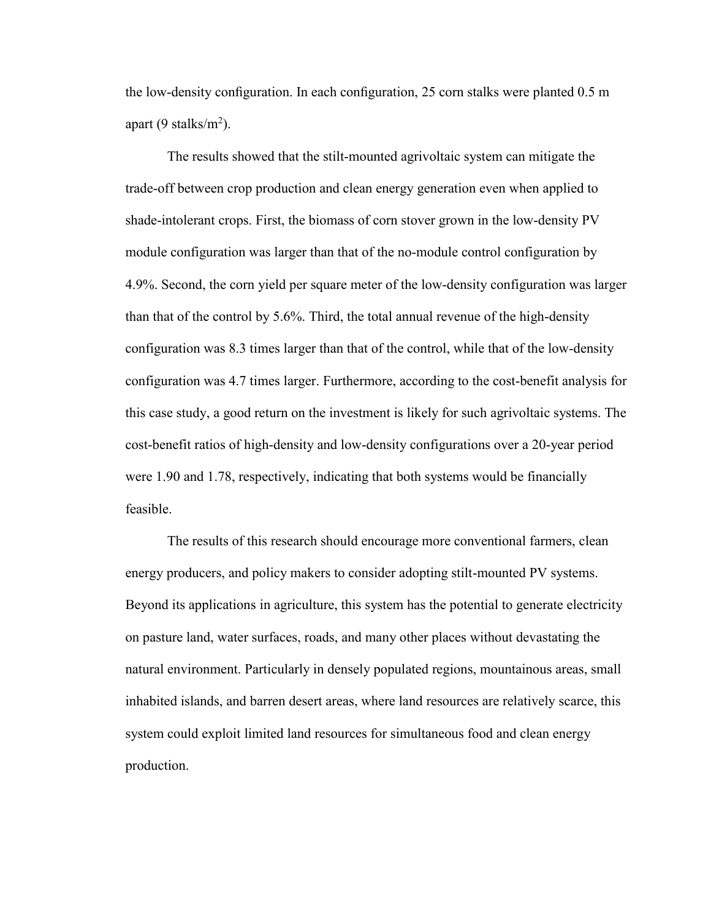the low-density configuration. In each configuration, 25 corn stalks were planted 0.5 m apart (9 stalks/$m^2$).

The results showed that the stilt-mounted agrivoltaic system can mitigate the trade-off between crop production and clean energy generation even when applied to shade-intolerant crops. First, the biomass of corn stover grown in the low-density PV module configuration was larger than that of the no-module control configuration by 4.9%. Second, the corn yield per square meter of the low-density configuration was larger than that of the control by 5.6%. Third, the total annual revenue of the high-density configuration was 8.3 times larger than that of the control, while that of the low-density configuration was 4.7 times larger. Furthermore, according to the cost-benefit analysis for this case study, a good return on the investment is likely for such agrivoltaic systems. The cost-benefit ratios of high-density and low-density configurations over a 20-year period were 1.90 and 1.78, respectively, indicating that both systems would be financially feasible.

The results of this research should encourage more conventional farmers, clean energy producers, and policy makers to consider adopting stilt-mounted PV systems. Beyond its applications in agriculture, this system has the potential to generate electricity on pasture land, water surfaces, roads, and many other places without devastating the natural environment. Particularly in densely populated regions, mountainous areas, small inhabited islands, and barren desert areas, where land resources are relatively scarce, this system could exploit limited land resources for simultaneous food and clean energy production.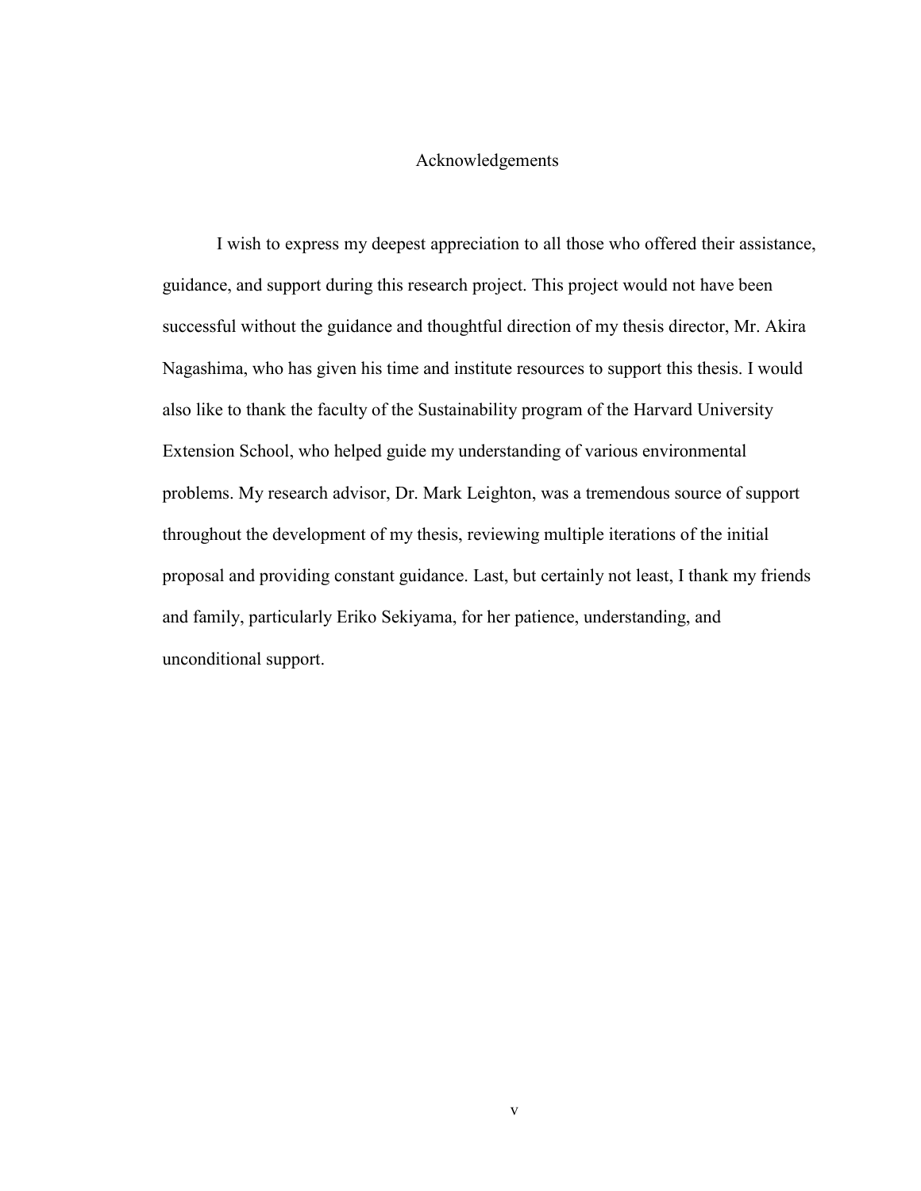# Acknowledgements

I wish to express my deepest appreciation to all those who offered their assistance, guidance, and support during this research project. This project would not have been successful without the guidance and thoughtful direction of my thesis director, Mr. Akira Nagashima, who has given his time and institute resources to support this thesis. I would also like to thank the faculty of the Sustainability program of the Harvard University Extension School, who helped guide my understanding of various environmental problems. My research advisor, Dr. Mark Leighton, was a tremendous source of support throughout the development of my thesis, reviewing multiple iterations of the initial proposal and providing constant guidance. Last, but certainly not least, I thank my friends and family, particularly Eriko Sekiyama, for her patience, understanding, and unconditional support.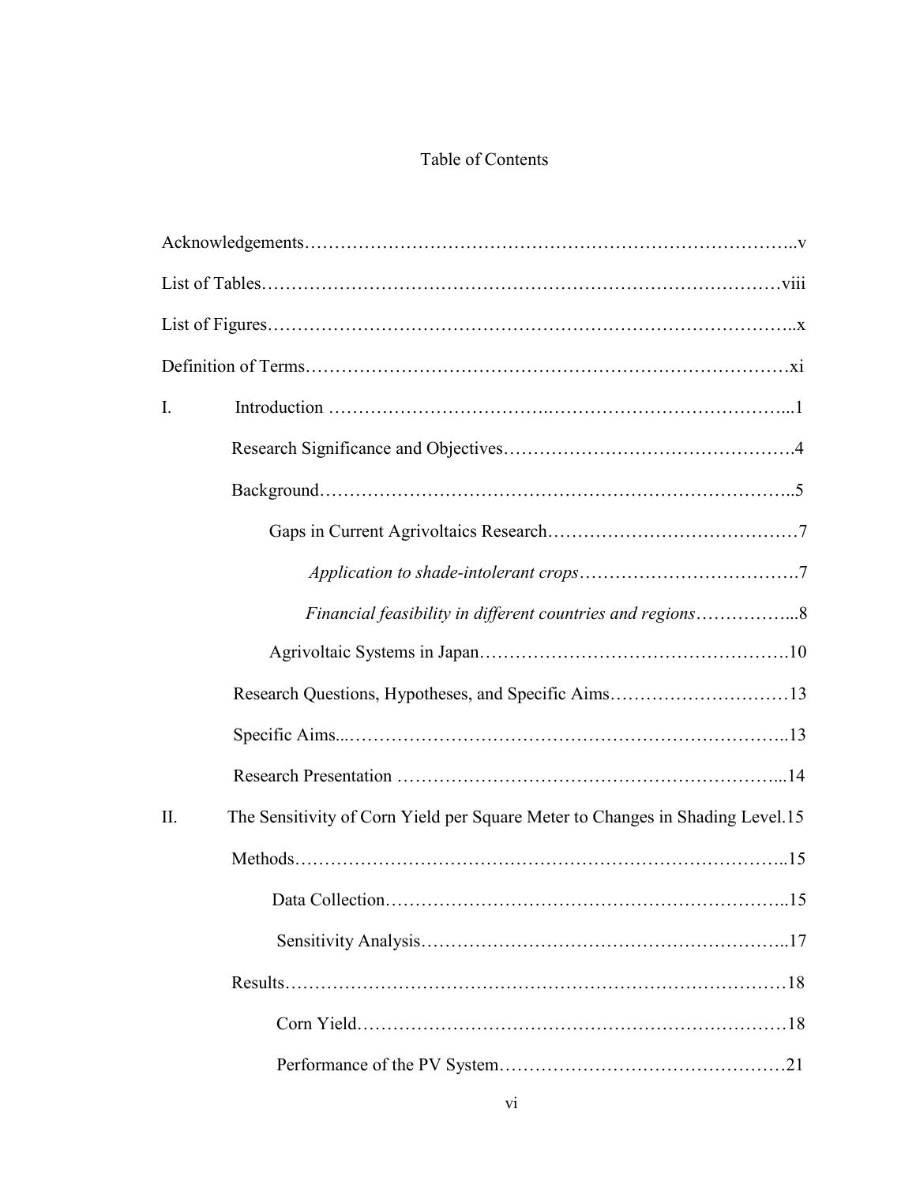# Table of Contents

Acknowledgements……………………………………………………………………..v

List of Tables……………………………………………………………………………viii

List of Figures…………………………………………………………………………..x

Definition of Terms………………………………………………………………………xi

I. Introduction ……………………………………………………………………...1

Research Significance and Objectives……………………………………….4

Background…………………………………………………………………..5

Gaps in Current Agrivoltaics Research……………………………………7

*Application to shade-intolerant crops*……………………………….7

*Financial feasibility in different countries and regions*……………...8

Agrivoltaic Systems in Japan……………………………………………….10

Research Questions, Hypotheses, and Specific Aims…………………………13

Specific Aims...………………………………………………………………..13

Research Presentation ………………………………………………………...14

II. The Sensitivity of Corn Yield per Square Meter to Changes in Shading Level.15

Methods………………………………………………………………………..15

Data Collection…………………………………………………………..15

Sensitivity Analysis……………………………………………………..17

Results…………………………………………………………………………18

Corn Yield……………………………………………………………….18

Performance of the PV System…………………………………………21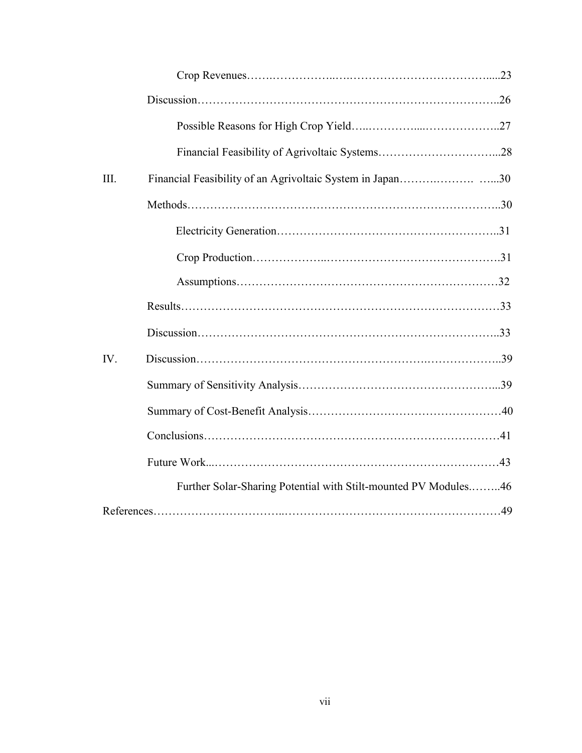Crop Revenues.....23

Discussion.....26

Possible Reasons for High Crop Yield.....27

Financial Feasibility of Agrivoltaic Systems.....28

III. Financial Feasibility of an Agrivoltaic System in Japan.....30

Methods.....30

Electricity Generation.....31

Crop Production.....31

Assumptions.....32

Results.....33

Discussion.....33

IV. Discussion.....39

Summary of Sensitivity Analysis.....39

Summary of Cost-Benefit Analysis.....40

Conclusions.....41

Future Work.....43

Further Solar-Sharing Potential with Stilt-mounted PV Modules.....46

References.....49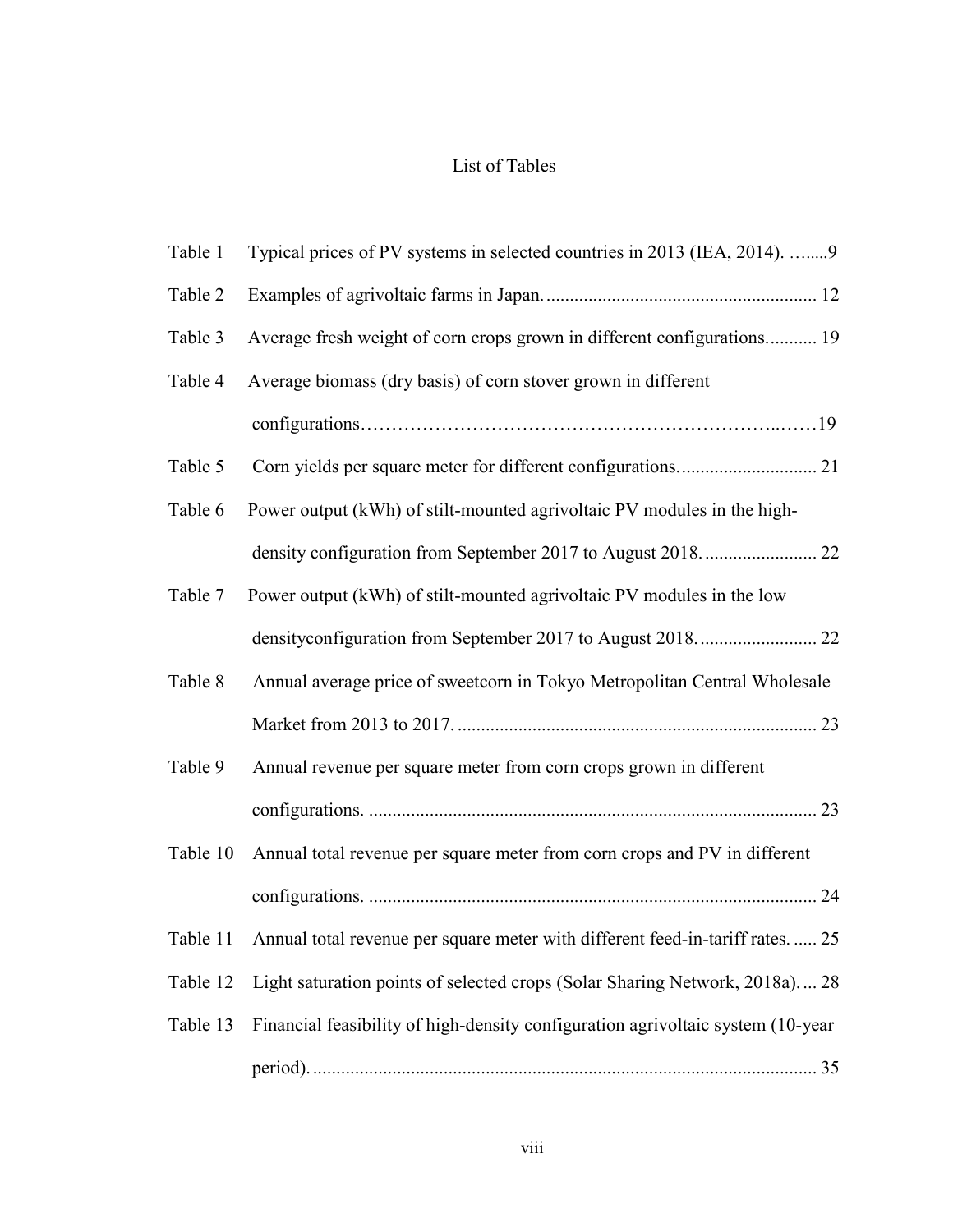# List of Tables

Table 1 Typical prices of PV systems in selected countries in 2013 (IEA, 2014). ….....9

Table 2 Examples of agrivoltaic farms in Japan. ........................................................ 12

Table 3 Average fresh weight of corn crops grown in different configurations........... 19

Table 4 Average biomass (dry basis) of corn stover grown in different configurations…………………………………………………………..……19

Table 5 Corn yields per square meter for different configurations............................. 21

Table 6 Power output (kWh) of stilt-mounted agrivoltaic PV modules in the high-density configuration from September 2017 to August 2018. ....................... 22

Table 7 Power output (kWh) of stilt-mounted agrivoltaic PV modules in the low densityconfiguration from September 2017 to August 2018. ........................ 22

Table 8 Annual average price of sweetcorn in Tokyo Metropolitan Central Wholesale Market from 2013 to 2017. ........................................................................... 23

Table 9 Annual revenue per square meter from corn crops grown in different configurations. ............................................................................................... 23

Table 10 Annual total revenue per square meter from corn crops and PV in different configurations. ............................................................................................... 24

Table 11 Annual total revenue per square meter with different feed-in-tariff rates. ..... 25

Table 12 Light saturation points of selected crops (Solar Sharing Network, 2018a). ... 28

Table 13 Financial feasibility of high-density configuration agrivoltaic system (10-year period). ........................................................................................................... 35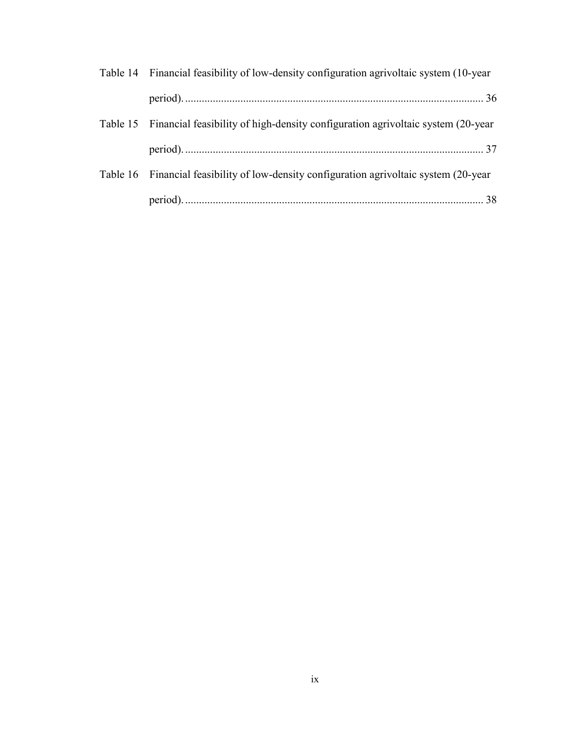Table 14 Financial feasibility of low-density configuration agrivoltaic system (10-year period)................................................................................................ 36

Table 15 Financial feasibility of high-density configuration agrivoltaic system (20-year period)................................................................................................ 37

Table 16 Financial feasibility of low-density configuration agrivoltaic system (20-year period)................................................................................................ 38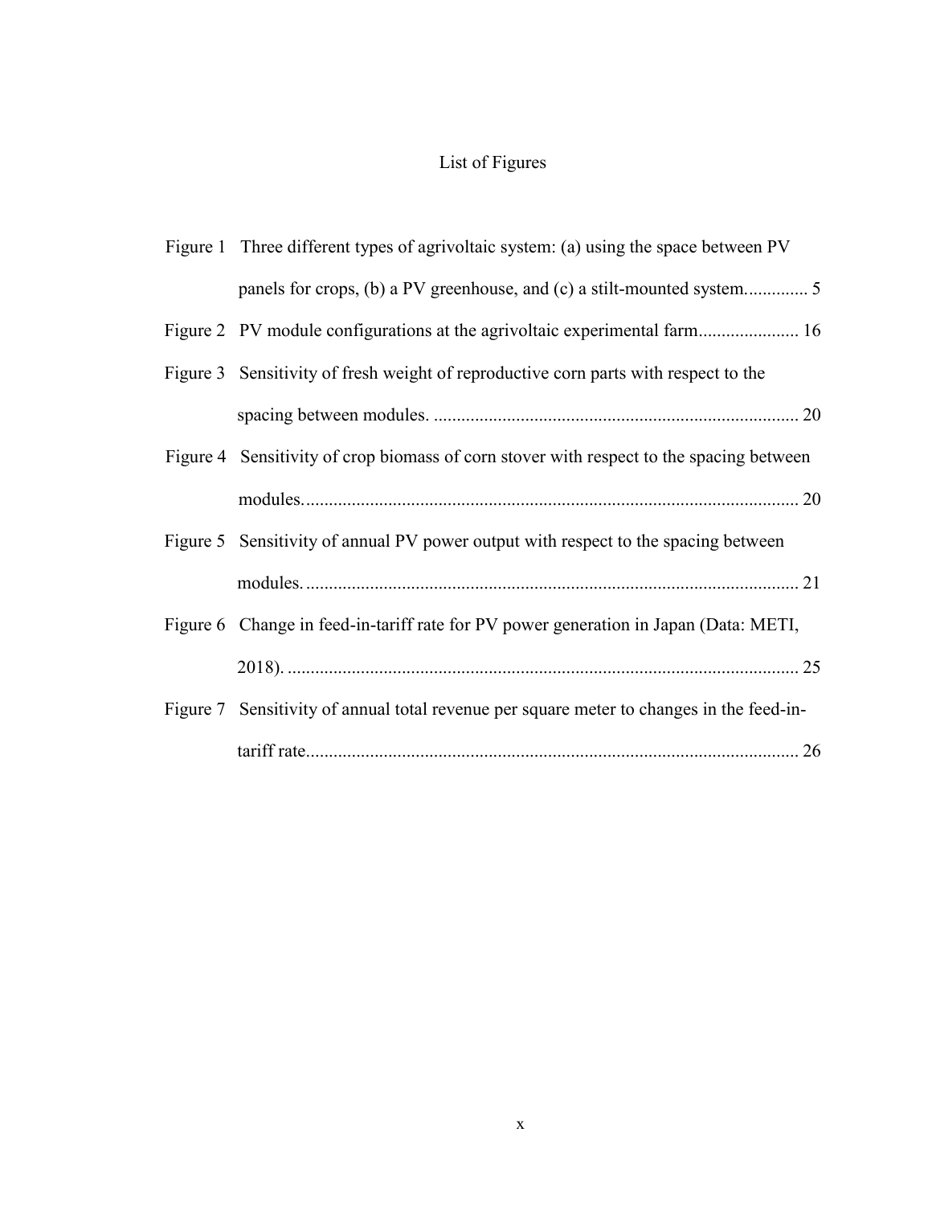# List of Figures

Figure 1 Three different types of agrivoltaic system: (a) using the space between PV panels for crops, (b) a PV greenhouse, and (c) a stilt-mounted system............. 5

Figure 2 PV module configurations at the agrivoltaic experimental farm...................... 16

Figure 3 Sensitivity of fresh weight of reproductive corn parts with respect to the spacing between modules. ................................................................................ 20

Figure 4 Sensitivity of crop biomass of corn stover with respect to the spacing between modules............................................................................................................ 20

Figure 5 Sensitivity of annual PV power output with respect to the spacing between modules........................................................................................................... 21

Figure 6 Change in feed-in-tariff rate for PV power generation in Japan (Data: METI, 2018). ................................................................................................................ 25

Figure 7 Sensitivity of annual total revenue per square meter to changes in the feed-in-tariff rate........................................................................................................... 26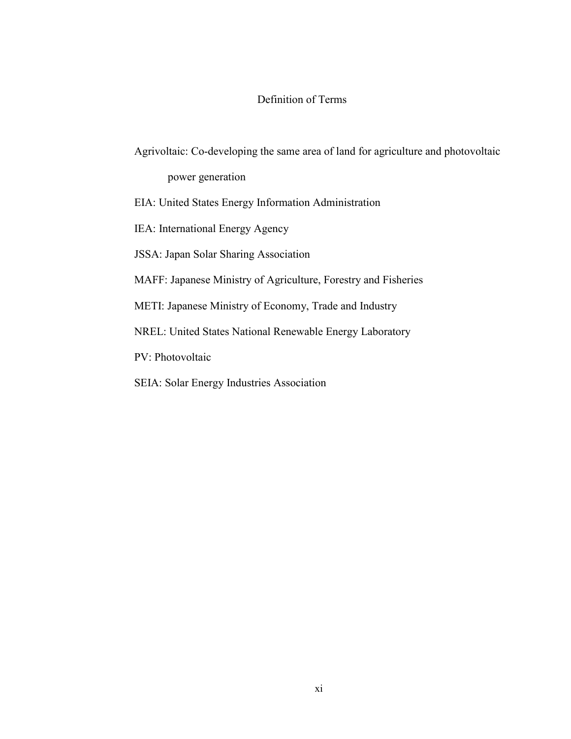# Definition of Terms

Agrivoltaic: Co-developing the same area of land for agriculture and photovoltaic power generation

EIA: United States Energy Information Administration

IEA: International Energy Agency

JSSA: Japan Solar Sharing Association

MAFF: Japanese Ministry of Agriculture, Forestry and Fisheries

METI: Japanese Ministry of Economy, Trade and Industry

NREL: United States National Renewable Energy Laboratory

PV: Photovoltaic

SEIA: Solar Energy Industries Association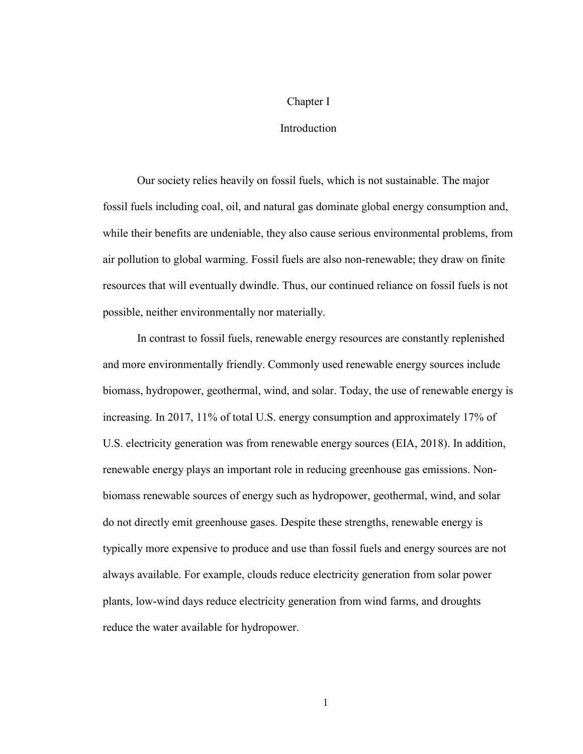# Chapter I

## Introduction

Our society relies heavily on fossil fuels, which is not sustainable. The major fossil fuels including coal, oil, and natural gas dominate global energy consumption and, while their benefits are undeniable, they also cause serious environmental problems, from air pollution to global warming. Fossil fuels are also non-renewable; they draw on finite resources that will eventually dwindle. Thus, our continued reliance on fossil fuels is not possible, neither environmentally nor materially.

In contrast to fossil fuels, renewable energy resources are constantly replenished and more environmentally friendly. Commonly used renewable energy sources include biomass, hydropower, geothermal, wind, and solar. Today, the use of renewable energy is increasing. In 2017, 11% of total U.S. energy consumption and approximately 17% of U.S. electricity generation was from renewable energy sources (EIA, 2018). In addition, renewable energy plays an important role in reducing greenhouse gas emissions. Non-biomass renewable sources of energy such as hydropower, geothermal, wind, and solar do not directly emit greenhouse gases. Despite these strengths, renewable energy is typically more expensive to produce and use than fossil fuels and energy sources are not always available. For example, clouds reduce electricity generation from solar power plants, low-wind days reduce electricity generation from wind farms, and droughts reduce the water available for hydropower.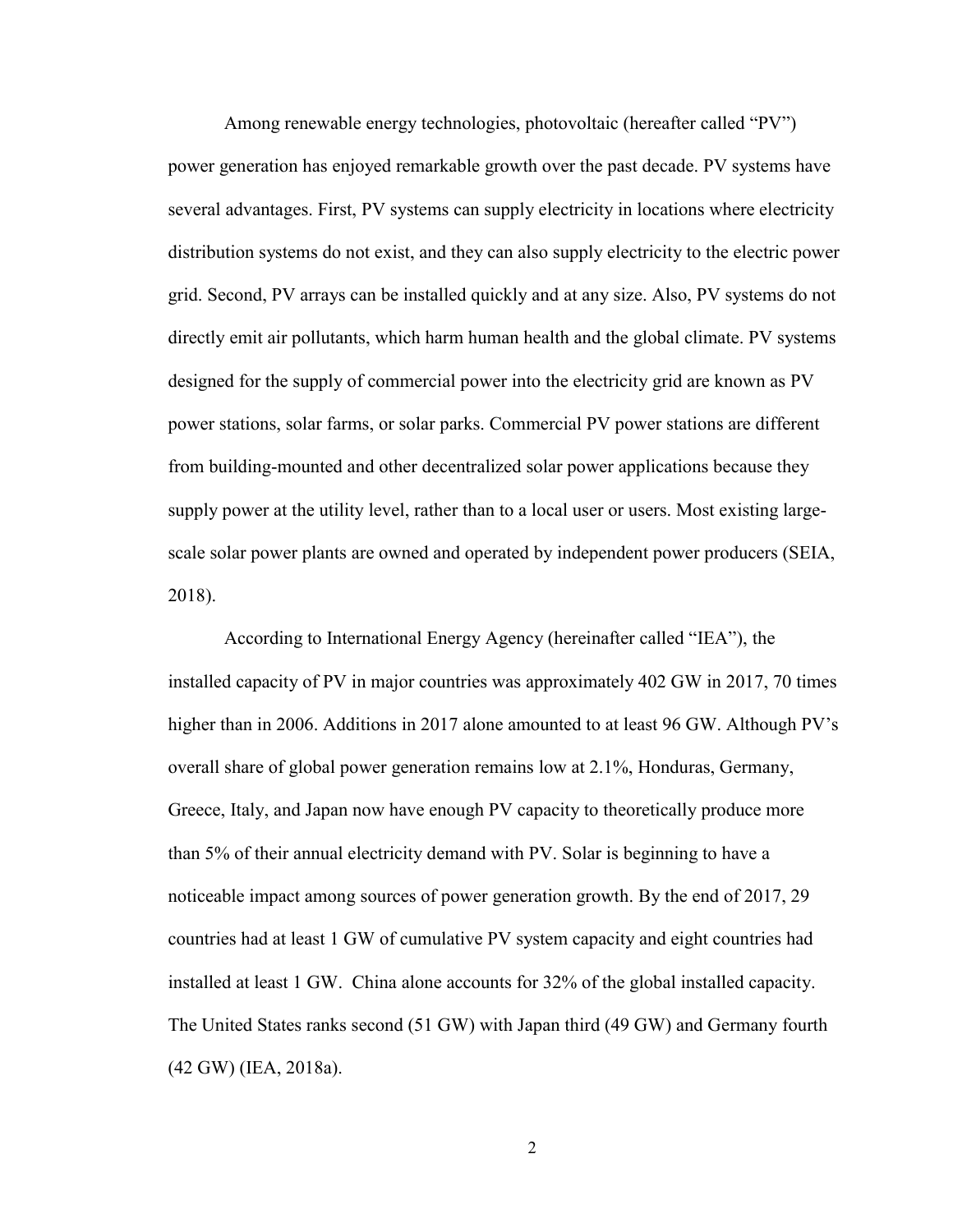Among renewable energy technologies, photovoltaic (hereafter called "PV") power generation has enjoyed remarkable growth over the past decade. PV systems have several advantages. First, PV systems can supply electricity in locations where electricity distribution systems do not exist, and they can also supply electricity to the electric power grid. Second, PV arrays can be installed quickly and at any size. Also, PV systems do not directly emit air pollutants, which harm human health and the global climate. PV systems designed for the supply of commercial power into the electricity grid are known as PV power stations, solar farms, or solar parks. Commercial PV power stations are different from building-mounted and other decentralized solar power applications because they supply power at the utility level, rather than to a local user or users. Most existing large-scale solar power plants are owned and operated by independent power producers (SEIA, 2018).

According to International Energy Agency (hereinafter called "IEA"), the installed capacity of PV in major countries was approximately 402 GW in 2017, 70 times higher than in 2006. Additions in 2017 alone amounted to at least 96 GW. Although PV's overall share of global power generation remains low at 2.1%, Honduras, Germany, Greece, Italy, and Japan now have enough PV capacity to theoretically produce more than 5% of their annual electricity demand with PV. Solar is beginning to have a noticeable impact among sources of power generation growth. By the end of 2017, 29 countries had at least 1 GW of cumulative PV system capacity and eight countries had installed at least 1 GW. China alone accounts for 32% of the global installed capacity. The United States ranks second (51 GW) with Japan third (49 GW) and Germany fourth (42 GW) (IEA, 2018a).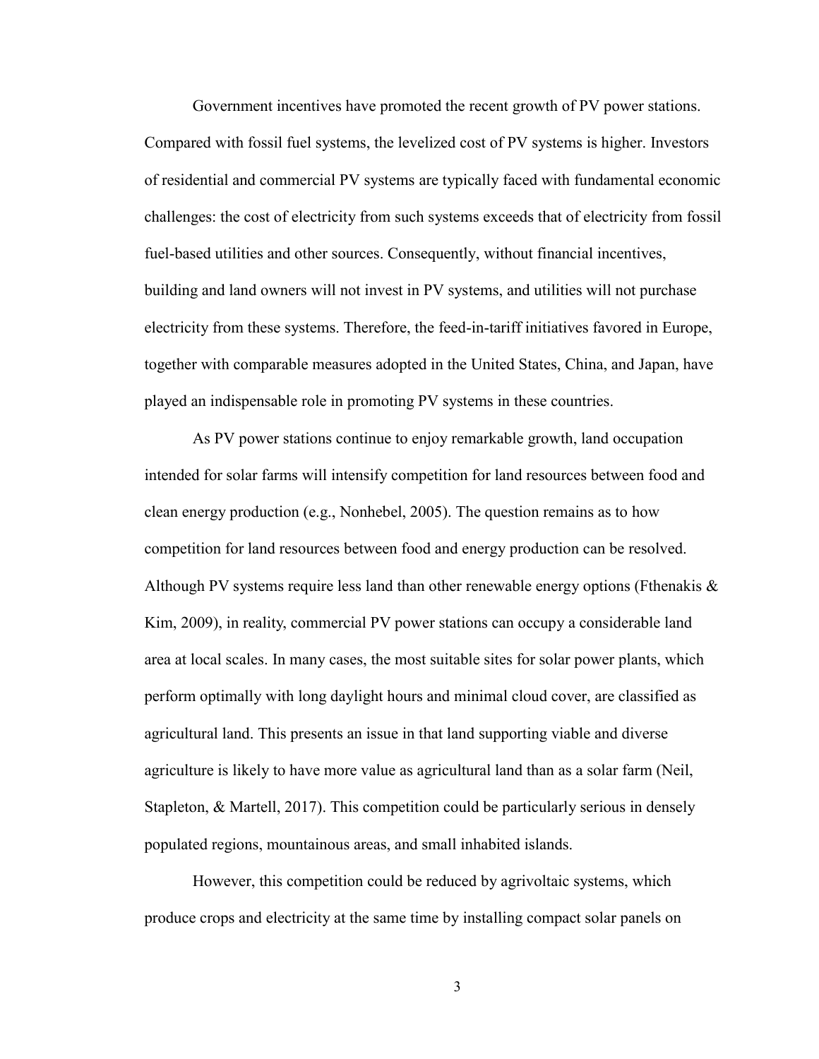Government incentives have promoted the recent growth of PV power stations. Compared with fossil fuel systems, the levelized cost of PV systems is higher. Investors of residential and commercial PV systems are typically faced with fundamental economic challenges: the cost of electricity from such systems exceeds that of electricity from fossil fuel-based utilities and other sources. Consequently, without financial incentives, building and land owners will not invest in PV systems, and utilities will not purchase electricity from these systems. Therefore, the feed-in-tariff initiatives favored in Europe, together with comparable measures adopted in the United States, China, and Japan, have played an indispensable role in promoting PV systems in these countries.

As PV power stations continue to enjoy remarkable growth, land occupation intended for solar farms will intensify competition for land resources between food and clean energy production (e.g., Nonhebel, 2005). The question remains as to how competition for land resources between food and energy production can be resolved. Although PV systems require less land than other renewable energy options (Fthenakis & Kim, 2009), in reality, commercial PV power stations can occupy a considerable land area at local scales. In many cases, the most suitable sites for solar power plants, which perform optimally with long daylight hours and minimal cloud cover, are classified as agricultural land. This presents an issue in that land supporting viable and diverse agriculture is likely to have more value as agricultural land than as a solar farm (Neil, Stapleton, & Martell, 2017). This competition could be particularly serious in densely populated regions, mountainous areas, and small inhabited islands.

However, this competition could be reduced by agrivoltaic systems, which produce crops and electricity at the same time by installing compact solar panels on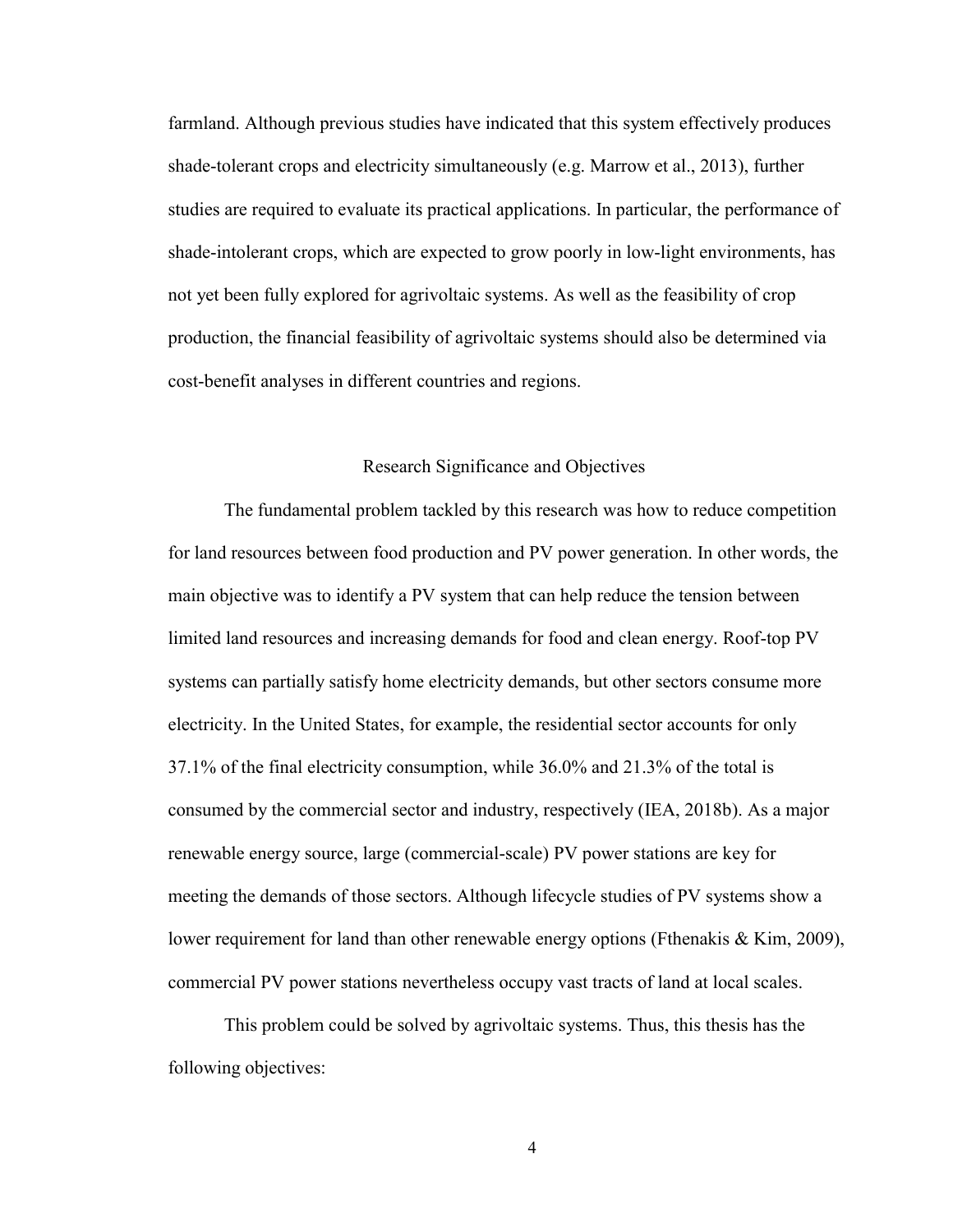farmland. Although previous studies have indicated that this system effectively produces shade-tolerant crops and electricity simultaneously (e.g. Marrow et al., 2013), further studies are required to evaluate its practical applications. In particular, the performance of shade-intolerant crops, which are expected to grow poorly in low-light environments, has not yet been fully explored for agrivoltaic systems. As well as the feasibility of crop production, the financial feasibility of agrivoltaic systems should also be determined via cost-benefit analyses in different countries and regions.

## Research Significance and Objectives

The fundamental problem tackled by this research was how to reduce competition for land resources between food production and PV power generation. In other words, the main objective was to identify a PV system that can help reduce the tension between limited land resources and increasing demands for food and clean energy. Roof-top PV systems can partially satisfy home electricity demands, but other sectors consume more electricity. In the United States, for example, the residential sector accounts for only 37.1% of the final electricity consumption, while 36.0% and 21.3% of the total is consumed by the commercial sector and industry, respectively (IEA, 2018b). As a major renewable energy source, large (commercial-scale) PV power stations are key for meeting the demands of those sectors. Although lifecycle studies of PV systems show a lower requirement for land than other renewable energy options (Fthenakis & Kim, 2009), commercial PV power stations nevertheless occupy vast tracts of land at local scales.

This problem could be solved by agrivoltaic systems. Thus, this thesis has the following objectives: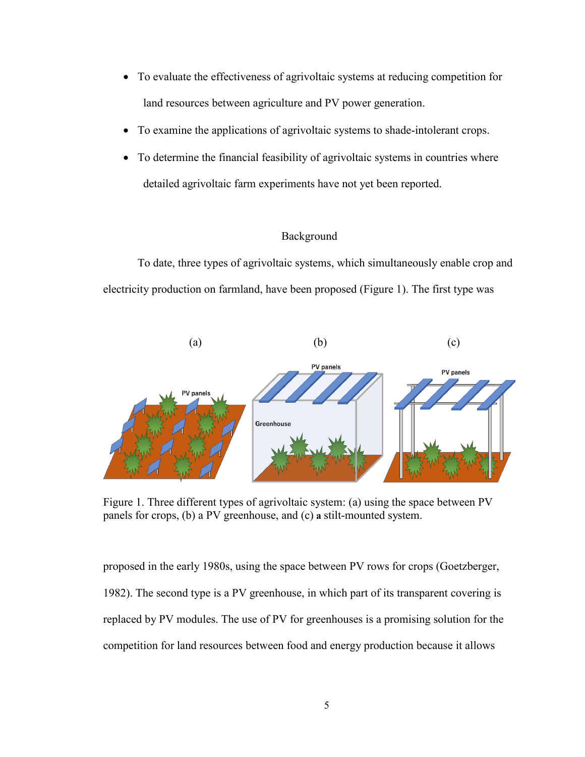- To evaluate the effectiveness of agrivoltaic systems at reducing competition for land resources between agriculture and PV power generation.
- To examine the applications of agrivoltaic systems to shade-intolerant crops.
- To determine the financial feasibility of agrivoltaic systems in countries where detailed agrivoltaic farm experiments have not yet been reported.

## Background

To date, three types of agrivoltaic systems, which simultaneously enable crop and electricity production on farmland, have been proposed (Figure 1). The first type was

Figure 1. Three different types of agrivoltaic system: (a) using the space between PV panels for crops, (b) a PV greenhouse, and (c) a stilt-mounted system.

proposed in the early 1980s, using the space between PV rows for crops (Goetzberger, 1982). The second type is a PV greenhouse, in which part of its transparent covering is replaced by PV modules. The use of PV for greenhouses is a promising solution for the competition for land resources between food and energy production because it allows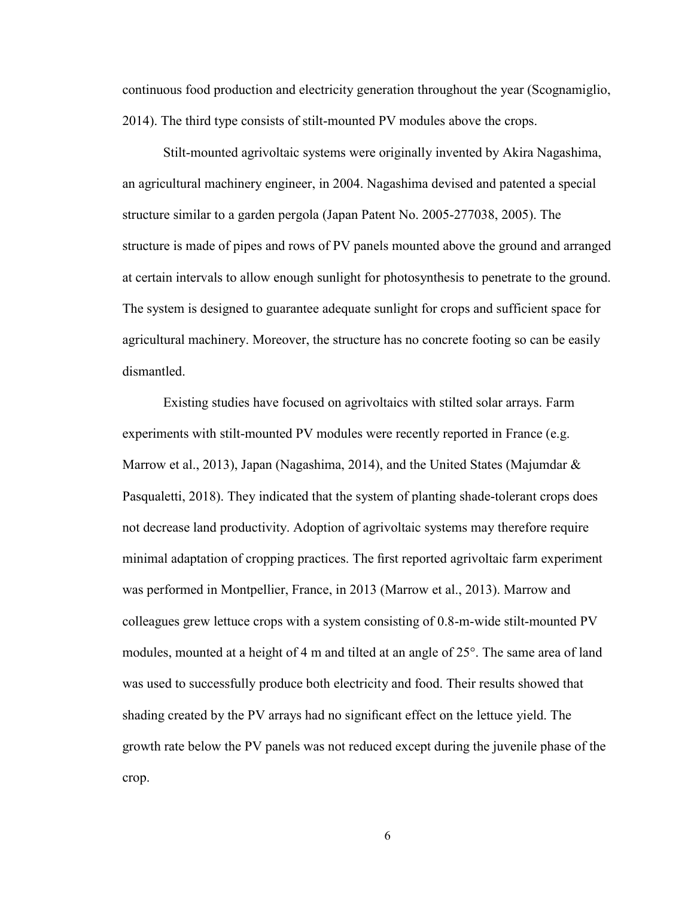continuous food production and electricity generation throughout the year (Scognamiglio, 2014). The third type consists of stilt-mounted PV modules above the crops.

Stilt-mounted agrivoltaic systems were originally invented by Akira Nagashima, an agricultural machinery engineer, in 2004. Nagashima devised and patented a special structure similar to a garden pergola (Japan Patent No. 2005-277038, 2005). The structure is made of pipes and rows of PV panels mounted above the ground and arranged at certain intervals to allow enough sunlight for photosynthesis to penetrate to the ground. The system is designed to guarantee adequate sunlight for crops and sufficient space for agricultural machinery. Moreover, the structure has no concrete footing so can be easily dismantled.

Existing studies have focused on agrivoltaics with stilted solar arrays. Farm experiments with stilt-mounted PV modules were recently reported in France (e.g. Marrow et al., 2013), Japan (Nagashima, 2014), and the United States (Majumdar & Pasqualetti, 2018). They indicated that the system of planting shade-tolerant crops does not decrease land productivity. Adoption of agrivoltaic systems may therefore require minimal adaptation of cropping practices. The first reported agrivoltaic farm experiment was performed in Montpellier, France, in 2013 (Marrow et al., 2013). Marrow and colleagues grew lettuce crops with a system consisting of 0.8-m-wide stilt-mounted PV modules, mounted at a height of 4 m and tilted at an angle of 25°. The same area of land was used to successfully produce both electricity and food. Their results showed that shading created by the PV arrays had no significant effect on the lettuce yield. The growth rate below the PV panels was not reduced except during the juvenile phase of the crop.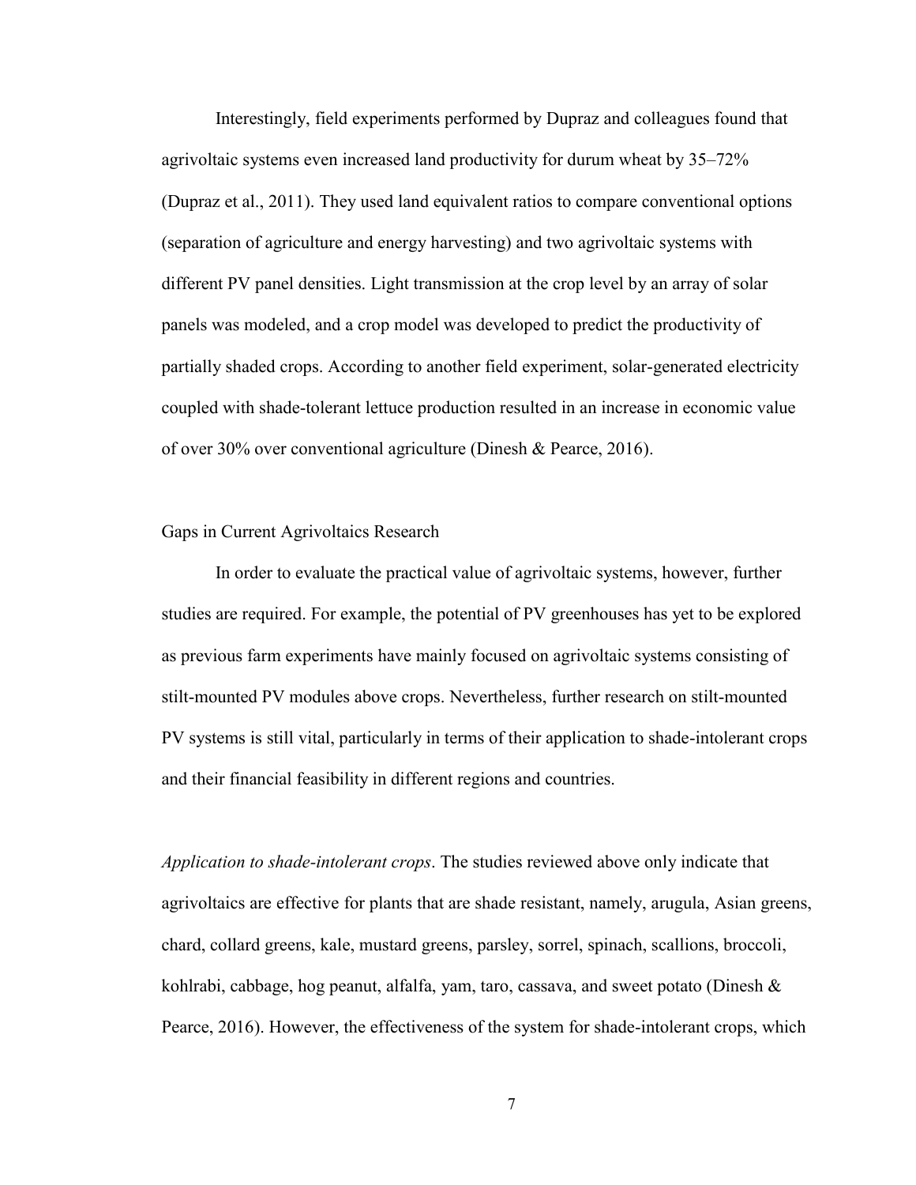Interestingly, field experiments performed by Dupraz and colleagues found that agrivoltaic systems even increased land productivity for durum wheat by 35–72% (Dupraz et al., 2011). They used land equivalent ratios to compare conventional options (separation of agriculture and energy harvesting) and two agrivoltaic systems with different PV panel densities. Light transmission at the crop level by an array of solar panels was modeled, and a crop model was developed to predict the productivity of partially shaded crops. According to another field experiment, solar-generated electricity coupled with shade-tolerant lettuce production resulted in an increase in economic value of over 30% over conventional agriculture (Dinesh & Pearce, 2016).

## Gaps in Current Agrivoltaics Research

In order to evaluate the practical value of agrivoltaic systems, however, further studies are required. For example, the potential of PV greenhouses has yet to be explored as previous farm experiments have mainly focused on agrivoltaic systems consisting of stilt-mounted PV modules above crops. Nevertheless, further research on stilt-mounted PV systems is still vital, particularly in terms of their application to shade-intolerant crops and their financial feasibility in different regions and countries.

*Application to shade-intolerant crops*. The studies reviewed above only indicate that agrivoltaics are effective for plants that are shade resistant, namely, arugula, Asian greens, chard, collard greens, kale, mustard greens, parsley, sorrel, spinach, scallions, broccoli, kohlrabi, cabbage, hog peanut, alfalfa, yam, taro, cassava, and sweet potato (Dinesh & Pearce, 2016). However, the effectiveness of the system for shade-intolerant crops, which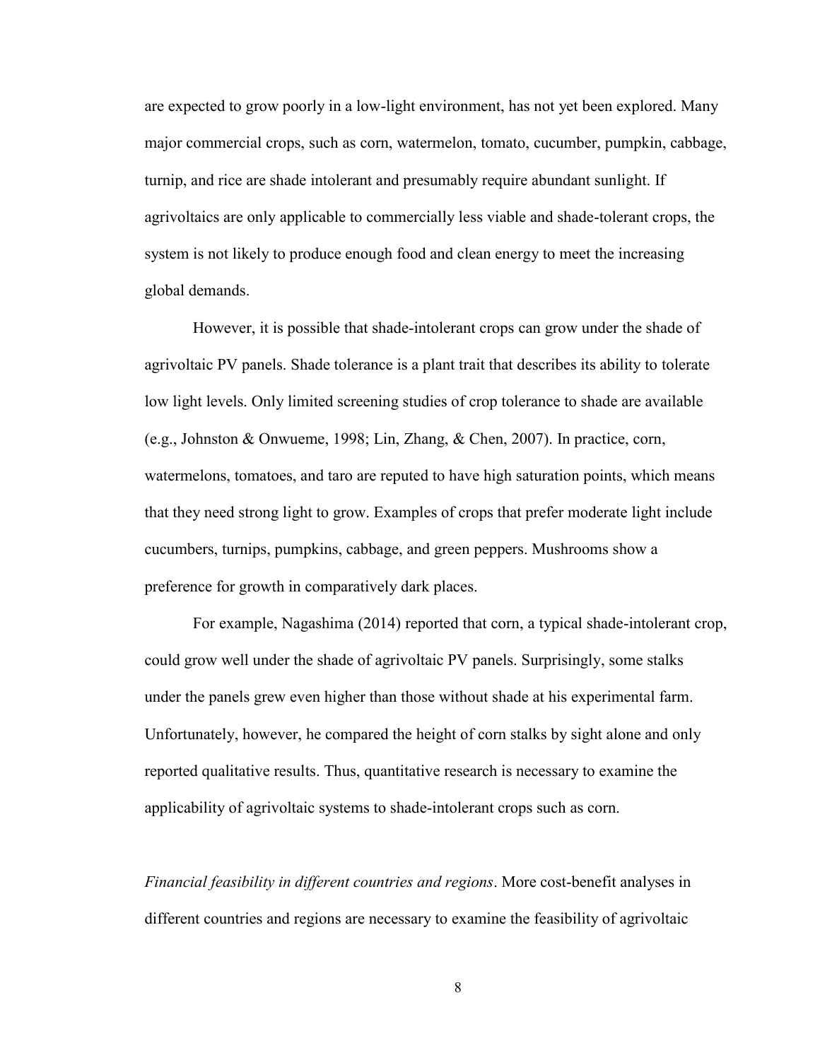are expected to grow poorly in a low-light environment, has not yet been explored. Many major commercial crops, such as corn, watermelon, tomato, cucumber, pumpkin, cabbage, turnip, and rice are shade intolerant and presumably require abundant sunlight. If agrivoltaics are only applicable to commercially less viable and shade-tolerant crops, the system is not likely to produce enough food and clean energy to meet the increasing global demands.

However, it is possible that shade-intolerant crops can grow under the shade of agrivoltaic PV panels. Shade tolerance is a plant trait that describes its ability to tolerate low light levels. Only limited screening studies of crop tolerance to shade are available (e.g., Johnston & Onwueme, 1998; Lin, Zhang, & Chen, 2007). In practice, corn, watermelons, tomatoes, and taro are reputed to have high saturation points, which means that they need strong light to grow. Examples of crops that prefer moderate light include cucumbers, turnips, pumpkins, cabbage, and green peppers. Mushrooms show a preference for growth in comparatively dark places.

For example, Nagashima (2014) reported that corn, a typical shade-intolerant crop, could grow well under the shade of agrivoltaic PV panels. Surprisingly, some stalks under the panels grew even higher than those without shade at his experimental farm. Unfortunately, however, he compared the height of corn stalks by sight alone and only reported qualitative results. Thus, quantitative research is necessary to examine the applicability of agrivoltaic systems to shade-intolerant crops such as corn.

*Financial feasibility in different countries and regions*. More cost-benefit analyses in different countries and regions are necessary to examine the feasibility of agrivoltaic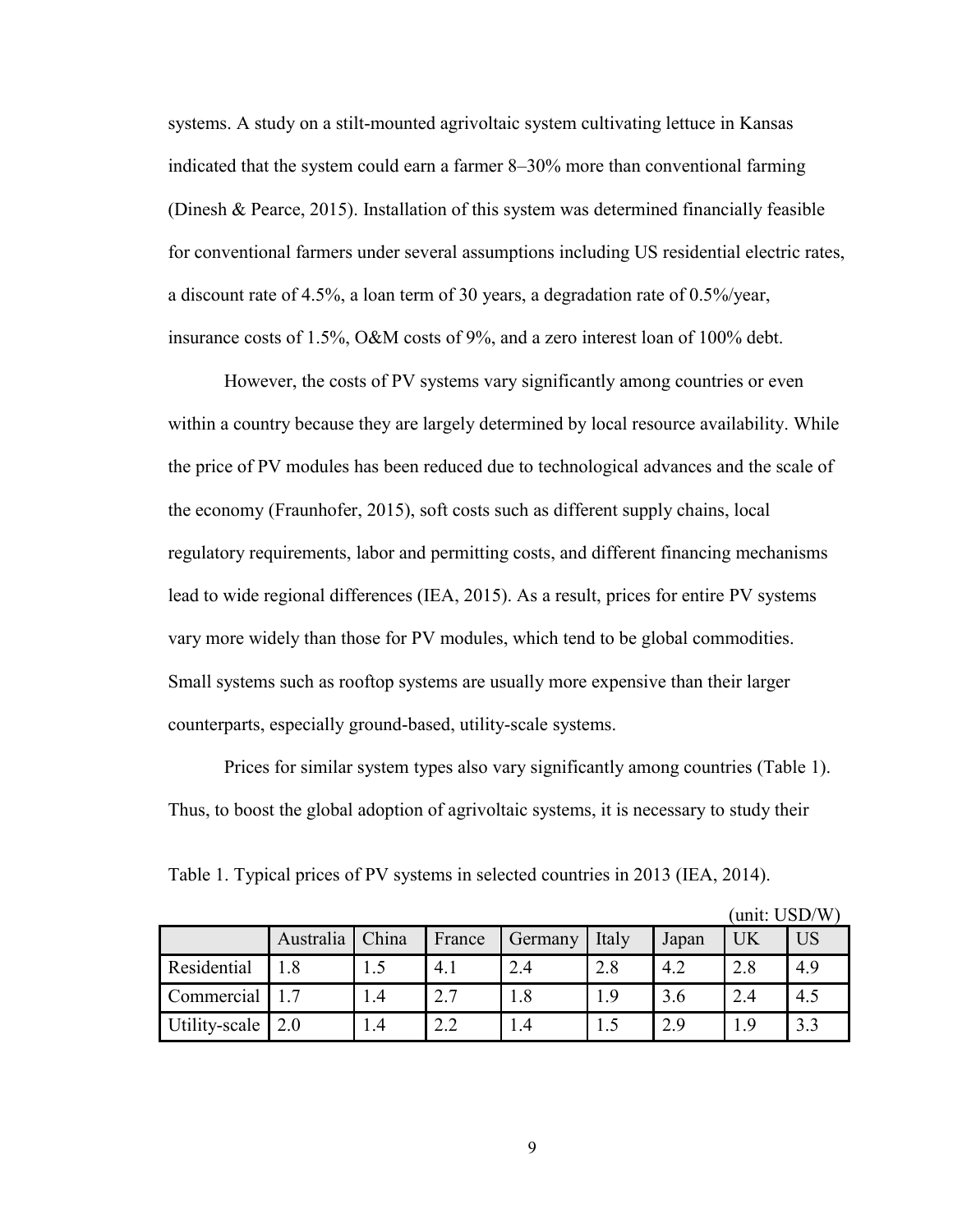systems. A study on a stilt-mounted agrivoltaic system cultivating lettuce in Kansas indicated that the system could earn a farmer 8–30% more than conventional farming (Dinesh & Pearce, 2015). Installation of this system was determined financially feasible for conventional farmers under several assumptions including US residential electric rates, a discount rate of 4.5%, a loan term of 30 years, a degradation rate of 0.5%/year, insurance costs of 1.5%, O&M costs of 9%, and a zero interest loan of 100% debt.

However, the costs of PV systems vary significantly among countries or even within a country because they are largely determined by local resource availability. While the price of PV modules has been reduced due to technological advances and the scale of the economy (Fraunhofer, 2015), soft costs such as different supply chains, local regulatory requirements, labor and permitting costs, and different financing mechanisms lead to wide regional differences (IEA, 2015). As a result, prices for entire PV systems vary more widely than those for PV modules, which tend to be global commodities. Small systems such as rooftop systems are usually more expensive than their larger counterparts, especially ground-based, utility-scale systems.

Prices for similar system types also vary significantly among countries (Table 1). Thus, to boost the global adoption of agrivoltaic systems, it is necessary to study their

Table 1. Typical prices of PV systems in selected countries in 2013 (IEA, 2014).

(unit: USD/W)

| | Australia | China | France | Germany | Italy | Japan | UK | US |
|---|---|---|---|---|---|---|---|---|
| Residential | 1.8 | 1.5 | 4.1 | 2.4 | 2.8 | 4.2 | 2.8 | 4.9 |
| Commercial | 1.7 | 1.4 | 2.7 | 1.8 | 1.9 | 3.6 | 2.4 | 4.5 |
| Utility-scale | 2.0 | 1.4 | 2.2 | 1.4 | 1.5 | 2.9 | 1.9 | 3.3 |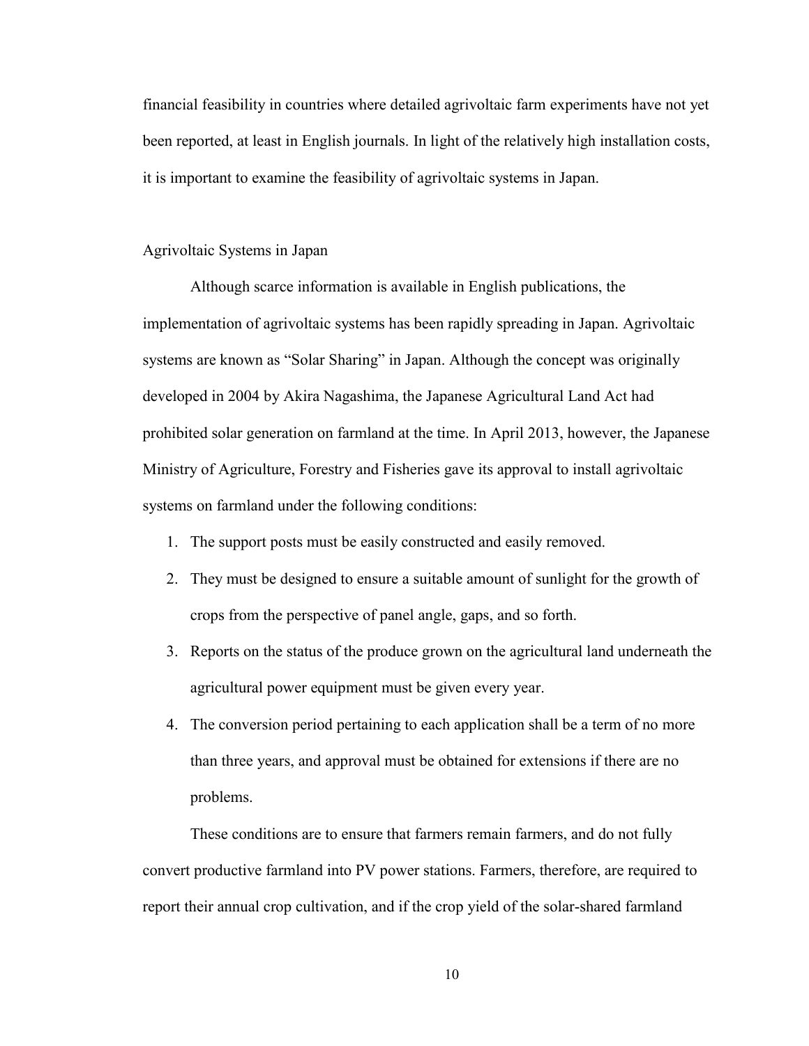financial feasibility in countries where detailed agrivoltaic farm experiments have not yet been reported, at least in English journals. In light of the relatively high installation costs, it is important to examine the feasibility of agrivoltaic systems in Japan.

## Agrivoltaic Systems in Japan

Although scarce information is available in English publications, the implementation of agrivoltaic systems has been rapidly spreading in Japan. Agrivoltaic systems are known as "Solar Sharing" in Japan. Although the concept was originally developed in 2004 by Akira Nagashima, the Japanese Agricultural Land Act had prohibited solar generation on farmland at the time. In April 2013, however, the Japanese Ministry of Agriculture, Forestry and Fisheries gave its approval to install agrivoltaic systems on farmland under the following conditions:

1. The support posts must be easily constructed and easily removed.
2. They must be designed to ensure a suitable amount of sunlight for the growth of crops from the perspective of panel angle, gaps, and so forth.
3. Reports on the status of the produce grown on the agricultural land underneath the agricultural power equipment must be given every year.
4. The conversion period pertaining to each application shall be a term of no more than three years, and approval must be obtained for extensions if there are no problems.

These conditions are to ensure that farmers remain farmers, and do not fully convert productive farmland into PV power stations. Farmers, therefore, are required to report their annual crop cultivation, and if the crop yield of the solar-shared farmland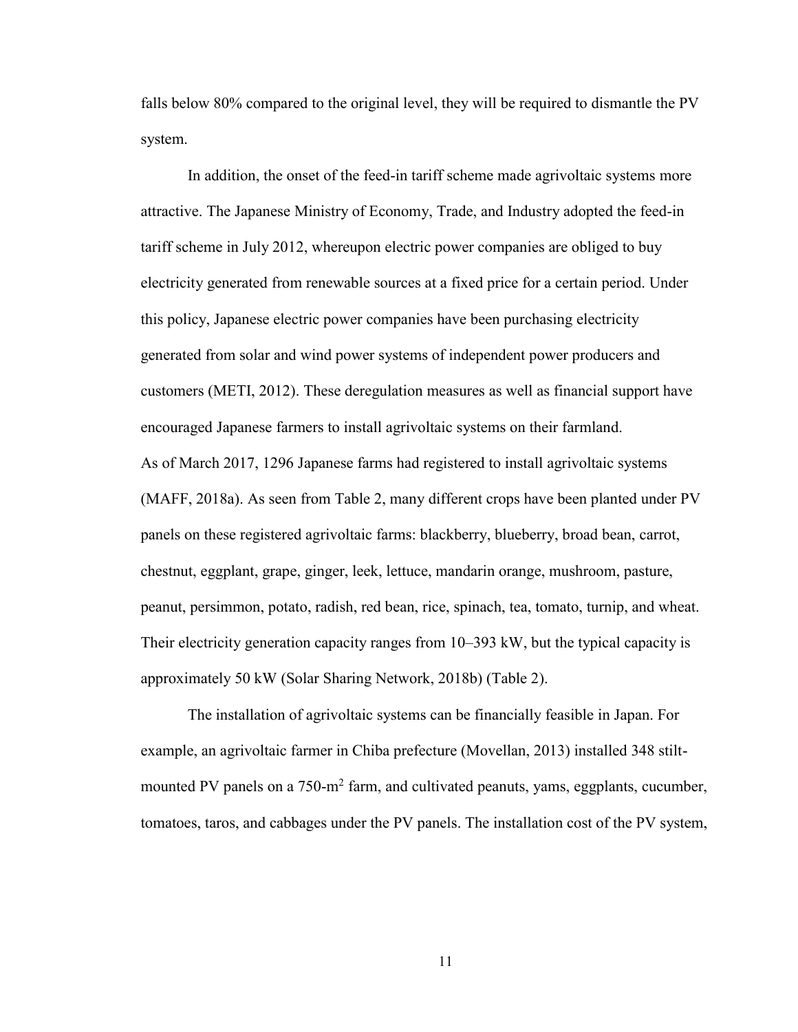falls below 80% compared to the original level, they will be required to dismantle the PV system.

In addition, the onset of the feed-in tariff scheme made agrivoltaic systems more attractive. The Japanese Ministry of Economy, Trade, and Industry adopted the feed-in tariff scheme in July 2012, whereupon electric power companies are obliged to buy electricity generated from renewable sources at a fixed price for a certain period. Under this policy, Japanese electric power companies have been purchasing electricity generated from solar and wind power systems of independent power producers and customers (METI, 2012). These deregulation measures as well as financial support have encouraged Japanese farmers to install agrivoltaic systems on their farmland.

As of March 2017, 1296 Japanese farms had registered to install agrivoltaic systems (MAFF, 2018a). As seen from Table 2, many different crops have been planted under PV panels on these registered agrivoltaic farms: blackberry, blueberry, broad bean, carrot, chestnut, eggplant, grape, ginger, leek, lettuce, mandarin orange, mushroom, pasture, peanut, persimmon, potato, radish, red bean, rice, spinach, tea, tomato, turnip, and wheat. Their electricity generation capacity ranges from 10–393 kW, but the typical capacity is approximately 50 kW (Solar Sharing Network, 2018b) (Table 2).

The installation of agrivoltaic systems can be financially feasible in Japan. For example, an agrivoltaic farmer in Chiba prefecture (Movellan, 2013) installed 348 stilt-mounted PV panels on a 750-$m^2$ farm, and cultivated peanuts, yams, eggplants, cucumber, tomatoes, taros, and cabbages under the PV panels. The installation cost of the PV system,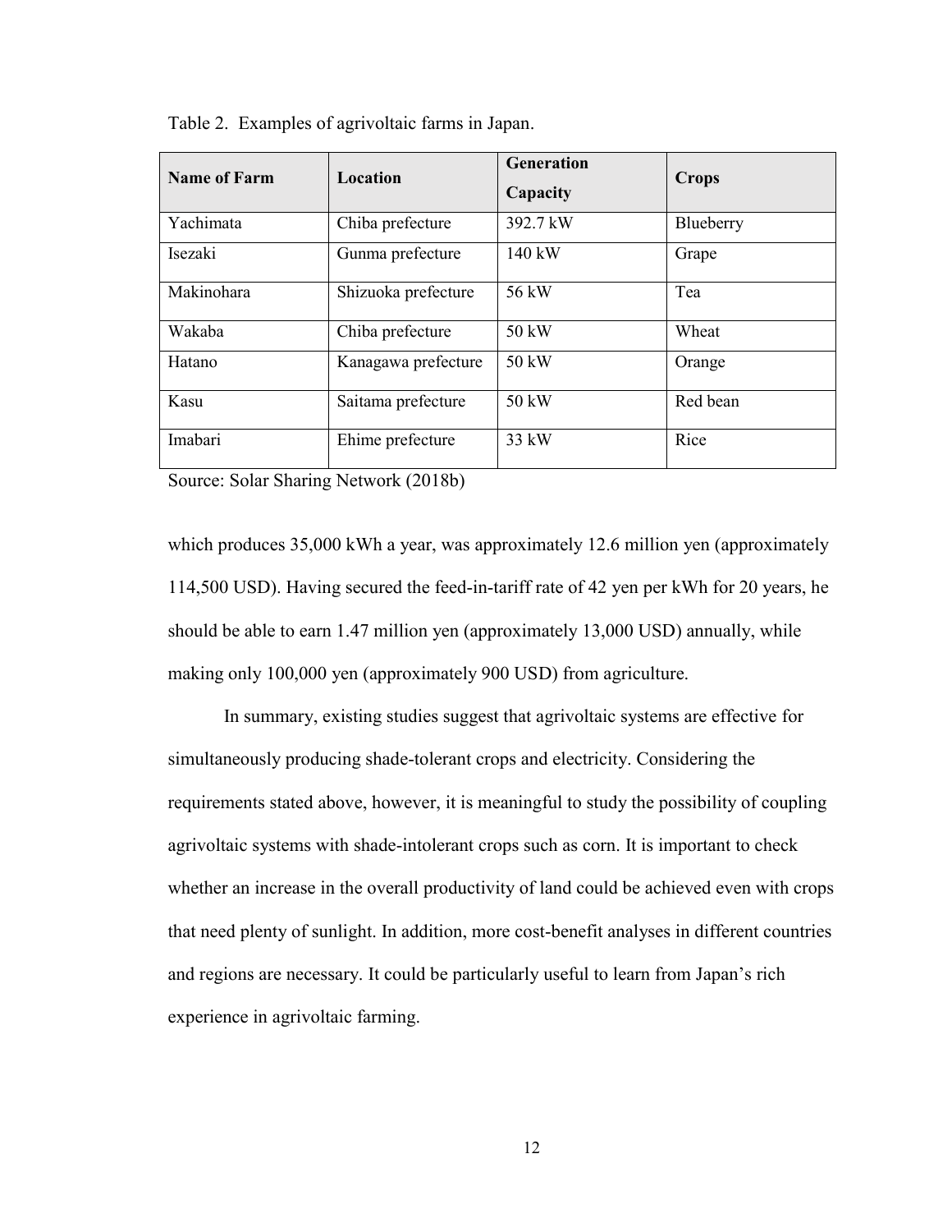Table 2. Examples of agrivoltaic farms in Japan.

| Name of Farm | Location | Generation Capacity | Crops |
|---|---|---|---|
| Yachimata | Chiba prefecture | 392.7 kW | Blueberry |
| Isezaki | Gunma prefecture | 140 kW | Grape |
| Makinohara | Shizuoka prefecture | 56 kW | Tea |
| Wakaba | Chiba prefecture | 50 kW | Wheat |
| Hatano | Kanagawa prefecture | 50 kW | Orange |
| Kasu | Saitama prefecture | 50 kW | Red bean |
| Imabari | Ehime prefecture | 33 kW | Rice |

Source: Solar Sharing Network (2018b)

which produces 35,000 kWh a year, was approximately 12.6 million yen (approximately 114,500 USD). Having secured the feed-in-tariff rate of 42 yen per kWh for 20 years, he should be able to earn 1.47 million yen (approximately 13,000 USD) annually, while making only 100,000 yen (approximately 900 USD) from agriculture.

In summary, existing studies suggest that agrivoltaic systems are effective for simultaneously producing shade-tolerant crops and electricity. Considering the requirements stated above, however, it is meaningful to study the possibility of coupling agrivoltaic systems with shade-intolerant crops such as corn. It is important to check whether an increase in the overall productivity of land could be achieved even with crops that need plenty of sunlight. In addition, more cost-benefit analyses in different countries and regions are necessary. It could be particularly useful to learn from Japan's rich experience in agrivoltaic farming.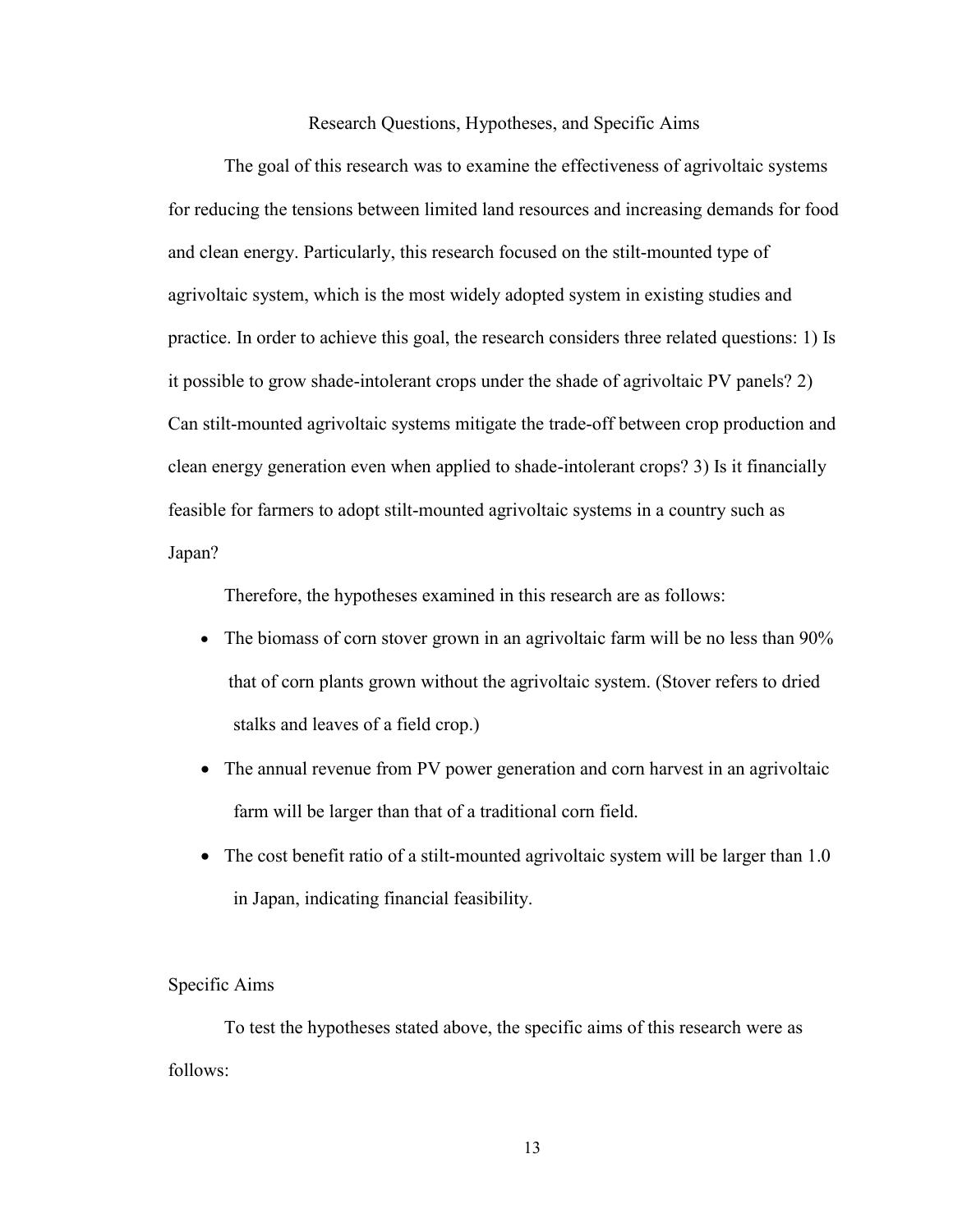## Research Questions, Hypotheses, and Specific Aims

The goal of this research was to examine the effectiveness of agrivoltaic systems for reducing the tensions between limited land resources and increasing demands for food and clean energy. Particularly, this research focused on the stilt-mounted type of agrivoltaic system, which is the most widely adopted system in existing studies and practice. In order to achieve this goal, the research considers three related questions: 1) Is it possible to grow shade-intolerant crops under the shade of agrivoltaic PV panels? 2) Can stilt-mounted agrivoltaic systems mitigate the trade-off between crop production and clean energy generation even when applied to shade-intolerant crops? 3) Is it financially feasible for farmers to adopt stilt-mounted agrivoltaic systems in a country such as Japan?

Therefore, the hypotheses examined in this research are as follows:

- The biomass of corn stover grown in an agrivoltaic farm will be no less than 90% that of corn plants grown without the agrivoltaic system. (Stover refers to dried stalks and leaves of a field crop.)
- The annual revenue from PV power generation and corn harvest in an agrivoltaic farm will be larger than that of a traditional corn field.
- The cost benefit ratio of a stilt-mounted agrivoltaic system will be larger than 1.0 in Japan, indicating financial feasibility.

### Specific Aims

To test the hypotheses stated above, the specific aims of this research were as follows: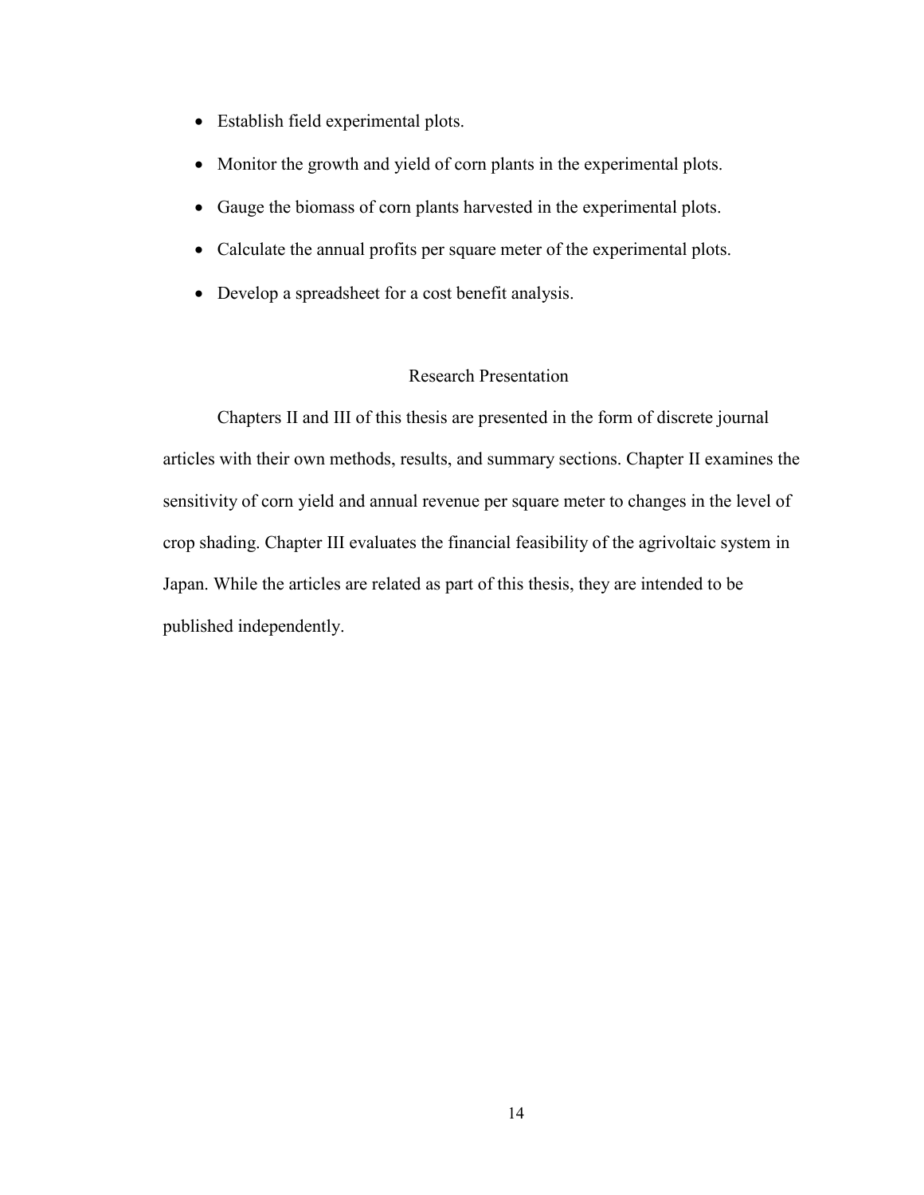- Establish field experimental plots.
- Monitor the growth and yield of corn plants in the experimental plots.
- Gauge the biomass of corn plants harvested in the experimental plots.
- Calculate the annual profits per square meter of the experimental plots.
- Develop a spreadsheet for a cost benefit analysis.

## Research Presentation

Chapters II and III of this thesis are presented in the form of discrete journal articles with their own methods, results, and summary sections. Chapter II examines the sensitivity of corn yield and annual revenue per square meter to changes in the level of crop shading. Chapter III evaluates the financial feasibility of the agrivoltaic system in Japan. While the articles are related as part of this thesis, they are intended to be published independently.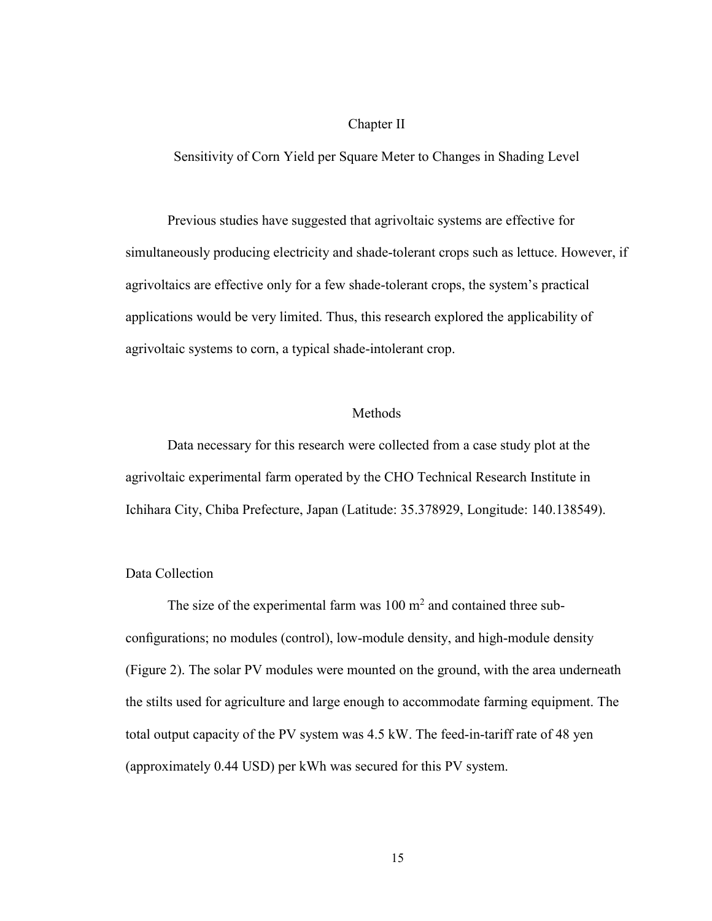# Chapter II

## Sensitivity of Corn Yield per Square Meter to Changes in Shading Level

Previous studies have suggested that agrivoltaic systems are effective for simultaneously producing electricity and shade-tolerant crops such as lettuce. However, if agrivoltaics are effective only for a few shade-tolerant crops, the system's practical applications would be very limited. Thus, this research explored the applicability of agrivoltaic systems to corn, a typical shade-intolerant crop.

## Methods

Data necessary for this research were collected from a case study plot at the agrivoltaic experimental farm operated by the CHO Technical Research Institute in Ichihara City, Chiba Prefecture, Japan (Latitude: 35.378929, Longitude: 140.138549).

### Data Collection

The size of the experimental farm was 100 $m^2$ and contained three sub-configurations; no modules (control), low-module density, and high-module density (Figure 2). The solar PV modules were mounted on the ground, with the area underneath the stilts used for agriculture and large enough to accommodate farming equipment. The total output capacity of the PV system was 4.5 kW. The feed-in-tariff rate of 48 yen (approximately 0.44 USD) per kWh was secured for this PV system.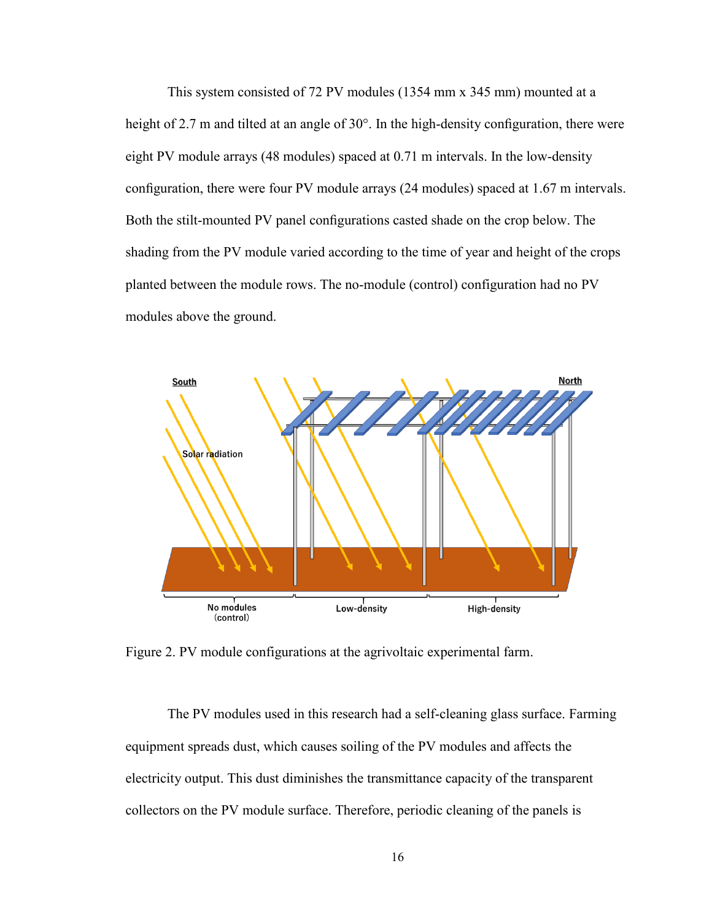This system consisted of 72 PV modules (1354 mm x 345 mm) mounted at a height of 2.7 m and tilted at an angle of 30°. In the high-density configuration, there were eight PV module arrays (48 modules) spaced at 0.71 m intervals. In the low-density configuration, there were four PV module arrays (24 modules) spaced at 1.67 m intervals. Both the stilt-mounted PV panel configurations casted shade on the crop below. The shading from the PV module varied according to the time of year and height of the crops planted between the module rows. The no-module (control) configuration had no PV modules above the ground.

Figure 2. PV module configurations at the agrivoltaic experimental farm.

The PV modules used in this research had a self-cleaning glass surface. Farming equipment spreads dust, which causes soiling of the PV modules and affects the electricity output. This dust diminishes the transmittance capacity of the transparent collectors on the PV module surface. Therefore, periodic cleaning of the panels is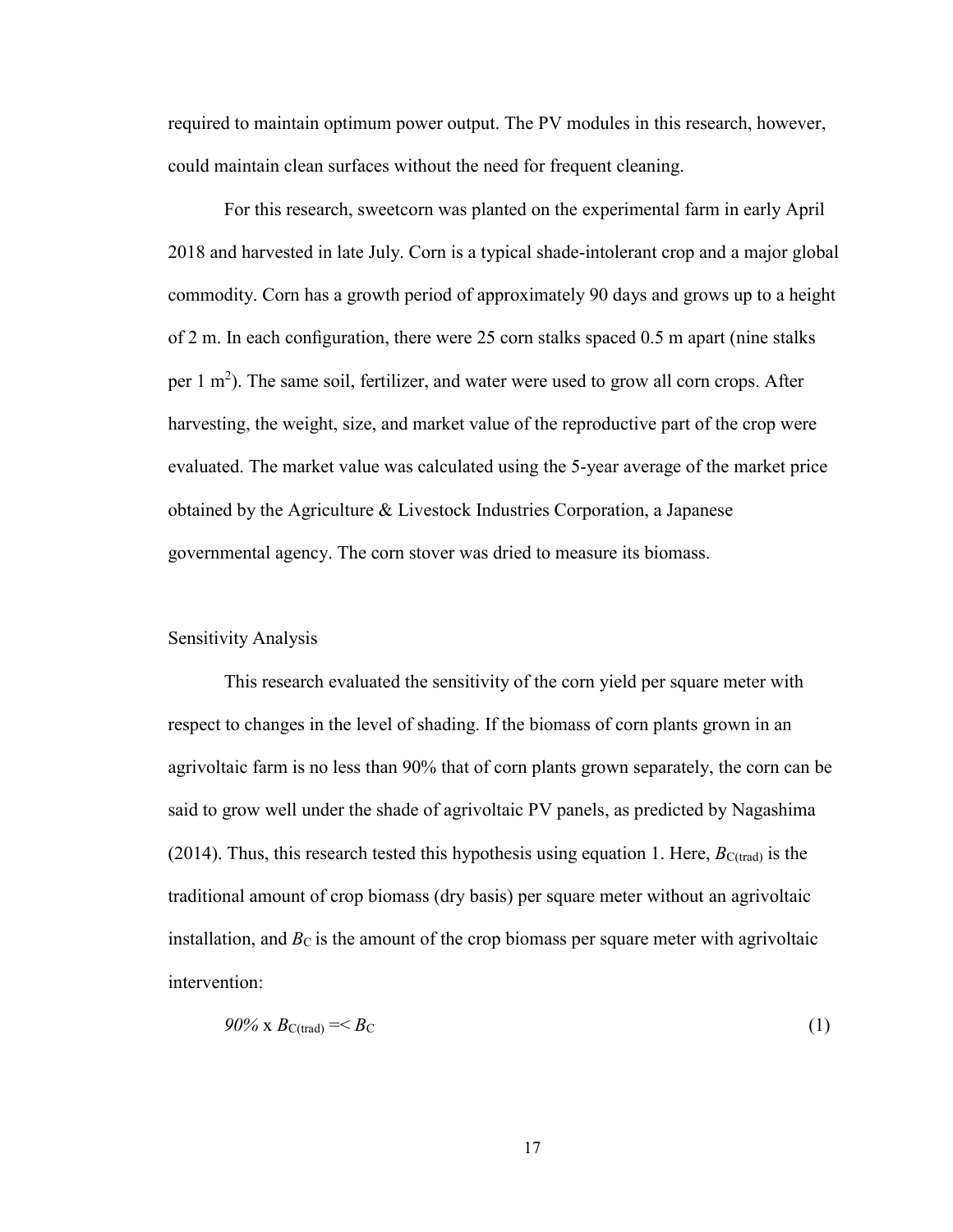required to maintain optimum power output. The PV modules in this research, however, could maintain clean surfaces without the need for frequent cleaning.

For this research, sweetcorn was planted on the experimental farm in early April 2018 and harvested in late July. Corn is a typical shade-intolerant crop and a major global commodity. Corn has a growth period of approximately 90 days and grows up to a height of 2 m. In each configuration, there were 25 corn stalks spaced 0.5 m apart (nine stalks per 1 $m^2$). The same soil, fertilizer, and water were used to grow all corn crops. After harvesting, the weight, size, and market value of the reproductive part of the crop were evaluated. The market value was calculated using the 5-year average of the market price obtained by the Agriculture & Livestock Industries Corporation, a Japanese governmental agency. The corn stover was dried to measure its biomass.

## Sensitivity Analysis

This research evaluated the sensitivity of the corn yield per square meter with respect to changes in the level of shading. If the biomass of corn plants grown in an agrivoltaic farm is no less than 90% that of corn plants grown separately, the corn can be said to grow well under the shade of agrivoltaic PV panels, as predicted by Nagashima (2014). Thus, this research tested this hypothesis using equation 1. Here, $B_{C(trad)}$ is the traditional amount of crop biomass (dry basis) per square meter without an agrivoltaic installation, and $B_C$ is the amount of the crop biomass per square meter with agrivoltaic intervention:

$$90\% \text{ x } B_{C(trad)} =< B_C \tag{1}$$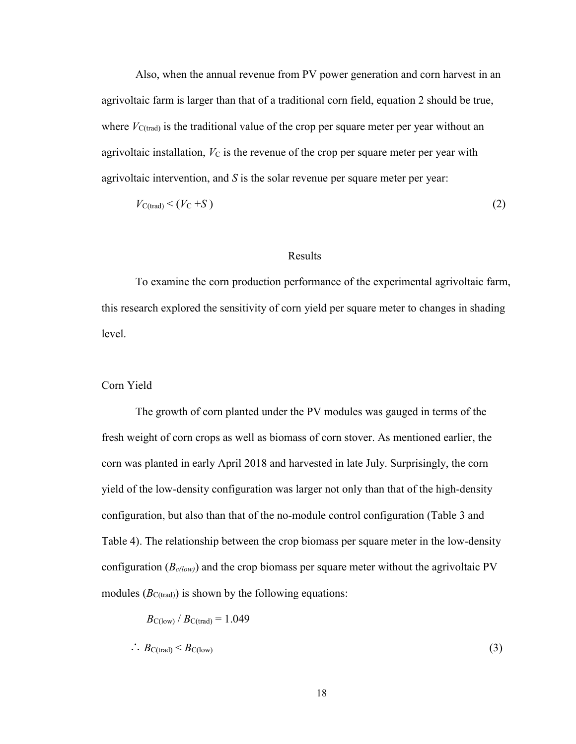Also, when the annual revenue from PV power generation and corn harvest in an agrivoltaic farm is larger than that of a traditional corn field, equation 2 should be true, where $V_{C(trad)}$ is the traditional value of the crop per square meter per year without an agrivoltaic installation, $V_C$ is the revenue of the crop per square meter per year with agrivoltaic intervention, and $S$ is the solar revenue per square meter per year:

$$V_{C(trad)} < (V_C + S) \tag{2}$$

## Results

To examine the corn production performance of the experimental agrivoltaic farm, this research explored the sensitivity of corn yield per square meter to changes in shading level.

### Corn Yield

The growth of corn planted under the PV modules was gauged in terms of the fresh weight of corn crops as well as biomass of corn stover. As mentioned earlier, the corn was planted in early April 2018 and harvested in late July. Surprisingly, the corn yield of the low-density configuration was larger not only than that of the high-density configuration, but also than that of the no-module control configuration (Table 3 and Table 4). The relationship between the crop biomass per square meter in the low-density configuration ($B_{c(low)}$) and the crop biomass per square meter without the agrivoltaic PV modules ($B_{C(trad)}$) is shown by the following equations:

$$B_{C(low)} / B_{C(trad)} = 1.049$$

$$\therefore\ B_{C(trad)} < B_{C(low)} \tag{3}$$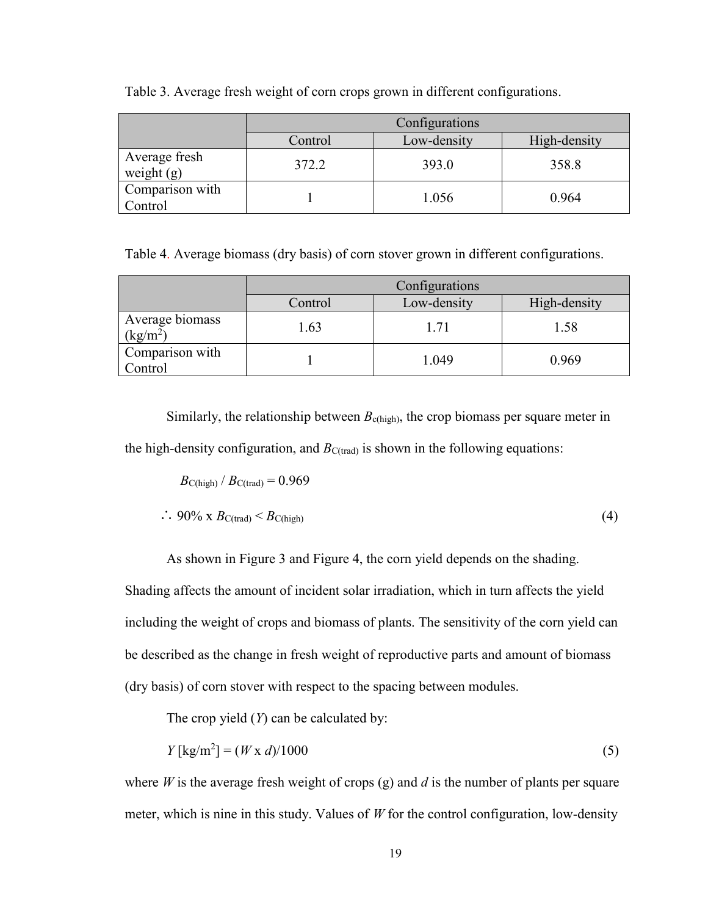Table 3. Average fresh weight of corn crops grown in different configurations.

| | Configurations | | |
|---|---|---|---|
| | Control | Low-density | High-density |
| Average fresh weight (g) | 372.2 | 393.0 | 358.8 |
| Comparison with Control | 1 | 1.056 | 0.964 |

Table 4. Average biomass (dry basis) of corn stover grown in different configurations.

| | Configurations | | |
|---|---|---|---|
| | Control | Low-density | High-density |
| Average biomass (kg/m$^2$) | 1.63 | 1.71 | 1.58 |
| Comparison with Control | 1 | 1.049 | 0.969 |

Similarly, the relationship between $B_{c(high)}$, the crop biomass per square meter in the high-density configuration, and $B_{C(trad)}$ is shown in the following equations:

$$B_{C(high)} / B_{C(trad)} = 0.969$$

$$\therefore\ 90\% \times B_{C(trad)} < B_{C(high)} \tag{4}$$

As shown in Figure 3 and Figure 4, the corn yield depends on the shading. Shading affects the amount of incident solar irradiation, which in turn affects the yield including the weight of crops and biomass of plants. The sensitivity of the corn yield can be described as the change in fresh weight of reproductive parts and amount of biomass (dry basis) of corn stover with respect to the spacing between modules.

The crop yield ($Y$) can be calculated by:

$$Y\ [\text{kg/m}^2] = (W \times d)/1000 \tag{5}$$

where $W$ is the average fresh weight of crops (g) and $d$ is the number of plants per square meter, which is nine in this study. Values of $W$ for the control configuration, low-density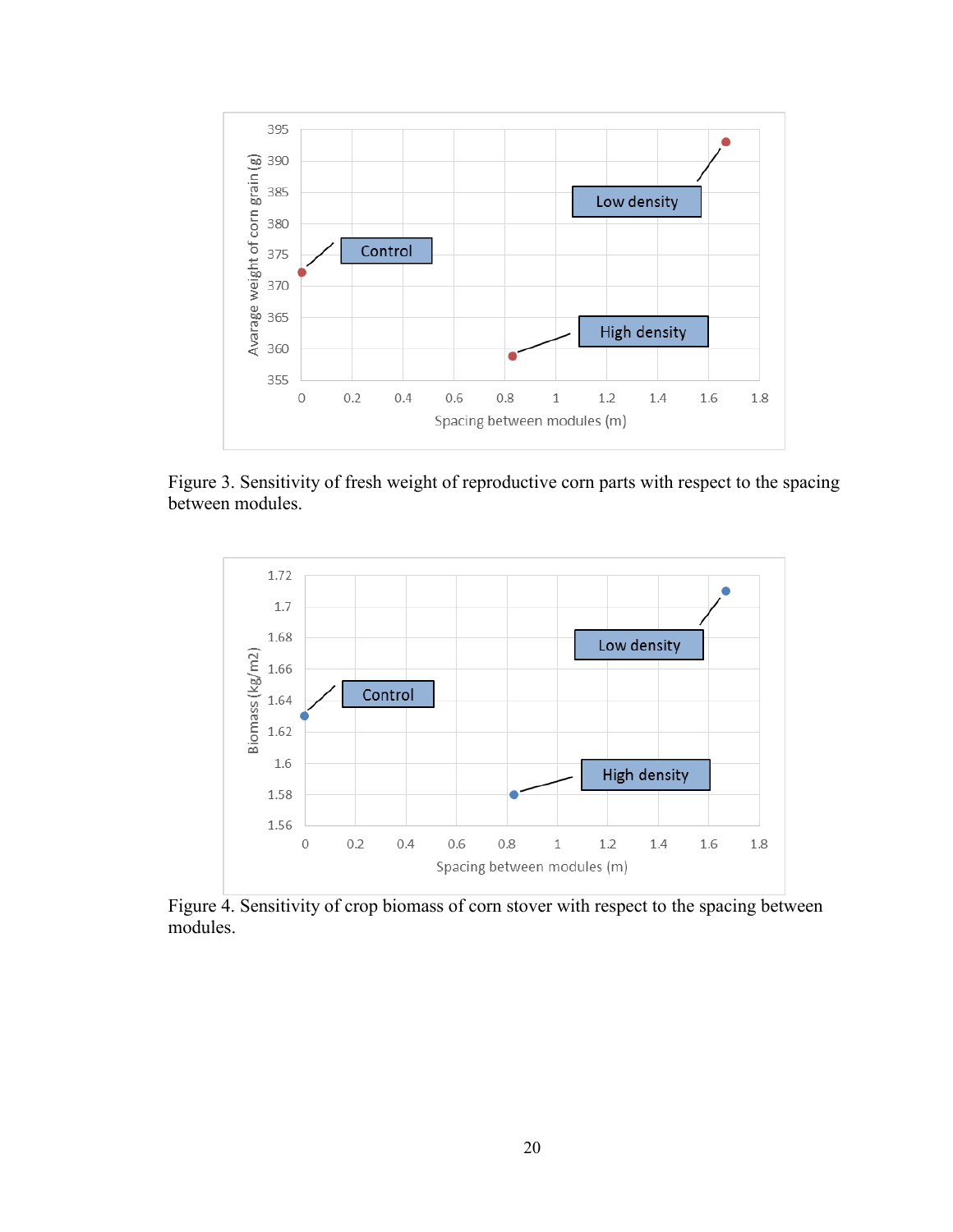Figure 3. Sensitivity of fresh weight of reproductive corn parts with respect to the spacing between modules.

Figure 4. Sensitivity of crop biomass of corn stover with respect to the spacing between modules.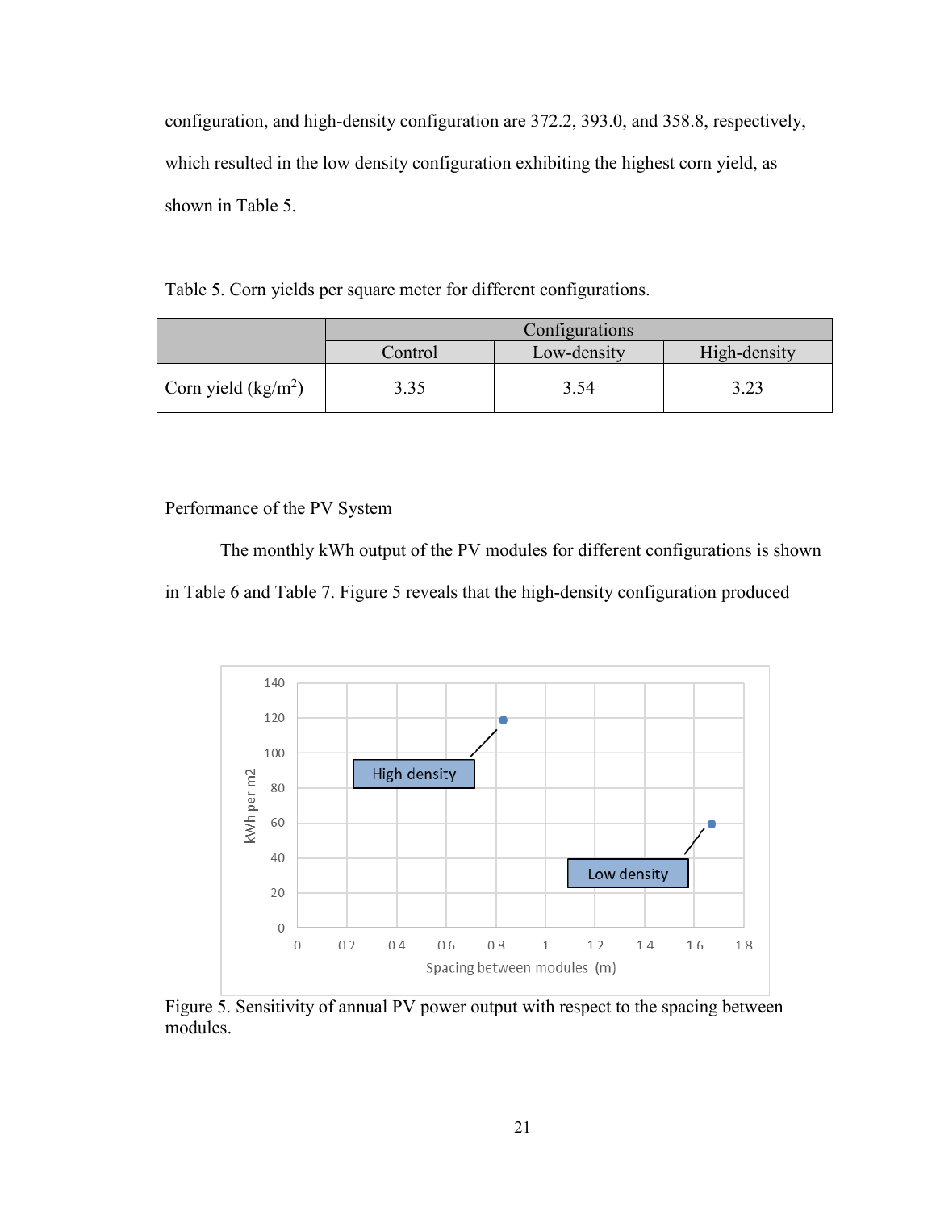configuration, and high-density configuration are 372.2, 393.0, and 358.8, respectively, which resulted in the low density configuration exhibiting the highest corn yield, as shown in Table 5.

Table 5. Corn yields per square meter for different configurations.

| | Configurations | | |
|---|---|---|---|
| | Control | Low-density | High-density |
| Corn yield (kg/m$^2$) | 3.35 | 3.54 | 3.23 |

Performance of the PV System

The monthly kWh output of the PV modules for different configurations is shown in Table 6 and Table 7. Figure 5 reveals that the high-density configuration produced

Figure 5. Sensitivity of annual PV power output with respect to the spacing between modules.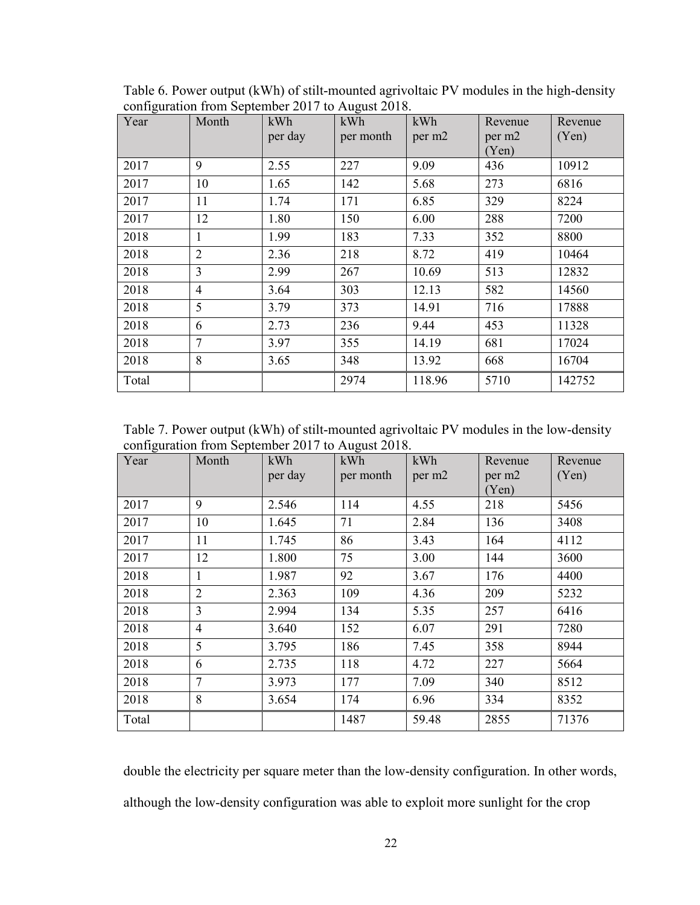Table 6. Power output (kWh) of stilt-mounted agrivoltaic PV modules in the high-density configuration from September 2017 to August 2018.

| Year | Month | kWh per day | kWh per month | kWh per m2 | Revenue per m2 (Yen) | Revenue (Yen) |
|---|---|---|---|---|---|---|
| 2017 | 9 | 2.55 | 227 | 9.09 | 436 | 10912 |
| 2017 | 10 | 1.65 | 142 | 5.68 | 273 | 6816 |
| 2017 | 11 | 1.74 | 171 | 6.85 | 329 | 8224 |
| 2017 | 12 | 1.80 | 150 | 6.00 | 288 | 7200 |
| 2018 | 1 | 1.99 | 183 | 7.33 | 352 | 8800 |
| 2018 | 2 | 2.36 | 218 | 8.72 | 419 | 10464 |
| 2018 | 3 | 2.99 | 267 | 10.69 | 513 | 12832 |
| 2018 | 4 | 3.64 | 303 | 12.13 | 582 | 14560 |
| 2018 | 5 | 3.79 | 373 | 14.91 | 716 | 17888 |
| 2018 | 6 | 2.73 | 236 | 9.44 | 453 | 11328 |
| 2018 | 7 | 3.97 | 355 | 14.19 | 681 | 17024 |
| 2018 | 8 | 3.65 | 348 | 13.92 | 668 | 16704 |
| Total | | | 2974 | 118.96 | 5710 | 142752 |

Table 7. Power output (kWh) of stilt-mounted agrivoltaic PV modules in the low-density configuration from September 2017 to August 2018.

| Year | Month | kWh per day | kWh per month | kWh per m2 | Revenue per m2 (Yen) | Revenue (Yen) |
|---|---|---|---|---|---|---|
| 2017 | 9 | 2.546 | 114 | 4.55 | 218 | 5456 |
| 2017 | 10 | 1.645 | 71 | 2.84 | 136 | 3408 |
| 2017 | 11 | 1.745 | 86 | 3.43 | 164 | 4112 |
| 2017 | 12 | 1.800 | 75 | 3.00 | 144 | 3600 |
| 2018 | 1 | 1.987 | 92 | 3.67 | 176 | 4400 |
| 2018 | 2 | 2.363 | 109 | 4.36 | 209 | 5232 |
| 2018 | 3 | 2.994 | 134 | 5.35 | 257 | 6416 |
| 2018 | 4 | 3.640 | 152 | 6.07 | 291 | 7280 |
| 2018 | 5 | 3.795 | 186 | 7.45 | 358 | 8944 |
| 2018 | 6 | 2.735 | 118 | 4.72 | 227 | 5664 |
| 2018 | 7 | 3.973 | 177 | 7.09 | 340 | 8512 |
| 2018 | 8 | 3.654 | 174 | 6.96 | 334 | 8352 |
| Total | | | 1487 | 59.48 | 2855 | 71376 |

double the electricity per square meter than the low-density configuration. In other words, although the low-density configuration was able to exploit more sunlight for the crop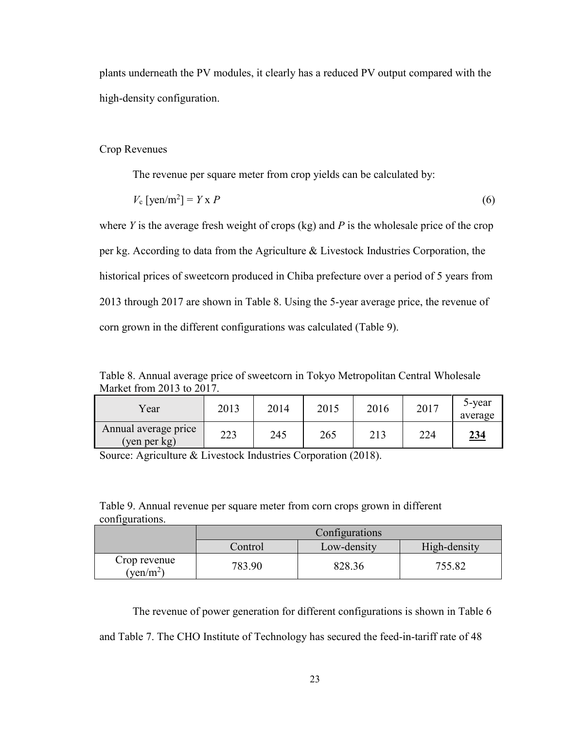plants underneath the PV modules, it clearly has a reduced PV output compared with the high-density configuration.

## Crop Revenues

The revenue per square meter from crop yields can be calculated by:

$$V_c \text{ [yen/m}^2\text{]} = Y \times P \tag{6}$$

where $Y$ is the average fresh weight of crops (kg) and $P$ is the wholesale price of the crop per kg. According to data from the Agriculture & Livestock Industries Corporation, the historical prices of sweetcorn produced in Chiba prefecture over a period of 5 years from 2013 through 2017 are shown in Table 8. Using the 5-year average price, the revenue of corn grown in the different configurations was calculated (Table 9).

Table 8. Annual average price of sweetcorn in Tokyo Metropolitan Central Wholesale Market from 2013 to 2017.

| Year | 2013 | 2014 | 2015 | 2016 | 2017 | 5-year average |
|---|---|---|---|---|---|---|
| Annual average price (yen per kg) | 223 | 245 | 265 | 213 | 224 | **234** |

Source: Agriculture & Livestock Industries Corporation (2018).

Table 9. Annual revenue per square meter from corn crops grown in different configurations.

| | Configurations | | |
|---|---|---|---|
| | Control | Low-density | High-density |
| Crop revenue (yen/m$^2$) | 783.90 | 828.36 | 755.82 |

The revenue of power generation for different configurations is shown in Table 6 and Table 7. The CHO Institute of Technology has secured the feed-in-tariff rate of 48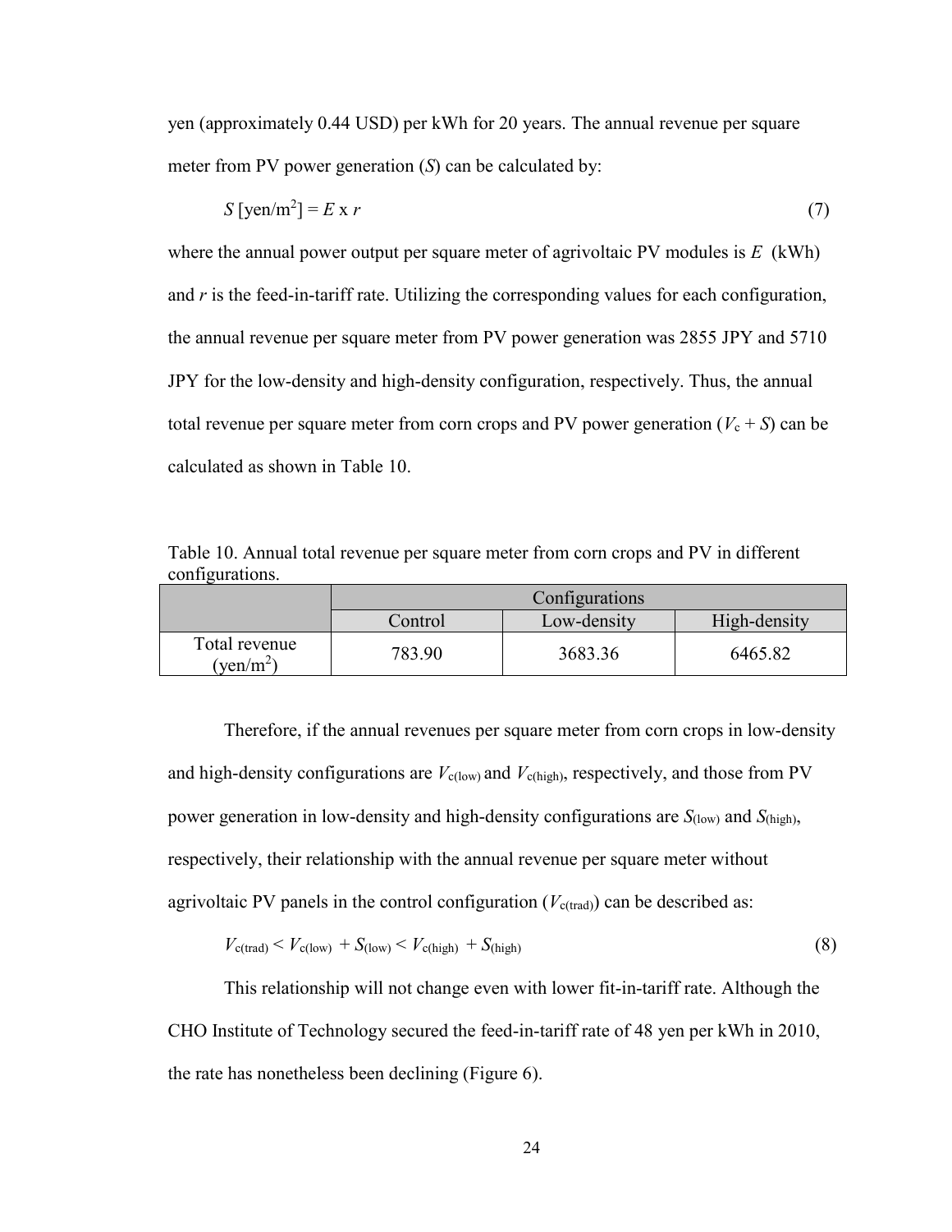yen (approximately 0.44 USD) per kWh for 20 years. The annual revenue per square meter from PV power generation ($S$) can be calculated by:

$$S\ [\text{yen/m}^2] = E \times r \tag{7}$$

where the annual power output per square meter of agrivoltaic PV modules is $E$ (kWh) and $r$ is the feed-in-tariff rate. Utilizing the corresponding values for each configuration, the annual revenue per square meter from PV power generation was 2855 JPY and 5710 JPY for the low-density and high-density configuration, respectively. Thus, the annual total revenue per square meter from corn crops and PV power generation ($V_c + S$) can be calculated as shown in Table 10.

Table 10. Annual total revenue per square meter from corn crops and PV in different configurations.

| | Configurations | | |
|---|---|---|---|
| | Control | Low-density | High-density |
| Total revenue (yen/m$^2$) | 783.90 | 3683.36 | 6465.82 |

Therefore, if the annual revenues per square meter from corn crops in low-density and high-density configurations are $V_{c(low)}$ and $V_{c(high)}$, respectively, and those from PV power generation in low-density and high-density configurations are $S_{(low)}$ and $S_{(high)}$, respectively, their relationship with the annual revenue per square meter without agrivoltaic PV panels in the control configuration ($V_{c(trad)}$) can be described as:

$$V_{c(trad)} < V_{c(low)} + S_{(low)} < V_{c(high)} + S_{(high)} \tag{8}$$

This relationship will not change even with lower fit-in-tariff rate. Although the CHO Institute of Technology secured the feed-in-tariff rate of 48 yen per kWh in 2010, the rate has nonetheless been declining (Figure 6).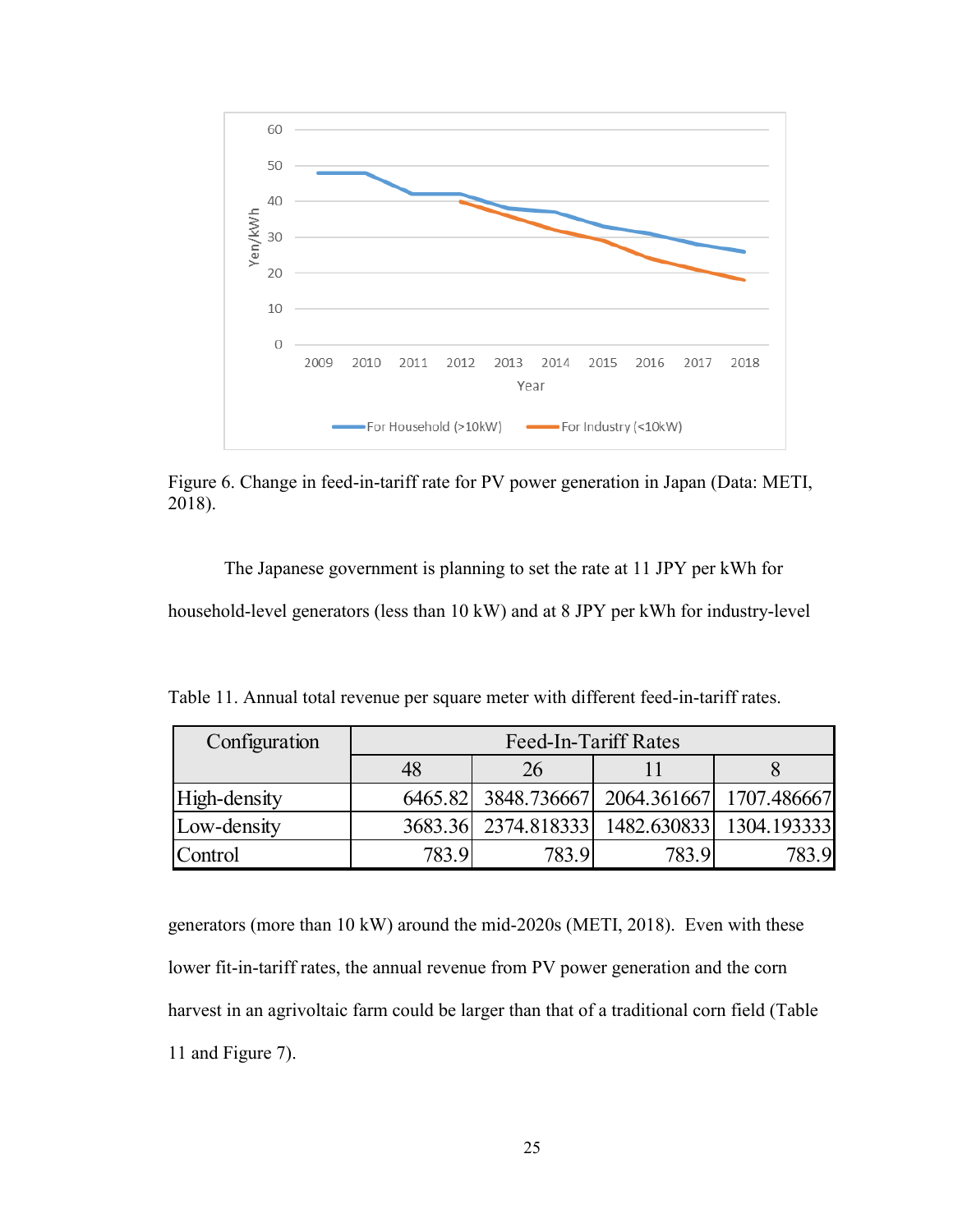Figure 6. Change in feed-in-tariff rate for PV power generation in Japan (Data: METI, 2018).

The Japanese government is planning to set the rate at 11 JPY per kWh for household-level generators (less than 10 kW) and at 8 JPY per kWh for industry-level generators (more than 10 kW) around the mid-2020s (METI, 2018). Even with these lower fit-in-tariff rates, the annual revenue from PV power generation and the corn harvest in an agrivoltaic farm could be larger than that of a traditional corn field (Table 11 and Figure 7).

Table 11. Annual total revenue per square meter with different feed-in-tariff rates.

| Configuration | Feed-In-Tariff Rates | | | |
|---|---|---|---|---|
| | 48 | 26 | 11 | 8 |
| High-density | 6465.82 | 3848.736667 | 2064.361667 | 1707.486667 |
| Low-density | 3683.36 | 2374.818333 | 1482.630833 | 1304.193333 |
| Control | 783.9 | 783.9 | 783.9 | 783.9 |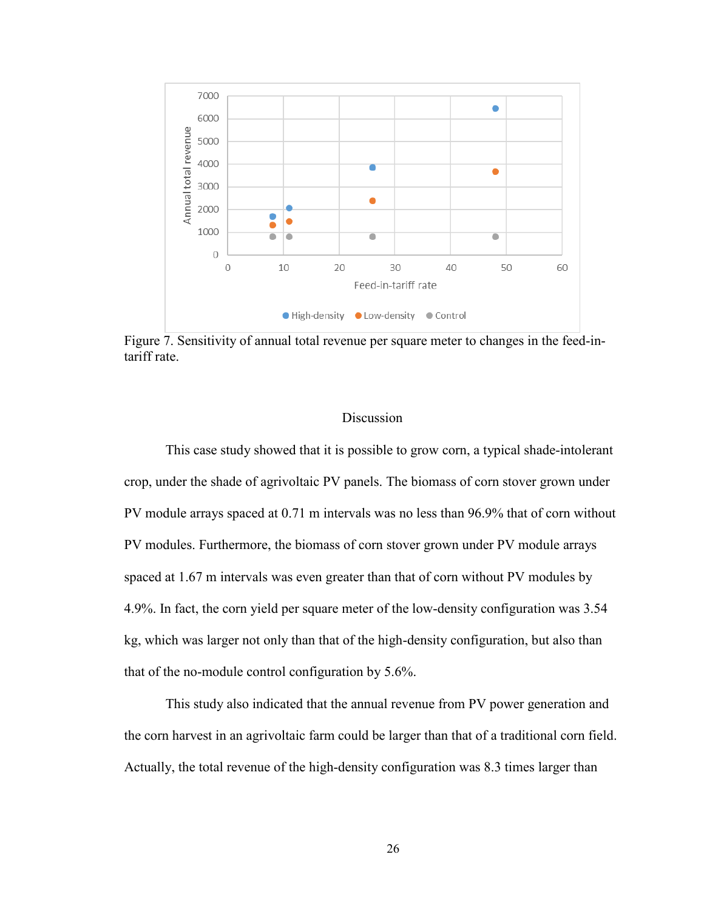Figure 7. Sensitivity of annual total revenue per square meter to changes in the feed-in-tariff rate.

## Discussion

This case study showed that it is possible to grow corn, a typical shade-intolerant crop, under the shade of agrivoltaic PV panels. The biomass of corn stover grown under PV module arrays spaced at 0.71 m intervals was no less than 96.9% that of corn without PV modules. Furthermore, the biomass of corn stover grown under PV module arrays spaced at 1.67 m intervals was even greater than that of corn without PV modules by 4.9%. In fact, the corn yield per square meter of the low-density configuration was 3.54 kg, which was larger not only than that of the high-density configuration, but also than that of the no-module control configuration by 5.6%.

This study also indicated that the annual revenue from PV power generation and the corn harvest in an agrivoltaic farm could be larger than that of a traditional corn field. Actually, the total revenue of the high-density configuration was 8.3 times larger than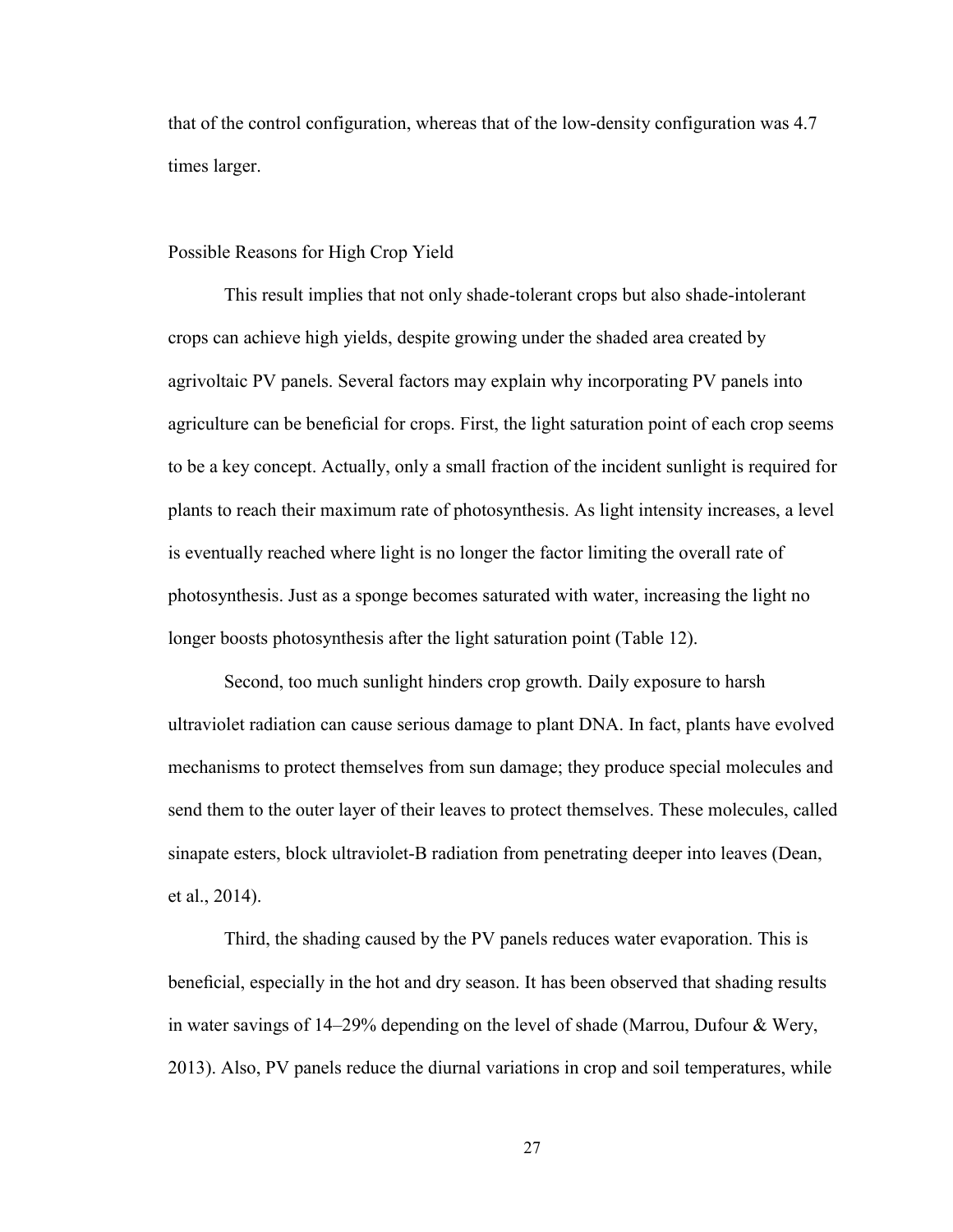that of the control configuration, whereas that of the low-density configuration was 4.7 times larger.

### Possible Reasons for High Crop Yield

This result implies that not only shade-tolerant crops but also shade-intolerant crops can achieve high yields, despite growing under the shaded area created by agrivoltaic PV panels. Several factors may explain why incorporating PV panels into agriculture can be beneficial for crops. First, the light saturation point of each crop seems to be a key concept. Actually, only a small fraction of the incident sunlight is required for plants to reach their maximum rate of photosynthesis. As light intensity increases, a level is eventually reached where light is no longer the factor limiting the overall rate of photosynthesis. Just as a sponge becomes saturated with water, increasing the light no longer boosts photosynthesis after the light saturation point (Table 12).

Second, too much sunlight hinders crop growth. Daily exposure to harsh ultraviolet radiation can cause serious damage to plant DNA. In fact, plants have evolved mechanisms to protect themselves from sun damage; they produce special molecules and send them to the outer layer of their leaves to protect themselves. These molecules, called sinapate esters, block ultraviolet-B radiation from penetrating deeper into leaves (Dean, et al., 2014).

Third, the shading caused by the PV panels reduces water evaporation. This is beneficial, especially in the hot and dry season. It has been observed that shading results in water savings of 14–29% depending on the level of shade (Marrou, Dufour & Wery, 2013). Also, PV panels reduce the diurnal variations in crop and soil temperatures, while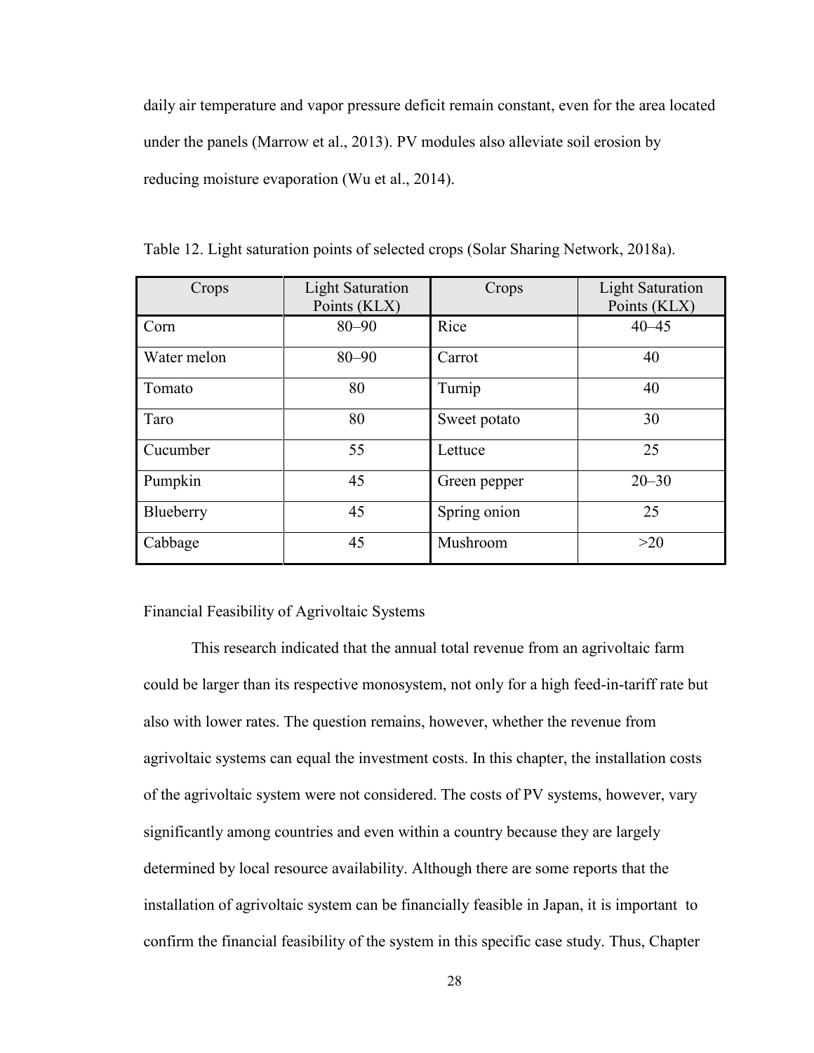daily air temperature and vapor pressure deficit remain constant, even for the area located under the panels (Marrow et al., 2013). PV modules also alleviate soil erosion by reducing moisture evaporation (Wu et al., 2014).

Table 12. Light saturation points of selected crops (Solar Sharing Network, 2018a).

| Crops | Light Saturation Points (KLX) | Crops | Light Saturation Points (KLX) |
|---|---|---|---|
| Corn | 80–90 | Rice | 40–45 |
| Water melon | 80–90 | Carrot | 40 |
| Tomato | 80 | Turnip | 40 |
| Taro | 80 | Sweet potato | 30 |
| Cucumber | 55 | Lettuce | 25 |
| Pumpkin | 45 | Green pepper | 20–30 |
| Blueberry | 45 | Spring onion | 25 |
| Cabbage | 45 | Mushroom | >20 |

## Financial Feasibility of Agrivoltaic Systems

This research indicated that the annual total revenue from an agrivoltaic farm could be larger than its respective monosystem, not only for a high feed-in-tariff rate but also with lower rates. The question remains, however, whether the revenue from agrivoltaic systems can equal the investment costs. In this chapter, the installation costs of the agrivoltaic system were not considered. The costs of PV systems, however, vary significantly among countries and even within a country because they are largely determined by local resource availability. Although there are some reports that the installation of agrivoltaic system can be financially feasible in Japan, it is important to confirm the financial feasibility of the system in this specific case study. Thus, Chapter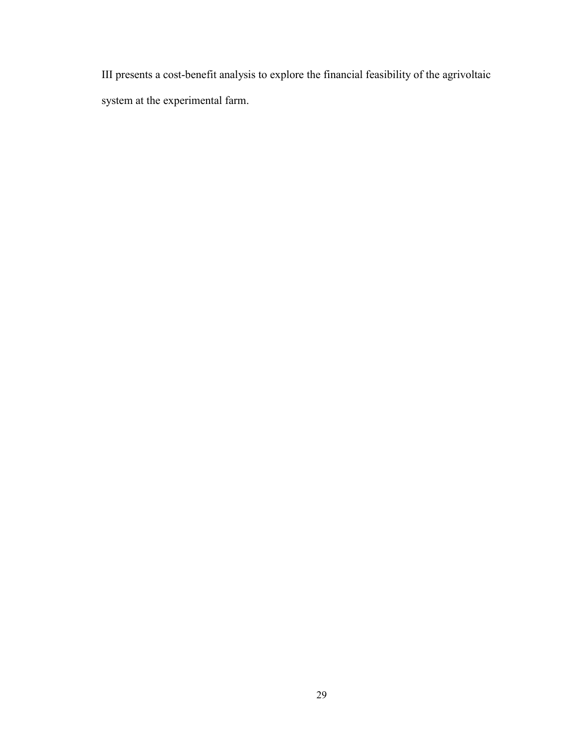III presents a cost-benefit analysis to explore the financial feasibility of the agrivoltaic system at the experimental farm.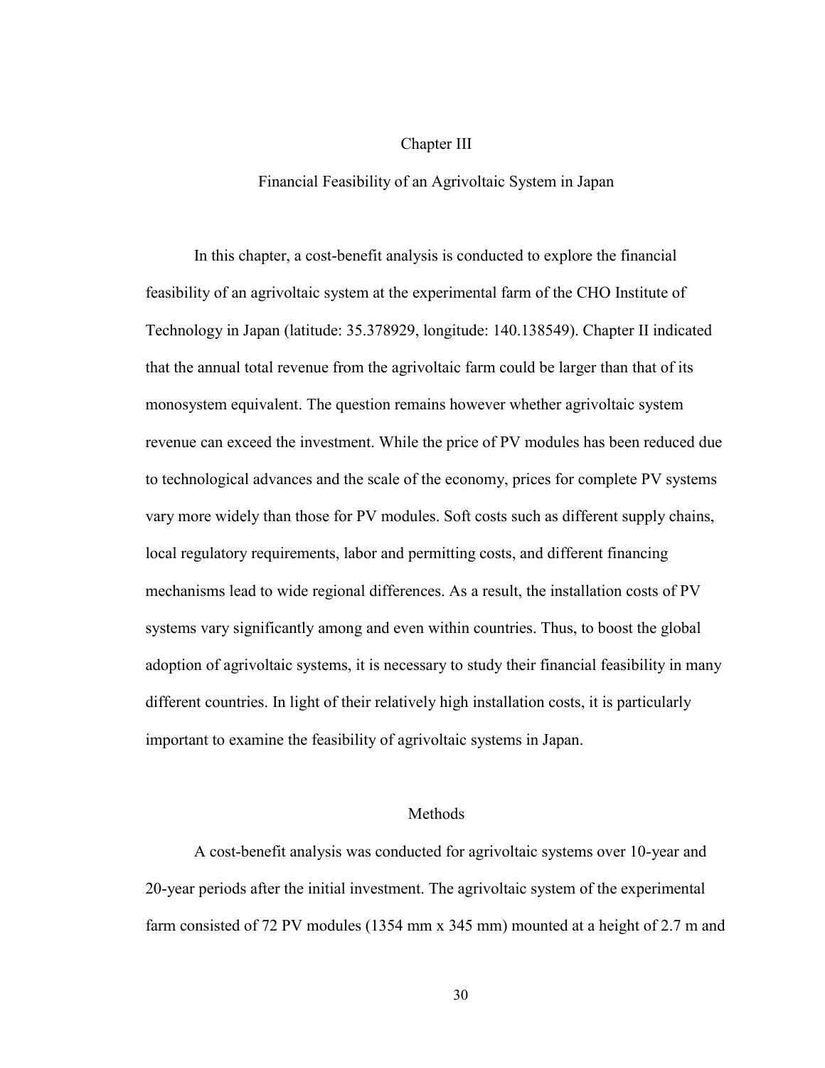# Chapter III

## Financial Feasibility of an Agrivoltaic System in Japan

In this chapter, a cost-benefit analysis is conducted to explore the financial feasibility of an agrivoltaic system at the experimental farm of the CHO Institute of Technology in Japan (latitude: 35.378929, longitude: 140.138549). Chapter II indicated that the annual total revenue from the agrivoltaic farm could be larger than that of its monosystem equivalent. The question remains however whether agrivoltaic system revenue can exceed the investment. While the price of PV modules has been reduced due to technological advances and the scale of the economy, prices for complete PV systems vary more widely than those for PV modules. Soft costs such as different supply chains, local regulatory requirements, labor and permitting costs, and different financing mechanisms lead to wide regional differences. As a result, the installation costs of PV systems vary significantly among and even within countries. Thus, to boost the global adoption of agrivoltaic systems, it is necessary to study their financial feasibility in many different countries. In light of their relatively high installation costs, it is particularly important to examine the feasibility of agrivoltaic systems in Japan.

## Methods

A cost-benefit analysis was conducted for agrivoltaic systems over 10-year and 20-year periods after the initial investment. The agrivoltaic system of the experimental farm consisted of 72 PV modules (1354 mm x 345 mm) mounted at a height of 2.7 m and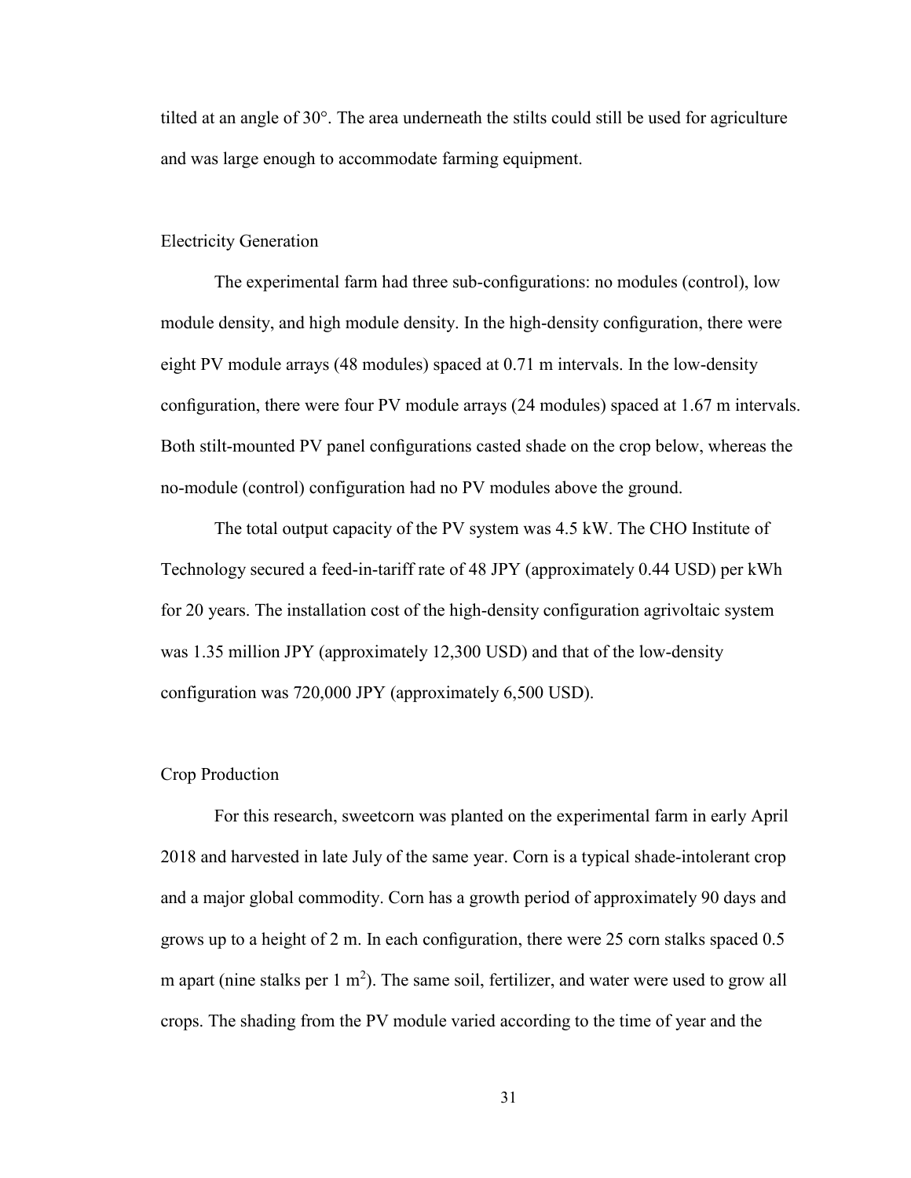tilted at an angle of 30°. The area underneath the stilts could still be used for agriculture and was large enough to accommodate farming equipment.

### Electricity Generation

The experimental farm had three sub-configurations: no modules (control), low module density, and high module density. In the high-density configuration, there were eight PV module arrays (48 modules) spaced at 0.71 m intervals. In the low-density configuration, there were four PV module arrays (24 modules) spaced at 1.67 m intervals. Both stilt-mounted PV panel configurations casted shade on the crop below, whereas the no-module (control) configuration had no PV modules above the ground.

The total output capacity of the PV system was 4.5 kW. The CHO Institute of Technology secured a feed-in-tariff rate of 48 JPY (approximately 0.44 USD) per kWh for 20 years. The installation cost of the high-density configuration agrivoltaic system was 1.35 million JPY (approximately 12,300 USD) and that of the low-density configuration was 720,000 JPY (approximately 6,500 USD).

### Crop Production

For this research, sweetcorn was planted on the experimental farm in early April 2018 and harvested in late July of the same year. Corn is a typical shade-intolerant crop and a major global commodity. Corn has a growth period of approximately 90 days and grows up to a height of 2 m. In each configuration, there were 25 corn stalks spaced 0.5 m apart (nine stalks per 1 $m^2$). The same soil, fertilizer, and water were used to grow all crops. The shading from the PV module varied according to the time of year and the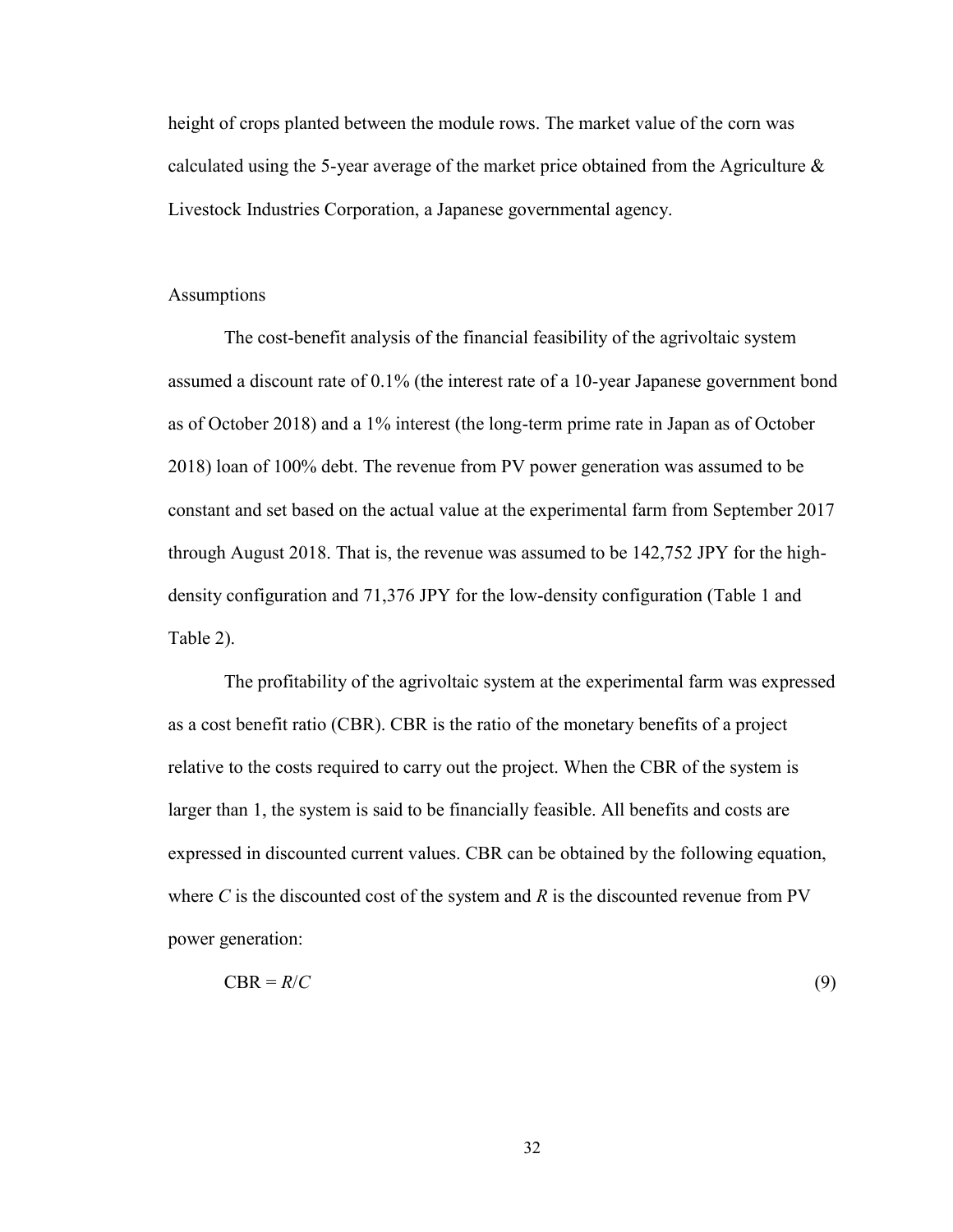height of crops planted between the module rows. The market value of the corn was calculated using the 5-year average of the market price obtained from the Agriculture & Livestock Industries Corporation, a Japanese governmental agency.

### Assumptions

The cost-benefit analysis of the financial feasibility of the agrivoltaic system assumed a discount rate of 0.1% (the interest rate of a 10-year Japanese government bond as of October 2018) and a 1% interest (the long-term prime rate in Japan as of October 2018) loan of 100% debt. The revenue from PV power generation was assumed to be constant and set based on the actual value at the experimental farm from September 2017 through August 2018. That is, the revenue was assumed to be 142,752 JPY for the high-density configuration and 71,376 JPY for the low-density configuration (Table 1 and Table 2).

The profitability of the agrivoltaic system at the experimental farm was expressed as a cost benefit ratio (CBR). CBR is the ratio of the monetary benefits of a project relative to the costs required to carry out the project. When the CBR of the system is larger than 1, the system is said to be financially feasible. All benefits and costs are expressed in discounted current values. CBR can be obtained by the following equation, where $C$ is the discounted cost of the system and $R$ is the discounted revenue from PV power generation:

$$\text{CBR} = R/C \tag{9}$$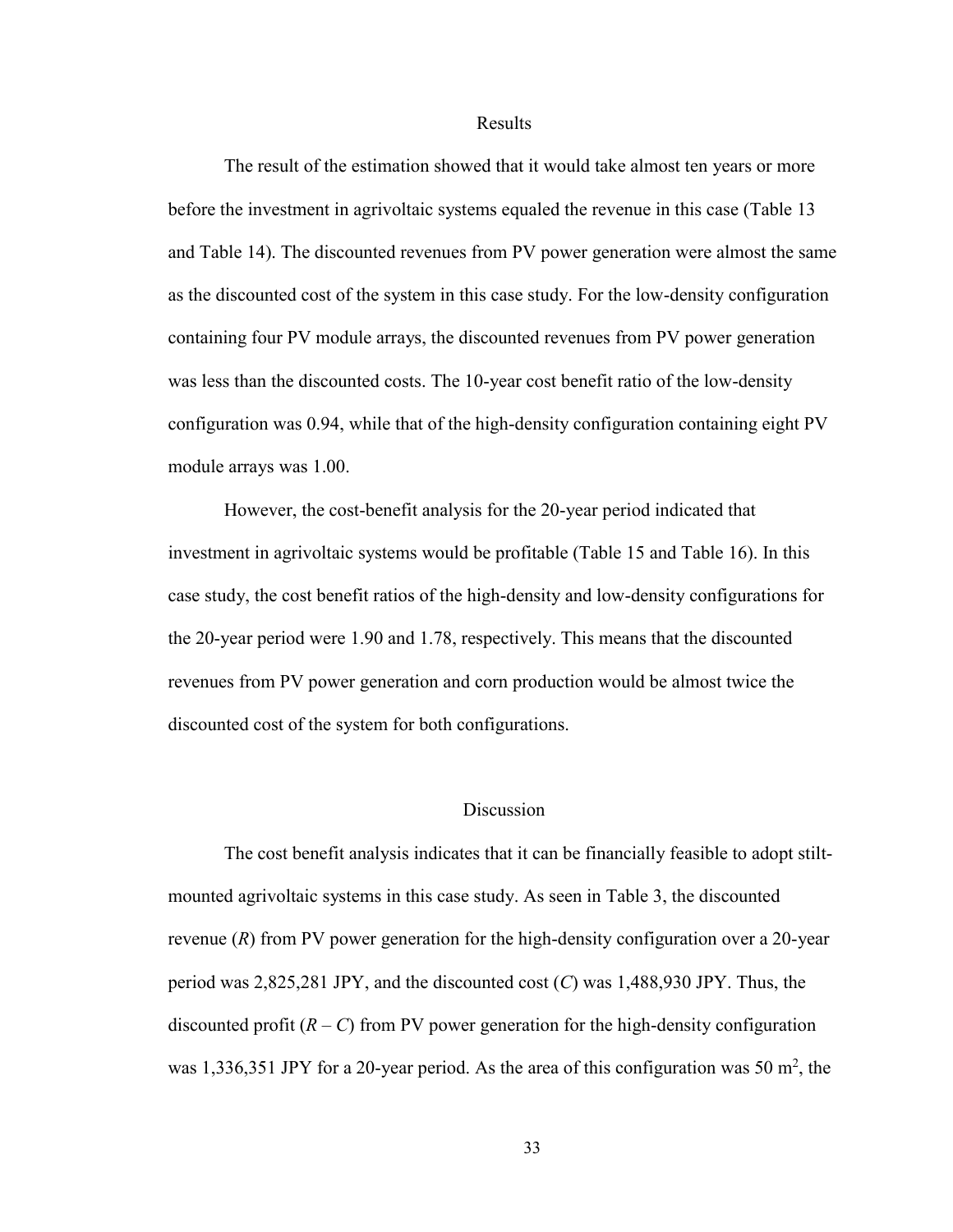## Results

The result of the estimation showed that it would take almost ten years or more before the investment in agrivoltaic systems equaled the revenue in this case (Table 13 and Table 14). The discounted revenues from PV power generation were almost the same as the discounted cost of the system in this case study. For the low-density configuration containing four PV module arrays, the discounted revenues from PV power generation was less than the discounted costs. The 10-year cost benefit ratio of the low-density configuration was 0.94, while that of the high-density configuration containing eight PV module arrays was 1.00.

However, the cost-benefit analysis for the 20-year period indicated that investment in agrivoltaic systems would be profitable (Table 15 and Table 16). In this case study, the cost benefit ratios of the high-density and low-density configurations for the 20-year period were 1.90 and 1.78, respectively. This means that the discounted revenues from PV power generation and corn production would be almost twice the discounted cost of the system for both configurations.

## Discussion

The cost benefit analysis indicates that it can be financially feasible to adopt stilt-mounted agrivoltaic systems in this case study. As seen in Table 3, the discounted revenue ($R$) from PV power generation for the high-density configuration over a 20-year period was 2,825,281 JPY, and the discounted cost ($C$) was 1,488,930 JPY. Thus, the discounted profit ($R – C$) from PV power generation for the high-density configuration was 1,336,351 JPY for a 20-year period. As the area of this configuration was 50 $m^2$, the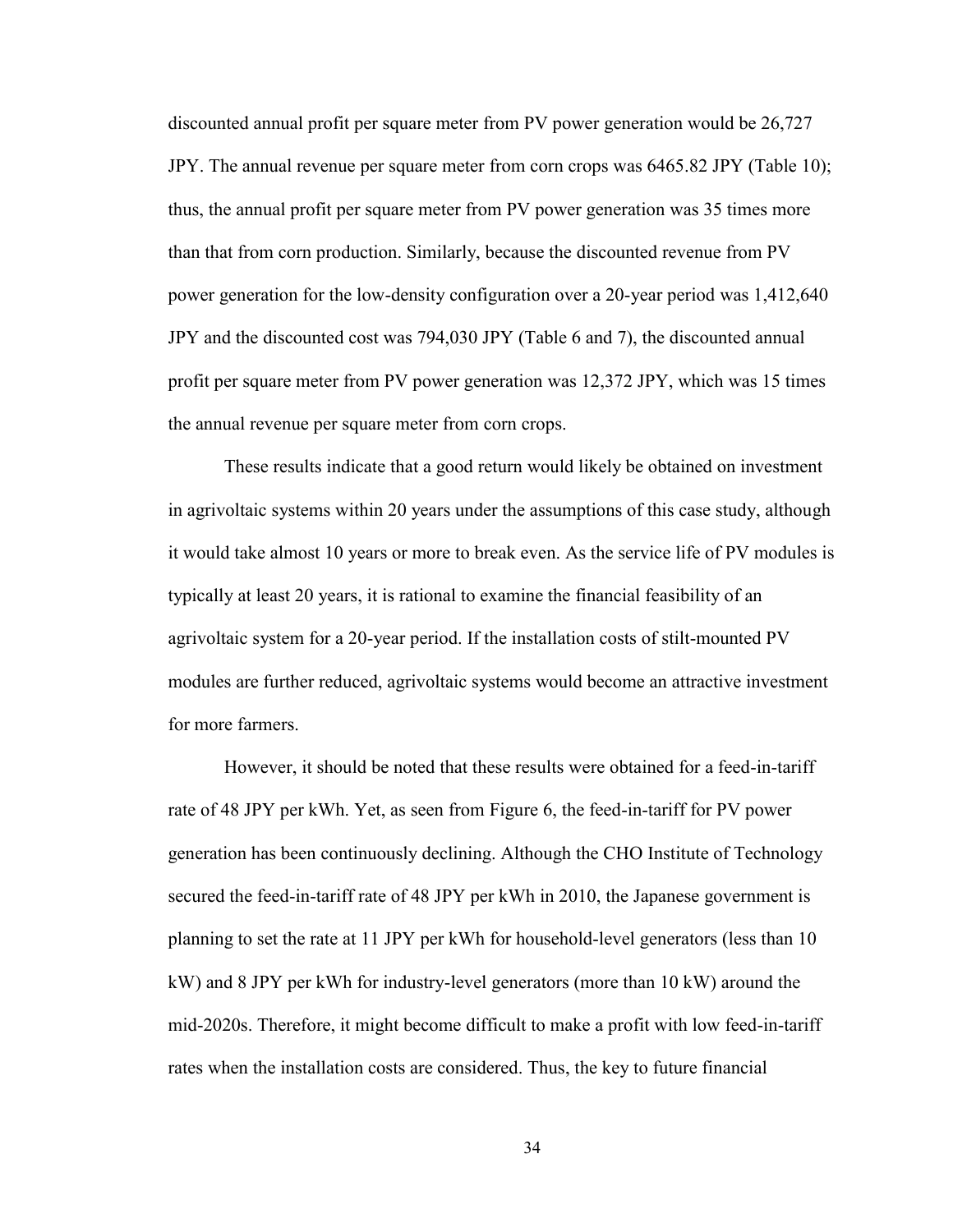discounted annual profit per square meter from PV power generation would be 26,727 JPY. The annual revenue per square meter from corn crops was 6465.82 JPY (Table 10); thus, the annual profit per square meter from PV power generation was 35 times more than that from corn production. Similarly, because the discounted revenue from PV power generation for the low-density configuration over a 20-year period was 1,412,640 JPY and the discounted cost was 794,030 JPY (Table 6 and 7), the discounted annual profit per square meter from PV power generation was 12,372 JPY, which was 15 times the annual revenue per square meter from corn crops.

These results indicate that a good return would likely be obtained on investment in agrivoltaic systems within 20 years under the assumptions of this case study, although it would take almost 10 years or more to break even. As the service life of PV modules is typically at least 20 years, it is rational to examine the financial feasibility of an agrivoltaic system for a 20-year period. If the installation costs of stilt-mounted PV modules are further reduced, agrivoltaic systems would become an attractive investment for more farmers.

However, it should be noted that these results were obtained for a feed-in-tariff rate of 48 JPY per kWh. Yet, as seen from Figure 6, the feed-in-tariff for PV power generation has been continuously declining. Although the CHO Institute of Technology secured the feed-in-tariff rate of 48 JPY per kWh in 2010, the Japanese government is planning to set the rate at 11 JPY per kWh for household-level generators (less than 10 kW) and 8 JPY per kWh for industry-level generators (more than 10 kW) around the mid-2020s. Therefore, it might become difficult to make a profit with low feed-in-tariff rates when the installation costs are considered. Thus, the key to future financial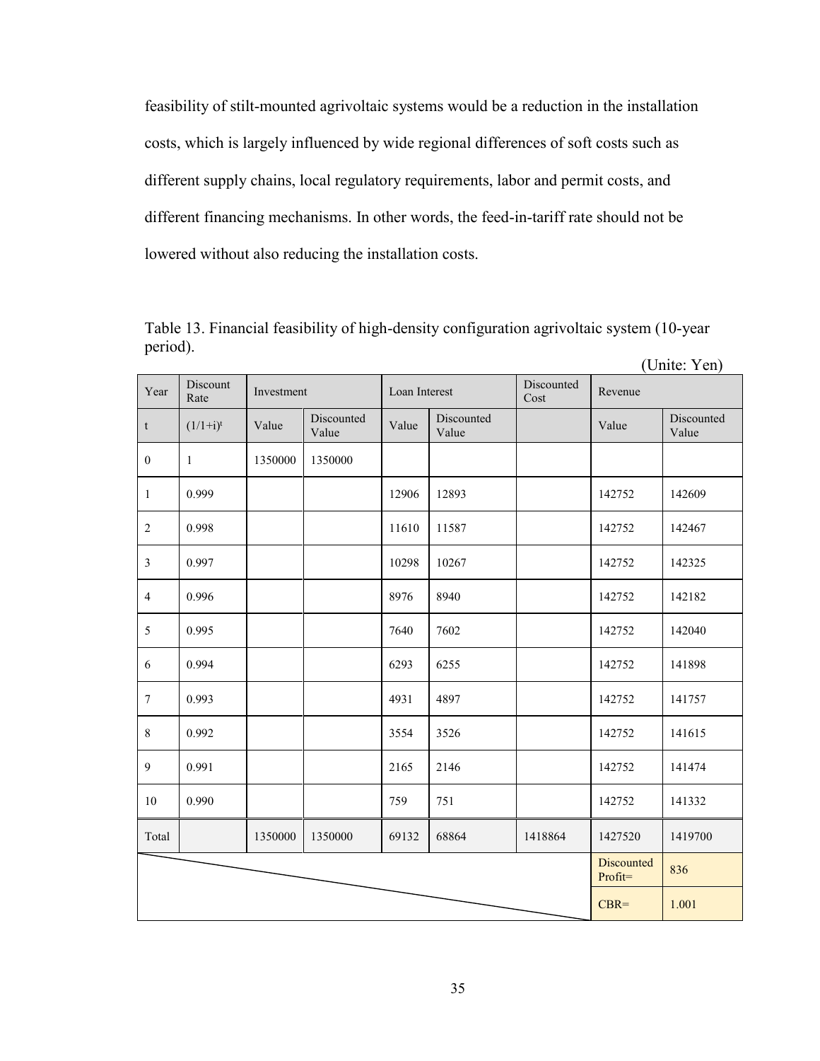feasibility of stilt-mounted agrivoltaic systems would be a reduction in the installation costs, which is largely influenced by wide regional differences of soft costs such as different supply chains, local regulatory requirements, labor and permit costs, and different financing mechanisms. In other words, the feed-in-tariff rate should not be lowered without also reducing the installation costs.

Table 13. Financial feasibility of high-density configuration agrivoltaic system (10-year period).

(Unite: Yen)

| Year | Discount Rate | Investment | | Loan Interest | | Discounted Cost | Revenue | |
|---|---|---|---|---|---|---|---|---|
| t | $(1/1+i)^t$ | Value | Discounted Value | Value | Discounted Value | | Value | Discounted Value |
| 0 | 1 | 1350000 | 1350000 | | | | | |
| 1 | 0.999 | | | 12906 | 12893 | | 142752 | 142609 |
| 2 | 0.998 | | | 11610 | 11587 | | 142752 | 142467 |
| 3 | 0.997 | | | 10298 | 10267 | | 142752 | 142325 |
| 4 | 0.996 | | | 8976 | 8940 | | 142752 | 142182 |
| 5 | 0.995 | | | 7640 | 7602 | | 142752 | 142040 |
| 6 | 0.994 | | | 6293 | 6255 | | 142752 | 141898 |
| 7 | 0.993 | | | 4931 | 4897 | | 142752 | 141757 |
| 8 | 0.992 | | | 3554 | 3526 | | 142752 | 141615 |
| 9 | 0.991 | | | 2165 | 2146 | | 142752 | 141474 |
| 10 | 0.990 | | | 759 | 751 | | 142752 | 141332 |
| Total | | 1350000 | 1350000 | 69132 | 68864 | 1418864 | 1427520 | 1419700 |
| | | | | | | | Discounted Profit= | 836 |
| | | | | | | | CBR= | 1.001 |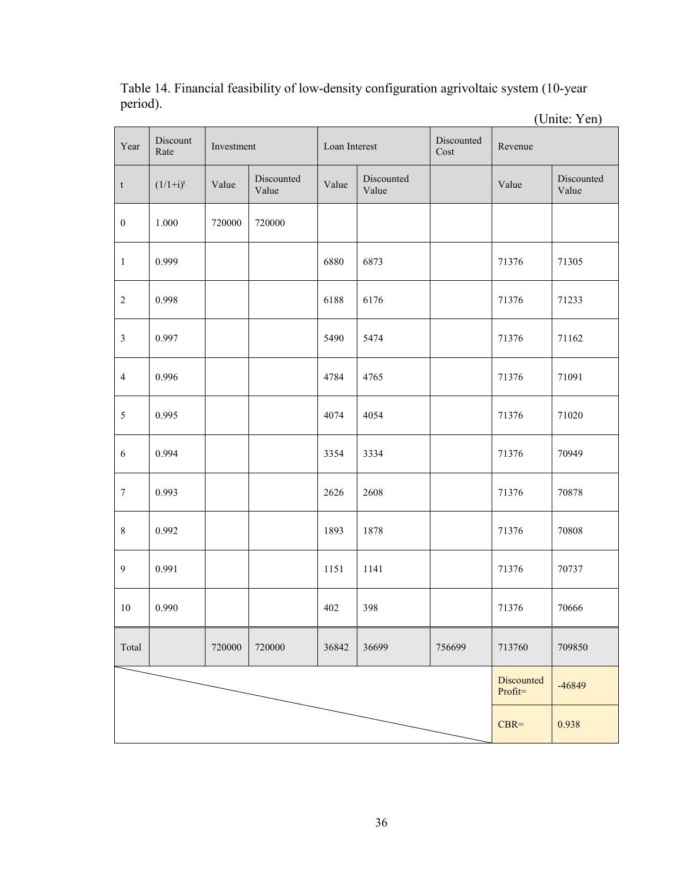Table 14. Financial feasibility of low-density configuration agrivoltaic system (10-year period).

(Unite: Yen)

| Year | Discount Rate | Investment | | Loan Interest | | Discounted Cost | Revenue | |
|---|---|---|---|---|---|---|---|---|
| t | $(1/1+i)^t$ | Value | Discounted Value | Value | Discounted Value | | Value | Discounted Value |
| 0 | 1.000 | 720000 | 720000 | | | | | |
| 1 | 0.999 | | | 6880 | 6873 | | 71376 | 71305 |
| 2 | 0.998 | | | 6188 | 6176 | | 71376 | 71233 |
| 3 | 0.997 | | | 5490 | 5474 | | 71376 | 71162 |
| 4 | 0.996 | | | 4784 | 4765 | | 71376 | 71091 |
| 5 | 0.995 | | | 4074 | 4054 | | 71376 | 71020 |
| 6 | 0.994 | | | 3354 | 3334 | | 71376 | 70949 |
| 7 | 0.993 | | | 2626 | 2608 | | 71376 | 70878 |
| 8 | 0.992 | | | 1893 | 1878 | | 71376 | 70808 |
| 9 | 0.991 | | | 1151 | 1141 | | 71376 | 70737 |
| 10 | 0.990 | | | 402 | 398 | | 71376 | 70666 |
| Total | | 720000 | 720000 | 36842 | 36699 | 756699 | 713760 | 709850 |
| | | | | | | | Discounted Profit= | -46849 |
| | | | | | | | CBR= | 0.938 |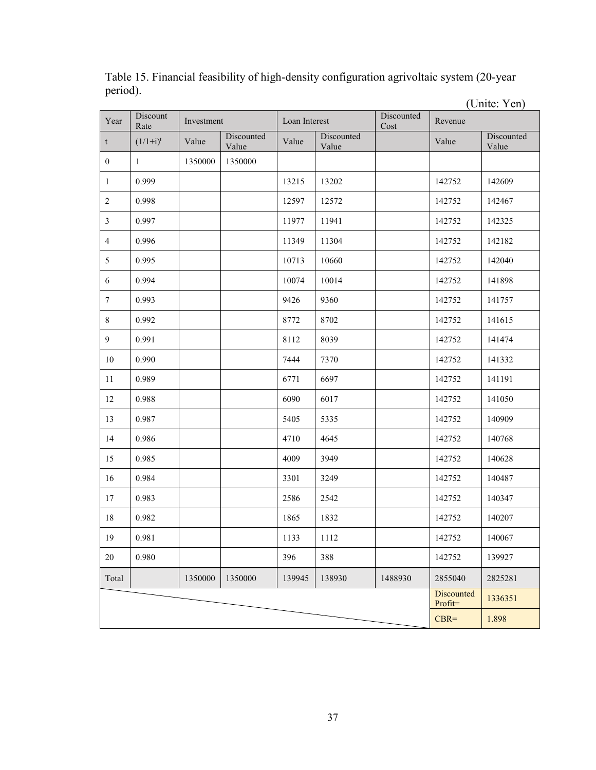Table 15. Financial feasibility of high-density configuration agrivoltaic system (20-year period).

(Unite: Yen)

| Year | Discount Rate | Investment | | Loan Interest | | Discounted Cost | Revenue | |
|---|---|---|---|---|---|---|---|---|
| t | $(1/1+i)^t$ | Value | Discounted Value | Value | Discounted Value | | Value | Discounted Value |
| 0 | 1 | 1350000 | 1350000 | | | | | |
| 1 | 0.999 | | | 13215 | 13202 | | 142752 | 142609 |
| 2 | 0.998 | | | 12597 | 12572 | | 142752 | 142467 |
| 3 | 0.997 | | | 11977 | 11941 | | 142752 | 142325 |
| 4 | 0.996 | | | 11349 | 11304 | | 142752 | 142182 |
| 5 | 0.995 | | | 10713 | 10660 | | 142752 | 142040 |
| 6 | 0.994 | | | 10074 | 10014 | | 142752 | 141898 |
| 7 | 0.993 | | | 9426 | 9360 | | 142752 | 141757 |
| 8 | 0.992 | | | 8772 | 8702 | | 142752 | 141615 |
| 9 | 0.991 | | | 8112 | 8039 | | 142752 | 141474 |
| 10 | 0.990 | | | 7444 | 7370 | | 142752 | 141332 |
| 11 | 0.989 | | | 6771 | 6697 | | 142752 | 141191 |
| 12 | 0.988 | | | 6090 | 6017 | | 142752 | 141050 |
| 13 | 0.987 | | | 5405 | 5335 | | 142752 | 140909 |
| 14 | 0.986 | | | 4710 | 4645 | | 142752 | 140768 |
| 15 | 0.985 | | | 4009 | 3949 | | 142752 | 140628 |
| 16 | 0.984 | | | 3301 | 3249 | | 142752 | 140487 |
| 17 | 0.983 | | | 2586 | 2542 | | 142752 | 140347 |
| 18 | 0.982 | | | 1865 | 1832 | | 142752 | 140207 |
| 19 | 0.981 | | | 1133 | 1112 | | 142752 | 140067 |
| 20 | 0.980 | | | 396 | 388 | | 142752 | 139927 |
| Total | | 1350000 | 1350000 | 139945 | 138930 | 1488930 | 2855040 | 2825281 |
| | | | | | | | Discounted Profit= | 1336351 |
| | | | | | | | CBR= | 1.898 |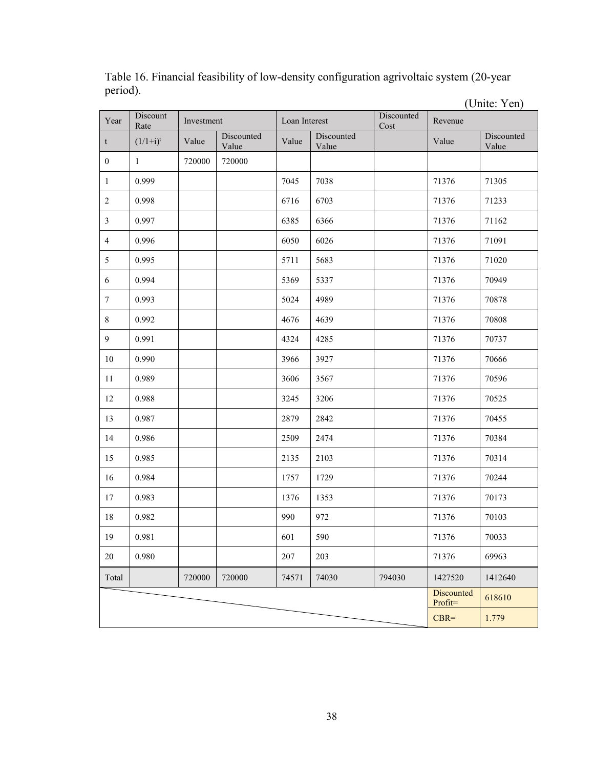Table 16. Financial feasibility of low-density configuration agrivoltaic system (20-year period).

(Unite: Yen)

| Year | Discount Rate | Investment | | Loan Interest | | Discounted Cost | Revenue | |
|---|---|---|---|---|---|---|---|---|
| t | $(1/1+i)^t$ | Value | Discounted Value | Value | Discounted Value | | Value | Discounted Value |
| 0 | 1 | 720000 | 720000 | | | | | |
| 1 | 0.999 | | | 7045 | 7038 | | 71376 | 71305 |
| 2 | 0.998 | | | 6716 | 6703 | | 71376 | 71233 |
| 3 | 0.997 | | | 6385 | 6366 | | 71376 | 71162 |
| 4 | 0.996 | | | 6050 | 6026 | | 71376 | 71091 |
| 5 | 0.995 | | | 5711 | 5683 | | 71376 | 71020 |
| 6 | 0.994 | | | 5369 | 5337 | | 71376 | 70949 |
| 7 | 0.993 | | | 5024 | 4989 | | 71376 | 70878 |
| 8 | 0.992 | | | 4676 | 4639 | | 71376 | 70808 |
| 9 | 0.991 | | | 4324 | 4285 | | 71376 | 70737 |
| 10 | 0.990 | | | 3966 | 3927 | | 71376 | 70666 |
| 11 | 0.989 | | | 3606 | 3567 | | 71376 | 70596 |
| 12 | 0.988 | | | 3245 | 3206 | | 71376 | 70525 |
| 13 | 0.987 | | | 2879 | 2842 | | 71376 | 70455 |
| 14 | 0.986 | | | 2509 | 2474 | | 71376 | 70384 |
| 15 | 0.985 | | | 2135 | 2103 | | 71376 | 70314 |
| 16 | 0.984 | | | 1757 | 1729 | | 71376 | 70244 |
| 17 | 0.983 | | | 1376 | 1353 | | 71376 | 70173 |
| 18 | 0.982 | | | 990 | 972 | | 71376 | 70103 |
| 19 | 0.981 | | | 601 | 590 | | 71376 | 70033 |
| 20 | 0.980 | | | 207 | 203 | | 71376 | 69963 |
| Total | | 720000 | 720000 | 74571 | 74030 | 794030 | 1427520 | 1412640 |
| | | | | | | | Discounted Profit= | 618610 |
| | | | | | | | CBR= | 1.779 |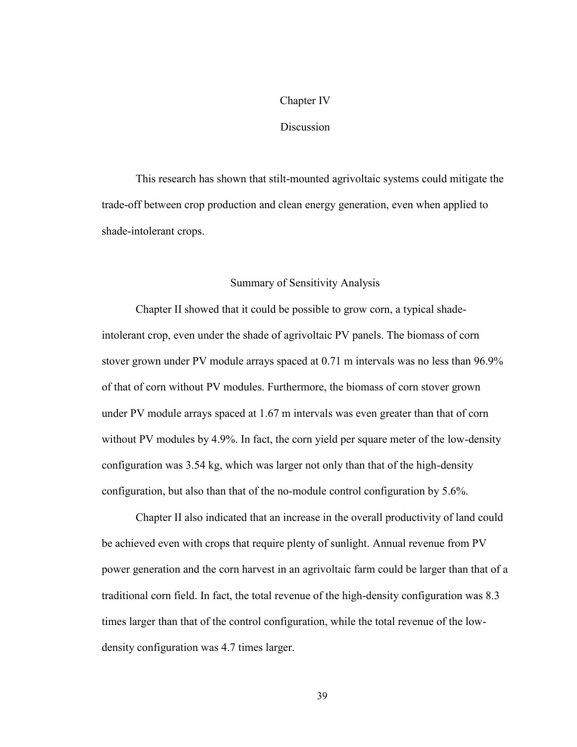# Chapter IV

# Discussion

This research has shown that stilt-mounted agrivoltaic systems could mitigate the trade-off between crop production and clean energy generation, even when applied to shade-intolerant crops.

## Summary of Sensitivity Analysis

Chapter II showed that it could be possible to grow corn, a typical shade-intolerant crop, even under the shade of agrivoltaic PV panels. The biomass of corn stover grown under PV module arrays spaced at 0.71 m intervals was no less than 96.9% of that of corn without PV modules. Furthermore, the biomass of corn stover grown under PV module arrays spaced at 1.67 m intervals was even greater than that of corn without PV modules by 4.9%. In fact, the corn yield per square meter of the low-density configuration was 3.54 kg, which was larger not only than that of the high-density configuration, but also than that of the no-module control configuration by 5.6%.

Chapter II also indicated that an increase in the overall productivity of land could be achieved even with crops that require plenty of sunlight. Annual revenue from PV power generation and the corn harvest in an agrivoltaic farm could be larger than that of a traditional corn field. In fact, the total revenue of the high-density configuration was 8.3 times larger than that of the control configuration, while the total revenue of the low-density configuration was 4.7 times larger.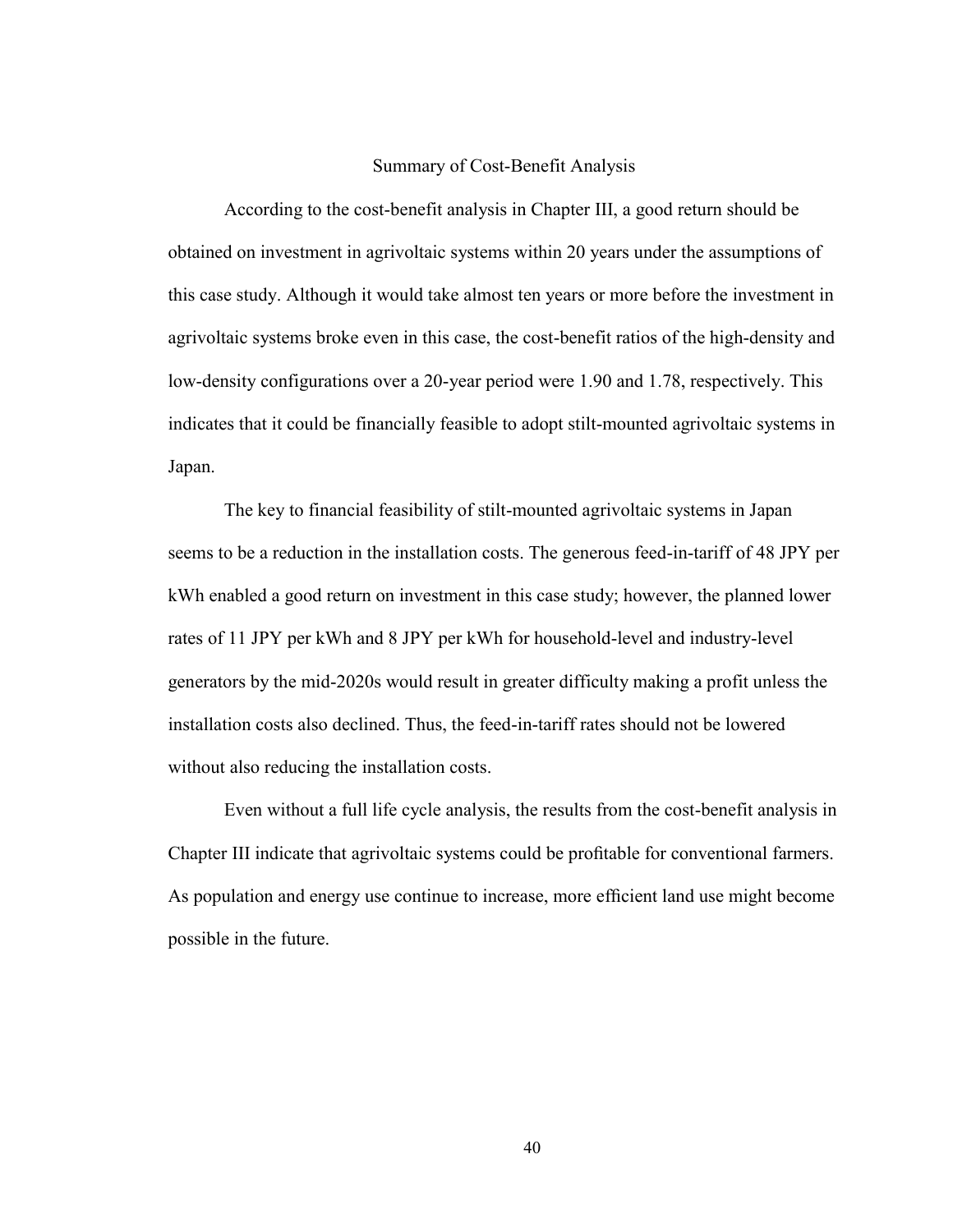## Summary of Cost-Benefit Analysis

According to the cost-benefit analysis in Chapter III, a good return should be obtained on investment in agrivoltaic systems within 20 years under the assumptions of this case study. Although it would take almost ten years or more before the investment in agrivoltaic systems broke even in this case, the cost-benefit ratios of the high-density and low-density configurations over a 20-year period were 1.90 and 1.78, respectively. This indicates that it could be financially feasible to adopt stilt-mounted agrivoltaic systems in Japan.

The key to financial feasibility of stilt-mounted agrivoltaic systems in Japan seems to be a reduction in the installation costs. The generous feed-in-tariff of 48 JPY per kWh enabled a good return on investment in this case study; however, the planned lower rates of 11 JPY per kWh and 8 JPY per kWh for household-level and industry-level generators by the mid-2020s would result in greater difficulty making a profit unless the installation costs also declined. Thus, the feed-in-tariff rates should not be lowered without also reducing the installation costs.

Even without a full life cycle analysis, the results from the cost-benefit analysis in Chapter III indicate that agrivoltaic systems could be profitable for conventional farmers. As population and energy use continue to increase, more efficient land use might become possible in the future.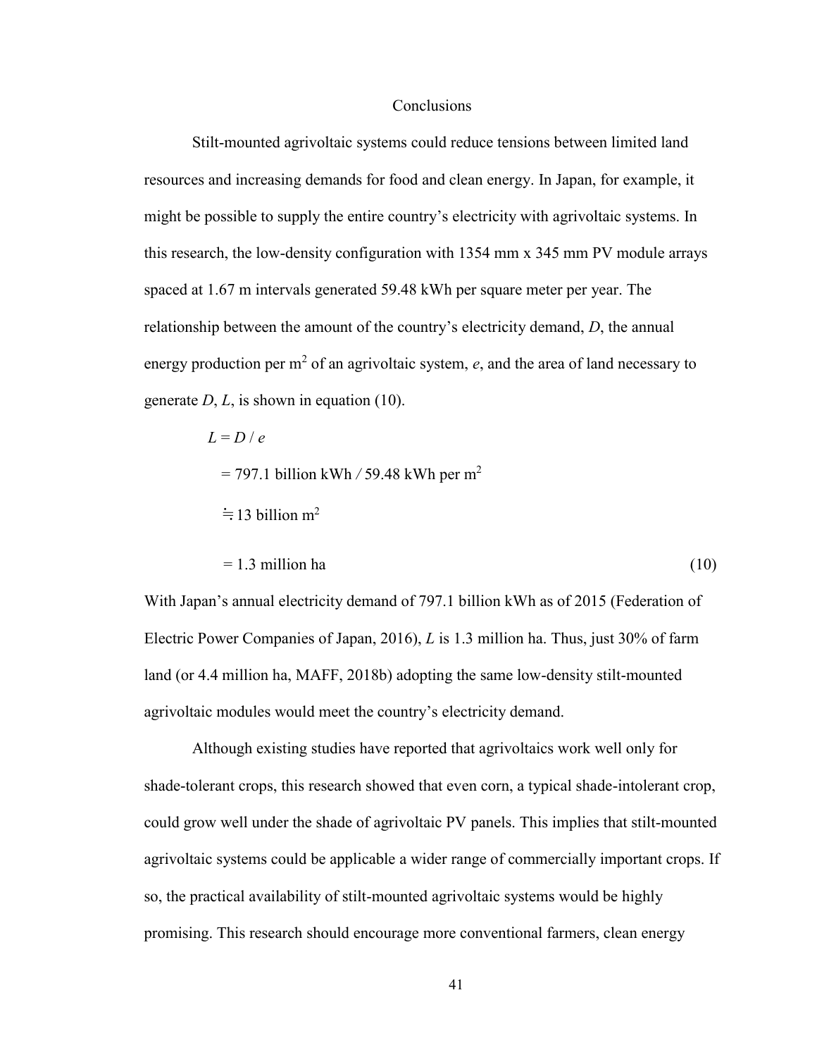## Conclusions

Stilt-mounted agrivoltaic systems could reduce tensions between limited land resources and increasing demands for food and clean energy. In Japan, for example, it might be possible to supply the entire country's electricity with agrivoltaic systems. In this research, the low-density configuration with 1354 mm x 345 mm PV module arrays spaced at 1.67 m intervals generated 59.48 kWh per square meter per year. The relationship between the amount of the country's electricity demand, $D$, the annual energy production per m$^2$ of an agrivoltaic system, $e$, and the area of land necessary to generate $D$, $L$, is shown in equation (10).

$$
\begin{aligned}
L &= D / e \\
&= 797.1 \text{ billion kWh} / 59.48 \text{ kWh per m}^2 \\
&\fallingdotseq 13 \text{ billion m}^2 \\
&= 1.3 \text{ million ha} \qquad (10)
\end{aligned}
$$

With Japan's annual electricity demand of 797.1 billion kWh as of 2015 (Federation of Electric Power Companies of Japan, 2016), $L$ is 1.3 million ha. Thus, just 30% of farm land (or 4.4 million ha, MAFF, 2018b) adopting the same low-density stilt-mounted agrivoltaic modules would meet the country's electricity demand.

Although existing studies have reported that agrivoltaics work well only for shade-tolerant crops, this research showed that even corn, a typical shade-intolerant crop, could grow well under the shade of agrivoltaic PV panels. This implies that stilt-mounted agrivoltaic systems could be applicable a wider range of commercially important crops. If so, the practical availability of stilt-mounted agrivoltaic systems would be highly promising. This research should encourage more conventional farmers, clean energy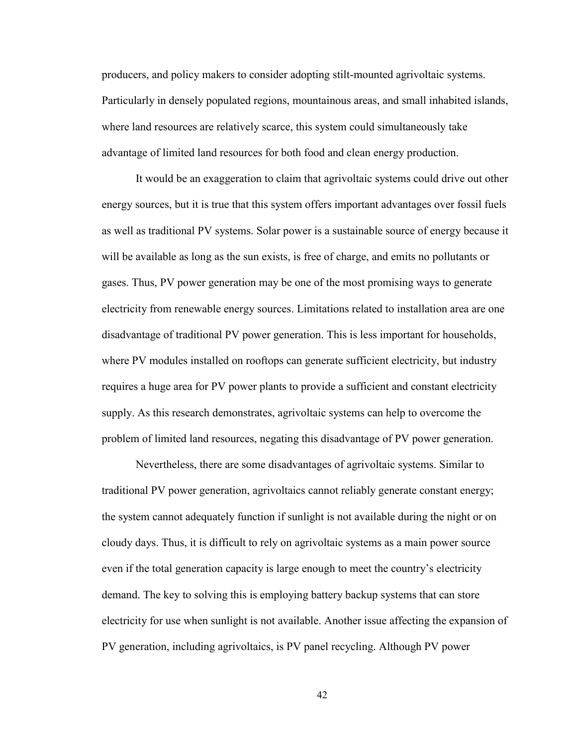producers, and policy makers to consider adopting stilt-mounted agrivoltaic systems. Particularly in densely populated regions, mountainous areas, and small inhabited islands, where land resources are relatively scarce, this system could simultaneously take advantage of limited land resources for both food and clean energy production.

It would be an exaggeration to claim that agrivoltaic systems could drive out other energy sources, but it is true that this system offers important advantages over fossil fuels as well as traditional PV systems. Solar power is a sustainable source of energy because it will be available as long as the sun exists, is free of charge, and emits no pollutants or gases. Thus, PV power generation may be one of the most promising ways to generate electricity from renewable energy sources. Limitations related to installation area are one disadvantage of traditional PV power generation. This is less important for households, where PV modules installed on rooftops can generate sufficient electricity, but industry requires a huge area for PV power plants to provide a sufficient and constant electricity supply. As this research demonstrates, agrivoltaic systems can help to overcome the problem of limited land resources, negating this disadvantage of PV power generation.

Nevertheless, there are some disadvantages of agrivoltaic systems. Similar to traditional PV power generation, agrivoltaics cannot reliably generate constant energy; the system cannot adequately function if sunlight is not available during the night or on cloudy days. Thus, it is difficult to rely on agrivoltaic systems as a main power source even if the total generation capacity is large enough to meet the country's electricity demand. The key to solving this is employing battery backup systems that can store electricity for use when sunlight is not available. Another issue affecting the expansion of PV generation, including agrivoltaics, is PV panel recycling. Although PV power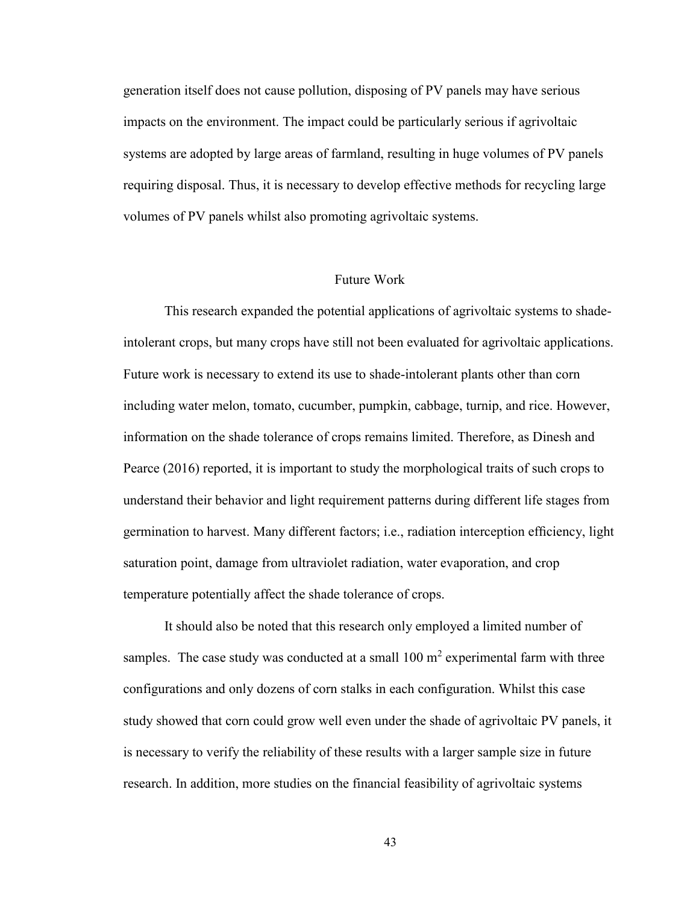generation itself does not cause pollution, disposing of PV panels may have serious impacts on the environment. The impact could be particularly serious if agrivoltaic systems are adopted by large areas of farmland, resulting in huge volumes of PV panels requiring disposal. Thus, it is necessary to develop effective methods for recycling large volumes of PV panels whilst also promoting agrivoltaic systems.

## Future Work

This research expanded the potential applications of agrivoltaic systems to shade-intolerant crops, but many crops have still not been evaluated for agrivoltaic applications. Future work is necessary to extend its use to shade-intolerant plants other than corn including water melon, tomato, cucumber, pumpkin, cabbage, turnip, and rice. However, information on the shade tolerance of crops remains limited. Therefore, as Dinesh and Pearce (2016) reported, it is important to study the morphological traits of such crops to understand their behavior and light requirement patterns during different life stages from germination to harvest. Many different factors; i.e., radiation interception efficiency, light saturation point, damage from ultraviolet radiation, water evaporation, and crop temperature potentially affect the shade tolerance of crops.

It should also be noted that this research only employed a limited number of samples. The case study was conducted at a small 100 $m^2$ experimental farm with three configurations and only dozens of corn stalks in each configuration. Whilst this case study showed that corn could grow well even under the shade of agrivoltaic PV panels, it is necessary to verify the reliability of these results with a larger sample size in future research. In addition, more studies on the financial feasibility of agrivoltaic systems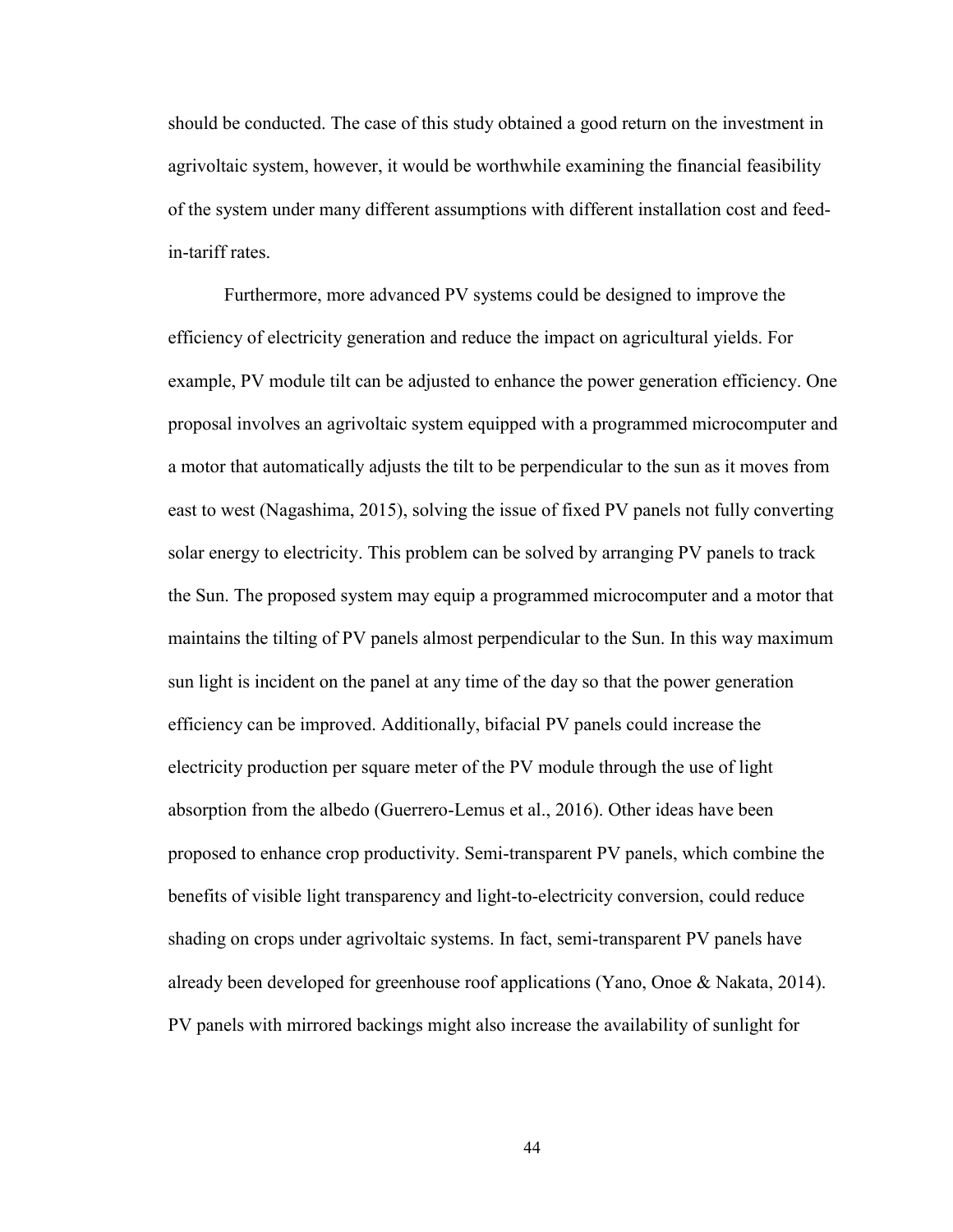should be conducted. The case of this study obtained a good return on the investment in agrivoltaic system, however, it would be worthwhile examining the financial feasibility of the system under many different assumptions with different installation cost and feed-in-tariff rates.

Furthermore, more advanced PV systems could be designed to improve the efficiency of electricity generation and reduce the impact on agricultural yields. For example, PV module tilt can be adjusted to enhance the power generation efficiency. One proposal involves an agrivoltaic system equipped with a programmed microcomputer and a motor that automatically adjusts the tilt to be perpendicular to the sun as it moves from east to west (Nagashima, 2015), solving the issue of fixed PV panels not fully converting solar energy to electricity. This problem can be solved by arranging PV panels to track the Sun. The proposed system may equip a programmed microcomputer and a motor that maintains the tilting of PV panels almost perpendicular to the Sun. In this way maximum sun light is incident on the panel at any time of the day so that the power generation efficiency can be improved. Additionally, bifacial PV panels could increase the electricity production per square meter of the PV module through the use of light absorption from the albedo (Guerrero-Lemus et al., 2016). Other ideas have been proposed to enhance crop productivity. Semi-transparent PV panels, which combine the benefits of visible light transparency and light-to-electricity conversion, could reduce shading on crops under agrivoltaic systems. In fact, semi-transparent PV panels have already been developed for greenhouse roof applications (Yano, Onoe & Nakata, 2014). PV panels with mirrored backings might also increase the availability of sunlight for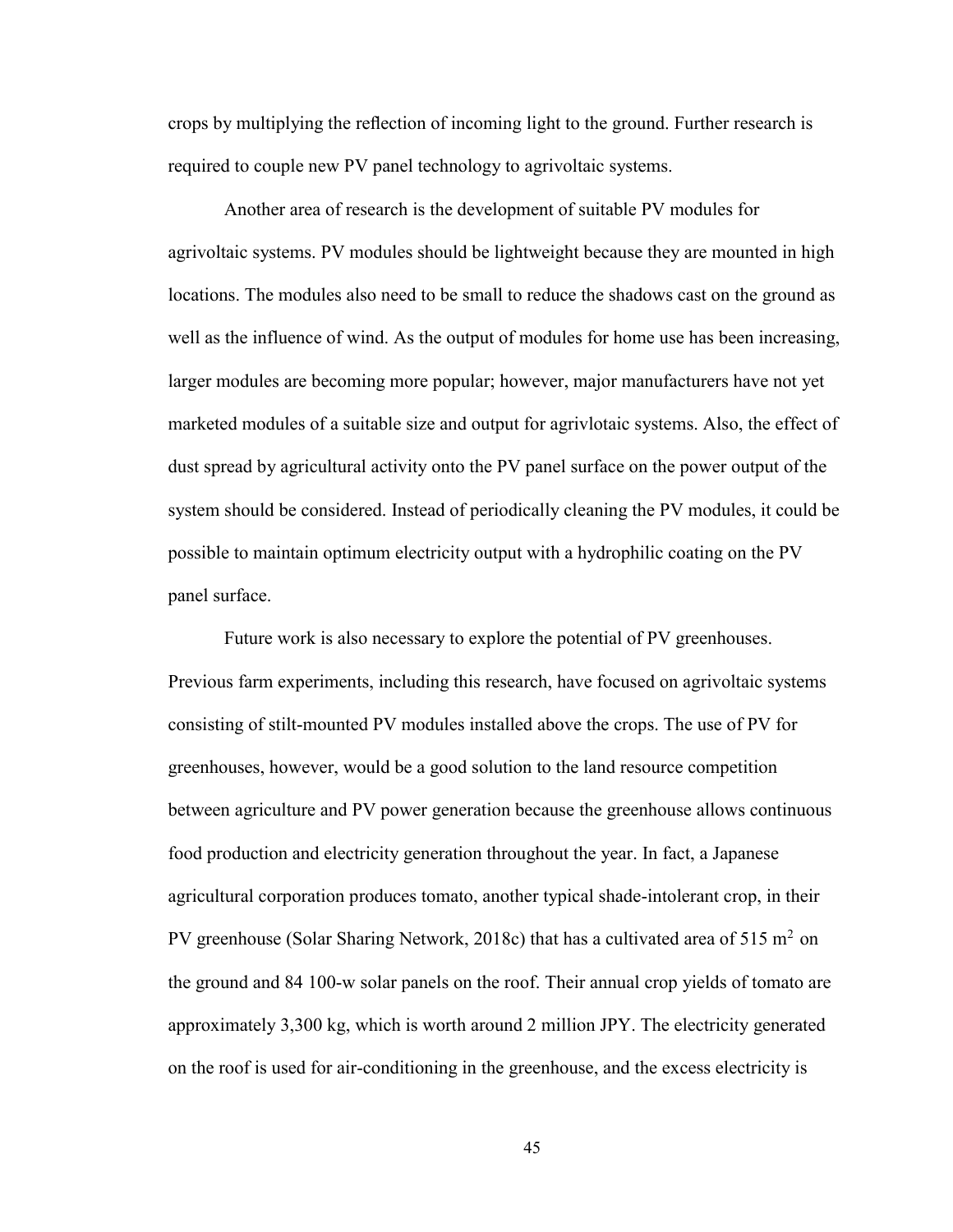crops by multiplying the reflection of incoming light to the ground. Further research is required to couple new PV panel technology to agrivoltaic systems.

Another area of research is the development of suitable PV modules for agrivoltaic systems. PV modules should be lightweight because they are mounted in high locations. The modules also need to be small to reduce the shadows cast on the ground as well as the influence of wind. As the output of modules for home use has been increasing, larger modules are becoming more popular; however, major manufacturers have not yet marketed modules of a suitable size and output for agrivlotaic systems. Also, the effect of dust spread by agricultural activity onto the PV panel surface on the power output of the system should be considered. Instead of periodically cleaning the PV modules, it could be possible to maintain optimum electricity output with a hydrophilic coating on the PV panel surface.

Future work is also necessary to explore the potential of PV greenhouses. Previous farm experiments, including this research, have focused on agrivoltaic systems consisting of stilt-mounted PV modules installed above the crops. The use of PV for greenhouses, however, would be a good solution to the land resource competition between agriculture and PV power generation because the greenhouse allows continuous food production and electricity generation throughout the year. In fact, a Japanese agricultural corporation produces tomato, another typical shade-intolerant crop, in their PV greenhouse (Solar Sharing Network, 2018c) that has a cultivated area of 515 $m^2$ on the ground and 84 100-w solar panels on the roof. Their annual crop yields of tomato are approximately 3,300 kg, which is worth around 2 million JPY. The electricity generated on the roof is used for air-conditioning in the greenhouse, and the excess electricity is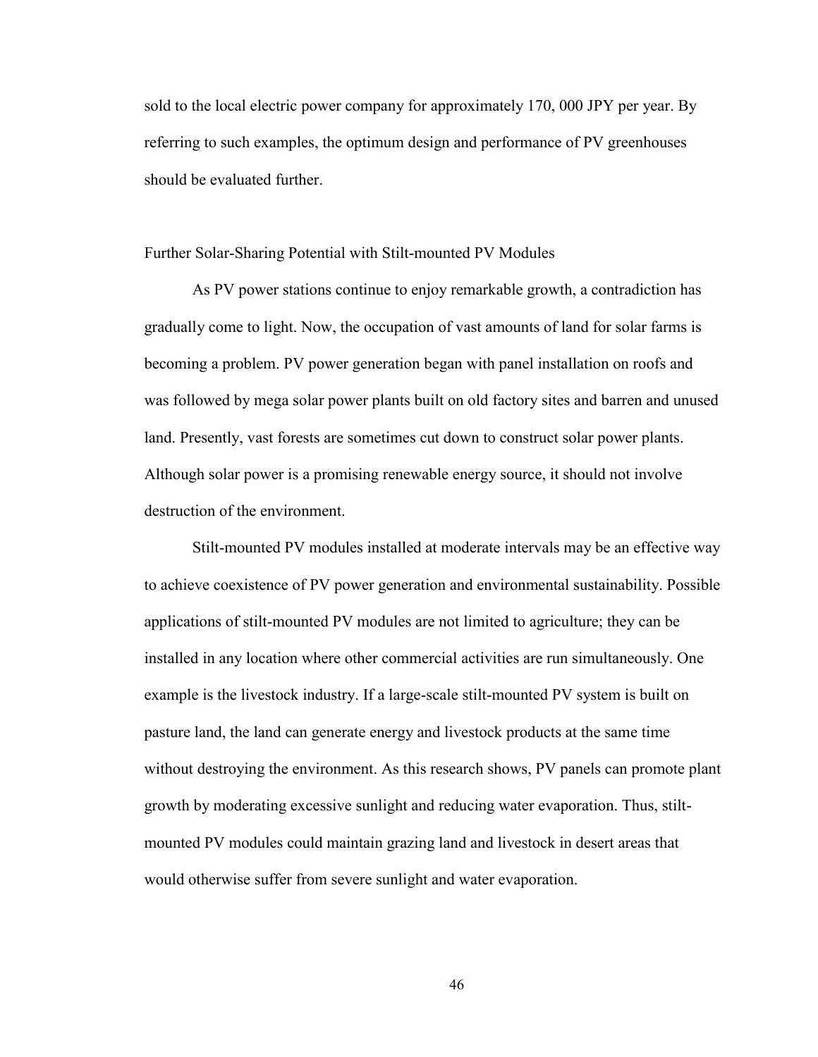sold to the local electric power company for approximately 170, 000 JPY per year. By referring to such examples, the optimum design and performance of PV greenhouses should be evaluated further.

## Further Solar-Sharing Potential with Stilt-mounted PV Modules

As PV power stations continue to enjoy remarkable growth, a contradiction has gradually come to light. Now, the occupation of vast amounts of land for solar farms is becoming a problem. PV power generation began with panel installation on roofs and was followed by mega solar power plants built on old factory sites and barren and unused land. Presently, vast forests are sometimes cut down to construct solar power plants. Although solar power is a promising renewable energy source, it should not involve destruction of the environment.

Stilt-mounted PV modules installed at moderate intervals may be an effective way to achieve coexistence of PV power generation and environmental sustainability. Possible applications of stilt-mounted PV modules are not limited to agriculture; they can be installed in any location where other commercial activities are run simultaneously. One example is the livestock industry. If a large-scale stilt-mounted PV system is built on pasture land, the land can generate energy and livestock products at the same time without destroying the environment. As this research shows, PV panels can promote plant growth by moderating excessive sunlight and reducing water evaporation. Thus, stilt-mounted PV modules could maintain grazing land and livestock in desert areas that would otherwise suffer from severe sunlight and water evaporation.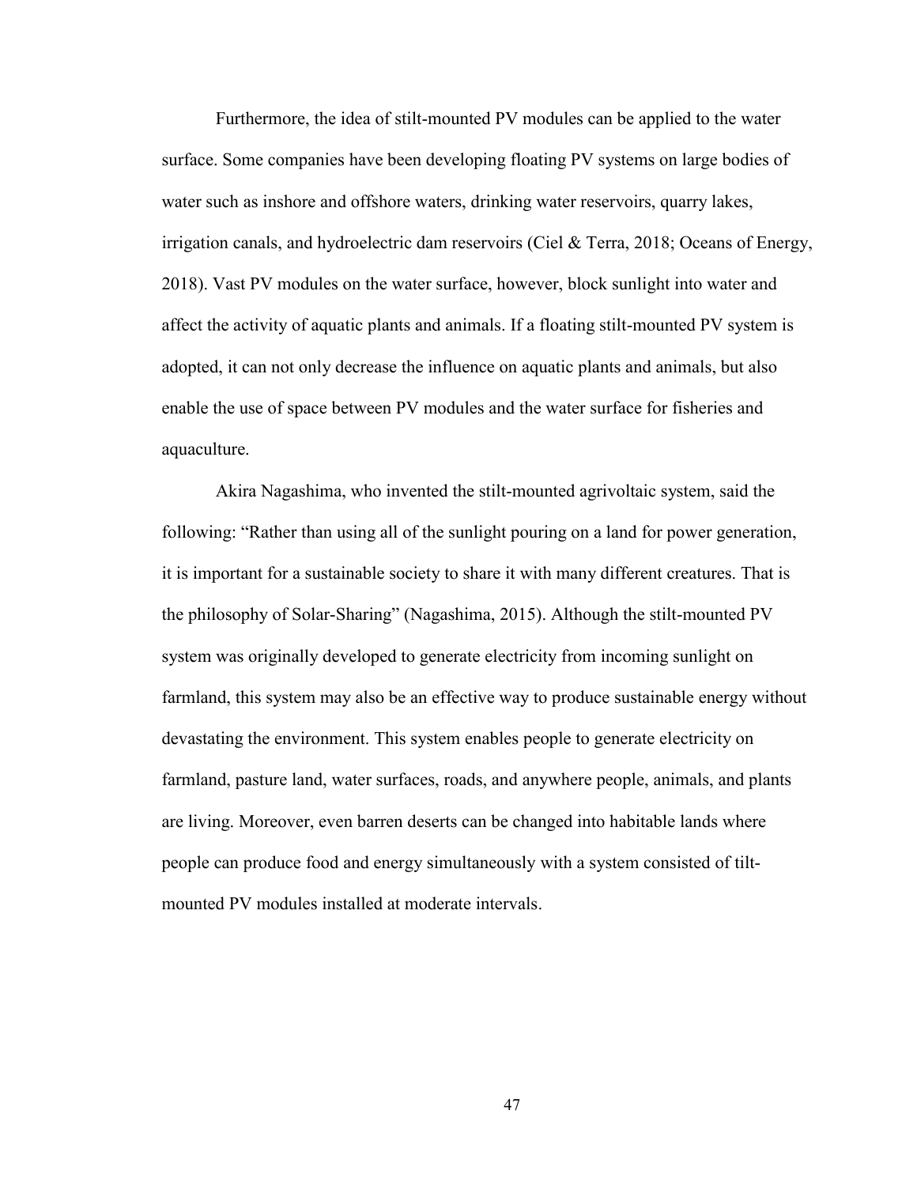Furthermore, the idea of stilt-mounted PV modules can be applied to the water surface. Some companies have been developing floating PV systems on large bodies of water such as inshore and offshore waters, drinking water reservoirs, quarry lakes, irrigation canals, and hydroelectric dam reservoirs (Ciel & Terra, 2018; Oceans of Energy, 2018). Vast PV modules on the water surface, however, block sunlight into water and affect the activity of aquatic plants and animals. If a floating stilt-mounted PV system is adopted, it can not only decrease the influence on aquatic plants and animals, but also enable the use of space between PV modules and the water surface for fisheries and aquaculture.

Akira Nagashima, who invented the stilt-mounted agrivoltaic system, said the following: "Rather than using all of the sunlight pouring on a land for power generation, it is important for a sustainable society to share it with many different creatures. That is the philosophy of Solar-Sharing" (Nagashima, 2015). Although the stilt-mounted PV system was originally developed to generate electricity from incoming sunlight on farmland, this system may also be an effective way to produce sustainable energy without devastating the environment. This system enables people to generate electricity on farmland, pasture land, water surfaces, roads, and anywhere people, animals, and plants are living. Moreover, even barren deserts can be changed into habitable lands where people can produce food and energy simultaneously with a system consisted of tilt-mounted PV modules installed at moderate intervals.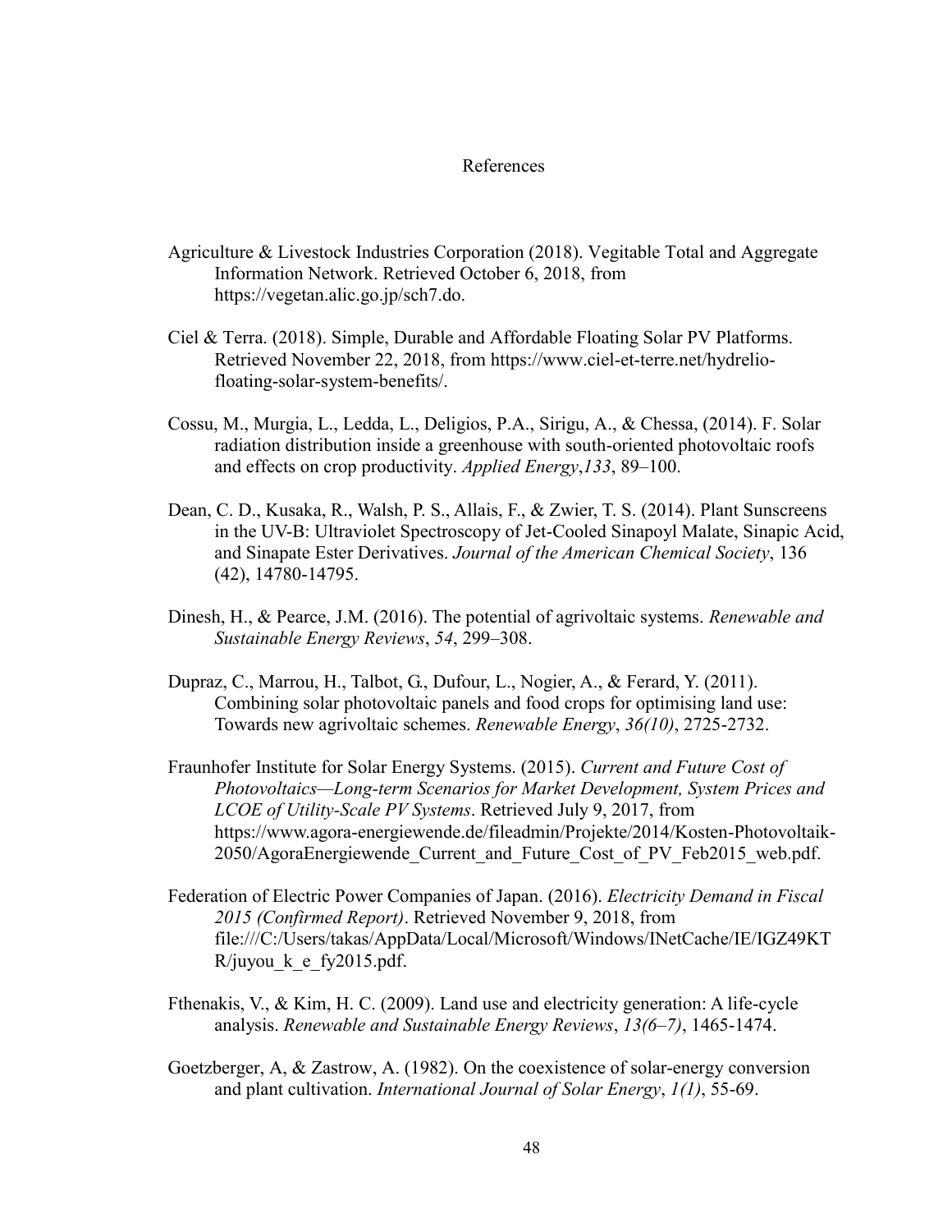# References

Agriculture & Livestock Industries Corporation (2018). Vegitable Total and Aggregate Information Network. Retrieved October 6, 2018, from https://vegetan.alic.go.jp/sch7.do.

Ciel & Terra. (2018). Simple, Durable and Affordable Floating Solar PV Platforms. Retrieved November 22, 2018, from https://www.ciel-et-terre.net/hydrelio-floating-solar-system-benefits/.

Cossu, M., Murgia, L., Ledda, L., Deligios, P.A., Sirigu, A., & Chessa, (2014). F. Solar radiation distribution inside a greenhouse with south-oriented photovoltaic roofs and effects on crop productivity. *Applied Energy*,*133*, 89–100.

Dean, C. D., Kusaka, R., Walsh, P. S., Allais, F., & Zwier, T. S. (2014). Plant Sunscreens in the UV-B: Ultraviolet Spectroscopy of Jet-Cooled Sinapoyl Malate, Sinapic Acid, and Sinapate Ester Derivatives. *Journal of the American Chemical Society*, 136 (42), 14780-14795.

Dinesh, H., & Pearce, J.M. (2016). The potential of agrivoltaic systems. *Renewable and Sustainable Energy Reviews*, *54*, 299–308.

Dupraz, C., Marrou, H., Talbot, G., Dufour, L., Nogier, A., & Ferard, Y. (2011). Combining solar photovoltaic panels and food crops for optimising land use: Towards new agrivoltaic schemes. *Renewable Energy*, *36(10)*, 2725-2732.

Fraunhofer Institute for Solar Energy Systems. (2015). *Current and Future Cost of Photovoltaics—Long-term Scenarios for Market Development, System Prices and LCOE of Utility-Scale PV Systems*. Retrieved July 9, 2017, from https://www.agora-energiewende.de/fileadmin/Projekte/2014/Kosten-Photovoltaik-2050/AgoraEnergiewende_Current_and_Future_Cost_of_PV_Feb2015_web.pdf.

Federation of Electric Power Companies of Japan. (2016). *Electricity Demand in Fiscal 2015 (Confirmed Report)*. Retrieved November 9, 2018, from file:///C:/Users/takas/AppData/Local/Microsoft/Windows/INetCache/IE/IGZ49KTR/juyou_k_e_fy2015.pdf.

Fthenakis, V., & Kim, H. C. (2009). Land use and electricity generation: A life-cycle analysis. *Renewable and Sustainable Energy Reviews*, *13(6–7)*, 1465-1474.

Goetzberger, A, & Zastrow, A. (1982). On the coexistence of solar-energy conversion and plant cultivation. *International Journal of Solar Energy*, *1(1)*, 55-69.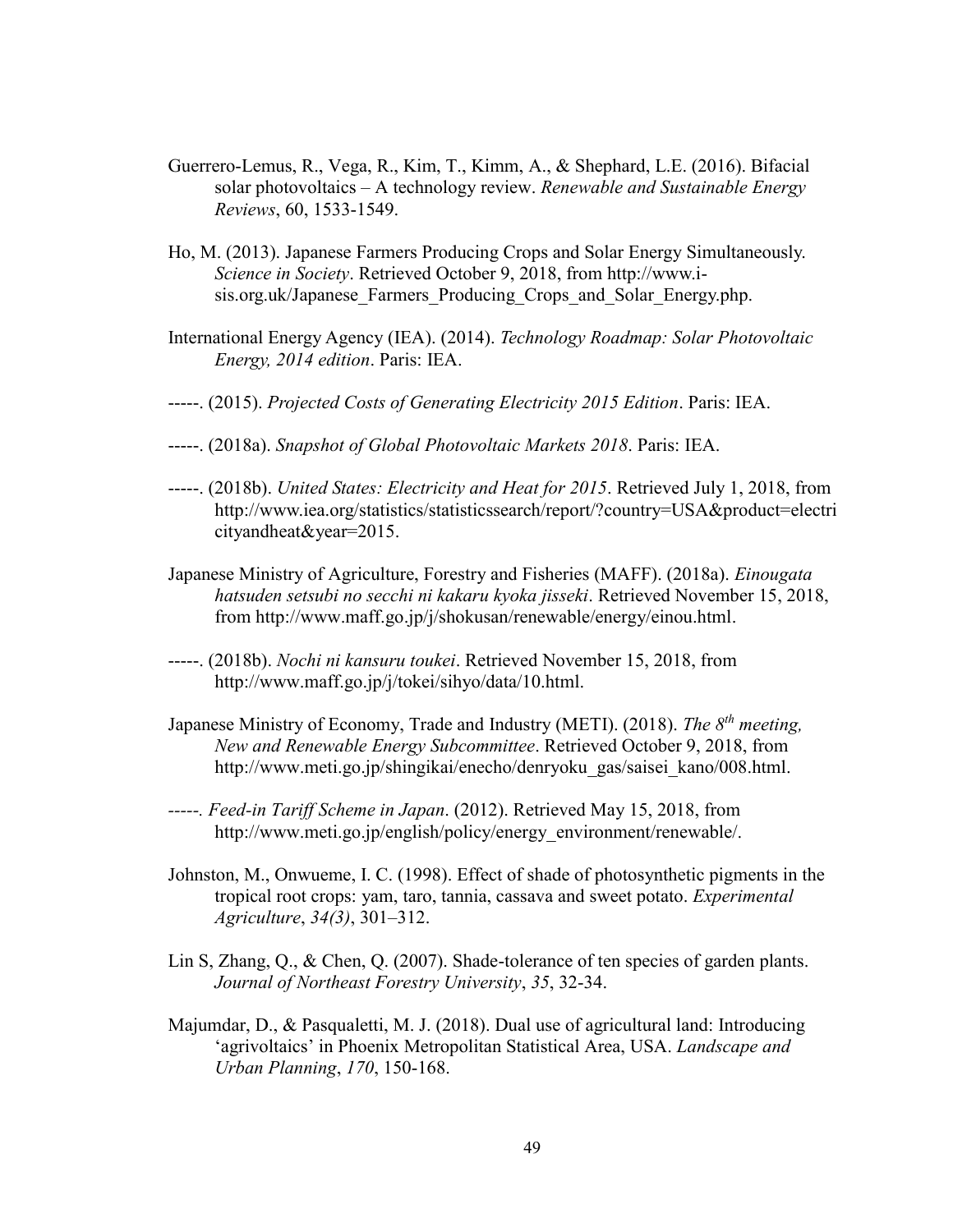Guerrero-Lemus, R., Vega, R., Kim, T., Kimm, A., & Shephard, L.E. (2016). Bifacial solar photovoltaics – A technology review. *Renewable and Sustainable Energy Reviews*, 60, 1533-1549.

Ho, M. (2013). Japanese Farmers Producing Crops and Solar Energy Simultaneously. *Science in Society*. Retrieved October 9, 2018, from http://www.i-sis.org.uk/Japanese_Farmers_Producing_Crops_and_Solar_Energy.php.

International Energy Agency (IEA). (2014). *Technology Roadmap: Solar Photovoltaic Energy, 2014 edition*. Paris: IEA.

-----. (2015). *Projected Costs of Generating Electricity 2015 Edition*. Paris: IEA.

-----. (2018a). *Snapshot of Global Photovoltaic Markets 2018*. Paris: IEA.

-----. (2018b). *United States: Electricity and Heat for 2015*. Retrieved July 1, 2018, from http://www.iea.org/statistics/statisticssearch/report/?country=USA&product=electricityandheat&year=2015.

Japanese Ministry of Agriculture, Forestry and Fisheries (MAFF). (2018a). *Einougata hatsuden setsubi no secchi ni kakaru kyoka jisseki*. Retrieved November 15, 2018, from http://www.maff.go.jp/j/shokusan/renewable/energy/einou.html.

-----. (2018b). *Nochi ni kansuru toukei*. Retrieved November 15, 2018, from http://www.maff.go.jp/j/tokei/sihyo/data/10.html.

Japanese Ministry of Economy, Trade and Industry (METI). (2018). *The 8th meeting, New and Renewable Energy Subcommittee*. Retrieved October 9, 2018, from http://www.meti.go.jp/shingikai/enecho/denryoku_gas/saisei_kano/008.html.

-----. *Feed-in Tariff Scheme in Japan*. (2012). Retrieved May 15, 2018, from http://www.meti.go.jp/english/policy/energy_environment/renewable/.

Johnston, M., Onwueme, I. C. (1998). Effect of shade of photosynthetic pigments in the tropical root crops: yam, taro, tannia, cassava and sweet potato. *Experimental Agriculture*, *34(3)*, 301–312.

Lin S, Zhang, Q., & Chen, Q. (2007). Shade-tolerance of ten species of garden plants. *Journal of Northeast Forestry University*, *35*, 32-34.

Majumdar, D., & Pasqualetti, M. J. (2018). Dual use of agricultural land: Introducing 'agrivoltaics' in Phoenix Metropolitan Statistical Area, USA. *Landscape and Urban Planning*, *170*, 150-168.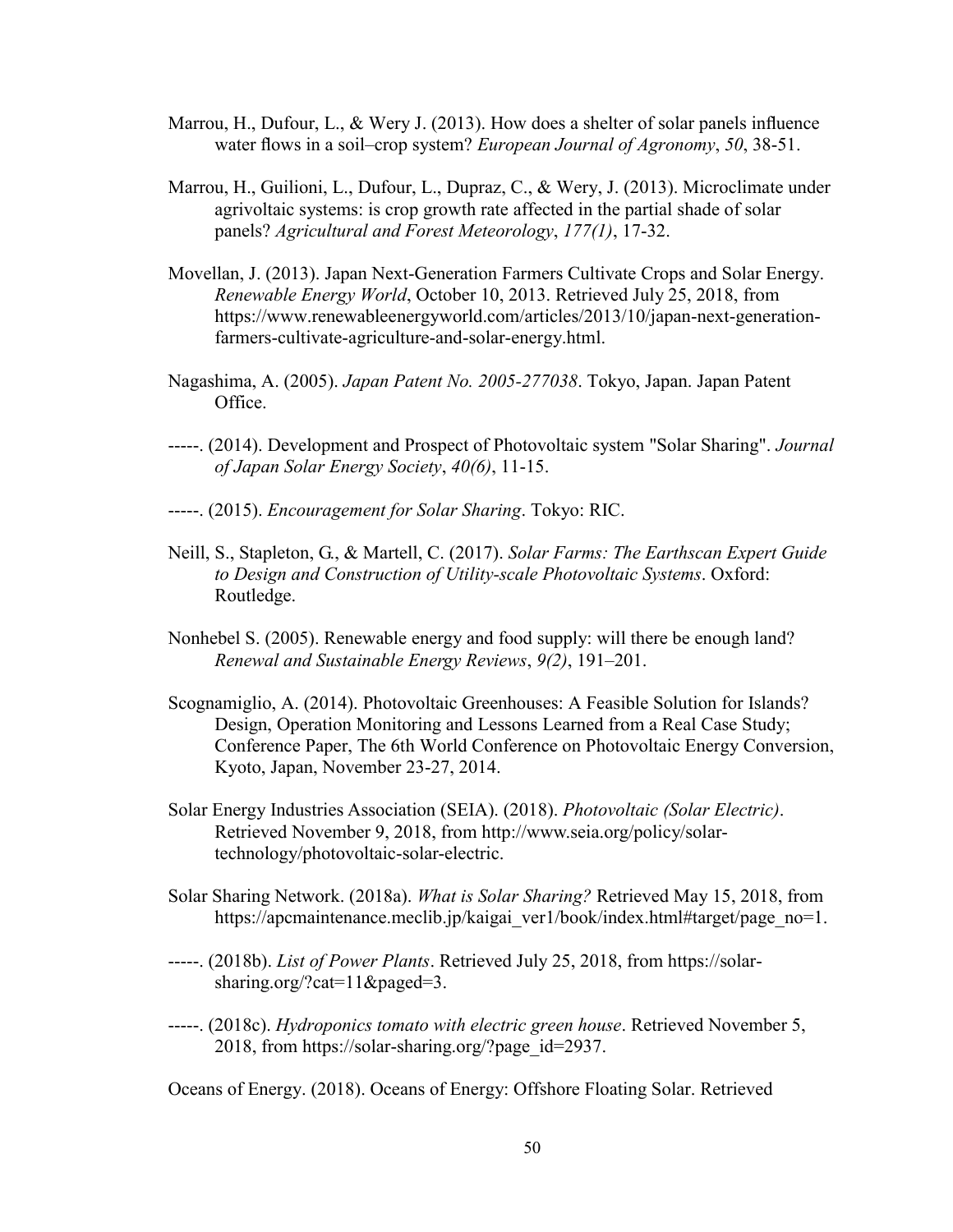Marrou, H., Dufour, L., & Wery J. (2013). How does a shelter of solar panels influence water flows in a soil–crop system? *European Journal of Agronomy*, *50*, 38-51.

Marrou, H., Guilioni, L., Dufour, L., Dupraz, C., & Wery, J. (2013). Microclimate under agrivoltaic systems: is crop growth rate affected in the partial shade of solar panels? *Agricultural and Forest Meteorology*, *177(1)*, 17-32.

Movellan, J. (2013). Japan Next-Generation Farmers Cultivate Crops and Solar Energy. *Renewable Energy World*, October 10, 2013. Retrieved July 25, 2018, from https://www.renewableenergyworld.com/articles/2013/10/japan-next-generation-farmers-cultivate-agriculture-and-solar-energy.html.

Nagashima, A. (2005). *Japan Patent No. 2005-277038*. Tokyo, Japan. Japan Patent Office.

-----. (2014). Development and Prospect of Photovoltaic system "Solar Sharing". *Journal of Japan Solar Energy Society*, *40(6)*, 11-15.

-----. (2015). *Encouragement for Solar Sharing*. Tokyo: RIC.

Neill, S., Stapleton, G., & Martell, C. (2017). *Solar Farms: The Earthscan Expert Guide to Design and Construction of Utility-scale Photovoltaic Systems*. Oxford: Routledge.

Nonhebel S. (2005). Renewable energy and food supply: will there be enough land? *Renewal and Sustainable Energy Reviews*, *9(2)*, 191–201.

Scognamiglio, A. (2014). Photovoltaic Greenhouses: A Feasible Solution for Islands? Design, Operation Monitoring and Lessons Learned from a Real Case Study; Conference Paper, The 6th World Conference on Photovoltaic Energy Conversion, Kyoto, Japan, November 23-27, 2014.

Solar Energy Industries Association (SEIA). (2018). *Photovoltaic (Solar Electric)*. Retrieved November 9, 2018, from http://www.seia.org/policy/solar-technology/photovoltaic-solar-electric.

Solar Sharing Network. (2018a). *What is Solar Sharing?* Retrieved May 15, 2018, from https://apcmaintenance.meclib.jp/kaigai_ver1/book/index.html#target/page_no=1.

-----. (2018b). *List of Power Plants*. Retrieved July 25, 2018, from https://solar-sharing.org/?cat=11&paged=3.

-----. (2018c). *Hydroponics tomato with electric green house*. Retrieved November 5, 2018, from https://solar-sharing.org/?page_id=2937.

Oceans of Energy. (2018). Oceans of Energy: Offshore Floating Solar. Retrieved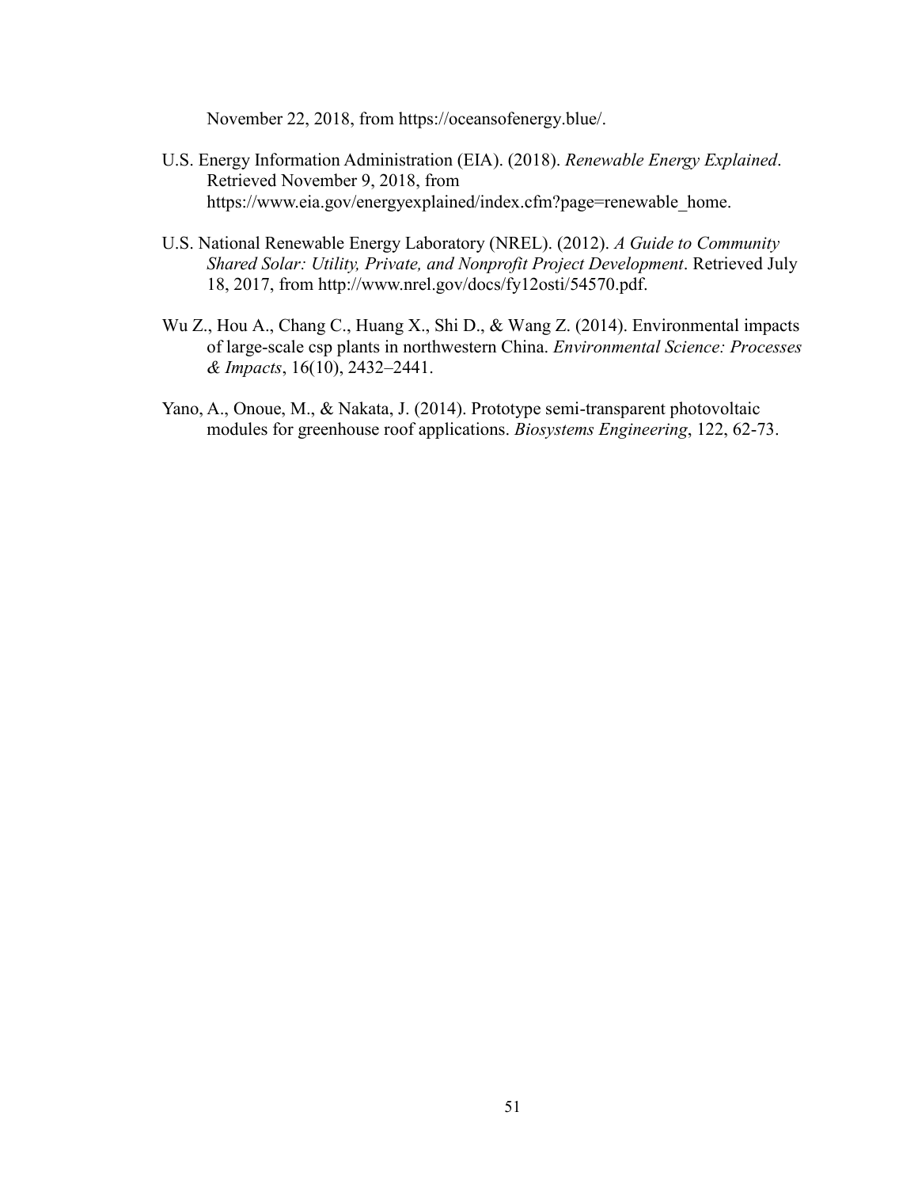November 22, 2018, from https://oceansofenergy.blue/.

U.S. Energy Information Administration (EIA). (2018). *Renewable Energy Explained*. Retrieved November 9, 2018, from https://www.eia.gov/energyexplained/index.cfm?page=renewable_home.

U.S. National Renewable Energy Laboratory (NREL). (2012). *A Guide to Community Shared Solar: Utility, Private, and Nonprofit Project Development*. Retrieved July 18, 2017, from http://www.nrel.gov/docs/fy12osti/54570.pdf.

Wu Z., Hou A., Chang C., Huang X., Shi D., & Wang Z. (2014). Environmental impacts of large-scale csp plants in northwestern China. *Environmental Science: Processes & Impacts*, 16(10), 2432–2441.

Yano, A., Onoue, M., & Nakata, J. (2014). Prototype semi-transparent photovoltaic modules for greenhouse roof applications. *Biosystems Engineering*, 122, 62-73.